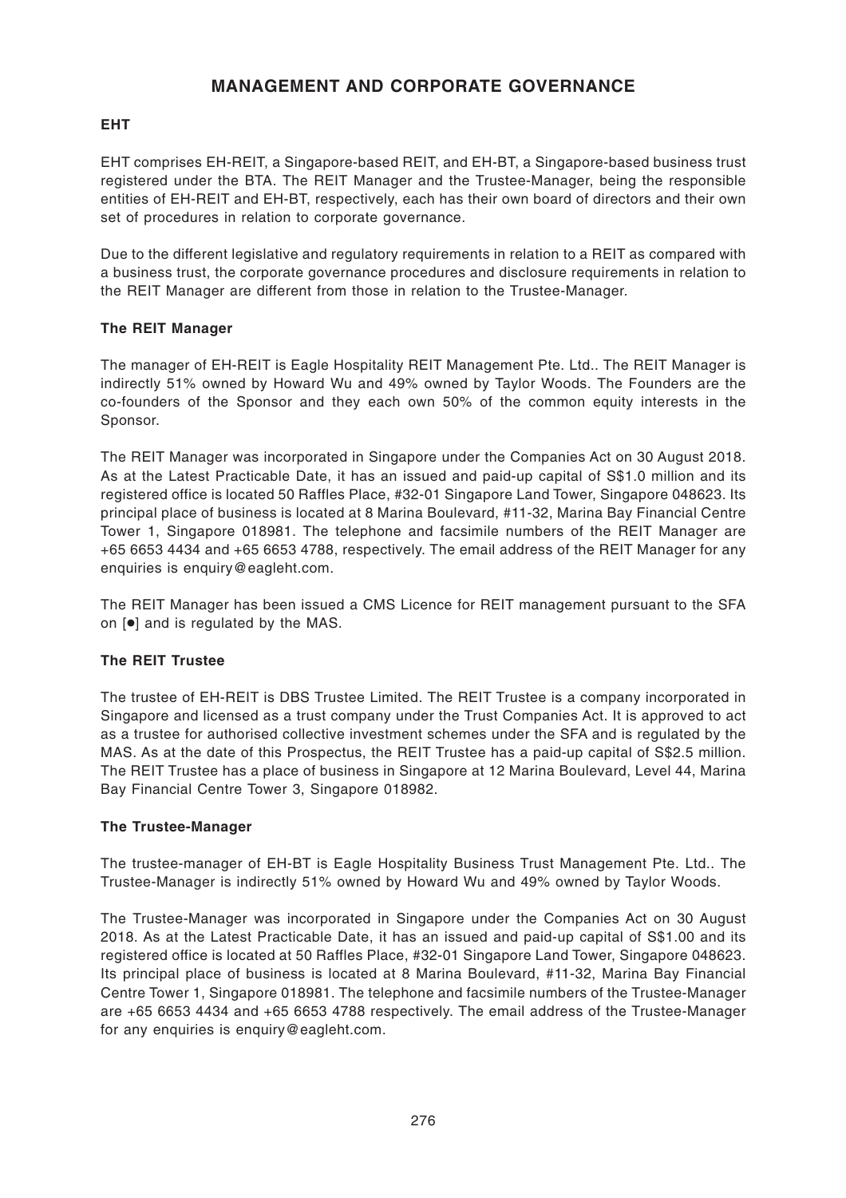# MANAGEMENT AND CORPORATE GOVERNANCE

## EHT

EHT comprises EH-REIT, a Singapore-based REIT, and EH-BT, a Singapore-based business trust registered under the BTA. The REIT Manager and the Trustee-Manager, being the responsible entities of EH-REIT and EH-BT, respectively, each has their own board of directors and their own set of procedures in relation to corporate governance.

Due to the different legislative and regulatory requirements in relation to a REIT as compared with a business trust, the corporate governance procedures and disclosure requirements in relation to the REIT Manager are different from those in relation to the Trustee-Manager.

## The REIT Manager

The manager of EH-REIT is Eagle Hospitality REIT Management Pte. Ltd.. The REIT Manager is indirectly 51% owned by Howard Wu and 49% owned by Taylor Woods. The Founders are the co-founders of the Sponsor and they each own 50% of the common equity interests in the Sponsor.

The REIT Manager was incorporated in Singapore under the Companies Act on 30 August 2018. As at the Latest Practicable Date, it has an issued and paid-up capital of S$1.0 million and its registered office is located 50 Raffles Place, #32-01 Singapore Land Tower, Singapore 048623. Its principal place of business is located at 8 Marina Boulevard, #11-32, Marina Bay Financial Centre Tower 1, Singapore 018981. The telephone and facsimile numbers of the REIT Manager are +65 6653 4434 and +65 6653 4788, respectively. The email address of the REIT Manager for any enquiries is enquiry@eagleht.com.

The REIT Manager has been issued a CMS Licence for REIT management pursuant to the SFA on [●] and is regulated by the MAS.

## The REIT Trustee

The trustee of EH-REIT is DBS Trustee Limited. The REIT Trustee is a company incorporated in Singapore and licensed as a trust company under the Trust Companies Act. It is approved to act as a trustee for authorised collective investment schemes under the SFA and is regulated by the MAS. As at the date of this Prospectus, the REIT Trustee has a paid-up capital of S$2.5 million. The REIT Trustee has a place of business in Singapore at 12 Marina Boulevard, Level 44, Marina Bay Financial Centre Tower 3, Singapore 018982.

## The Trustee-Manager

The trustee-manager of EH-BT is Eagle Hospitality Business Trust Management Pte. Ltd.. The Trustee-Manager is indirectly 51% owned by Howard Wu and 49% owned by Taylor Woods.

The Trustee-Manager was incorporated in Singapore under the Companies Act on 30 August 2018. As at the Latest Practicable Date, it has an issued and paid-up capital of S$1.00 and its registered office is located at 50 Raffles Place, #32-01 Singapore Land Tower, Singapore 048623. Its principal place of business is located at 8 Marina Boulevard, #11-32, Marina Bay Financial Centre Tower 1, Singapore 018981. The telephone and facsimile numbers of the Trustee-Manager are +65 6653 4434 and +65 6653 4788 respectively. The email address of the Trustee-Manager for any enquiries is enquiry@eagleht.com.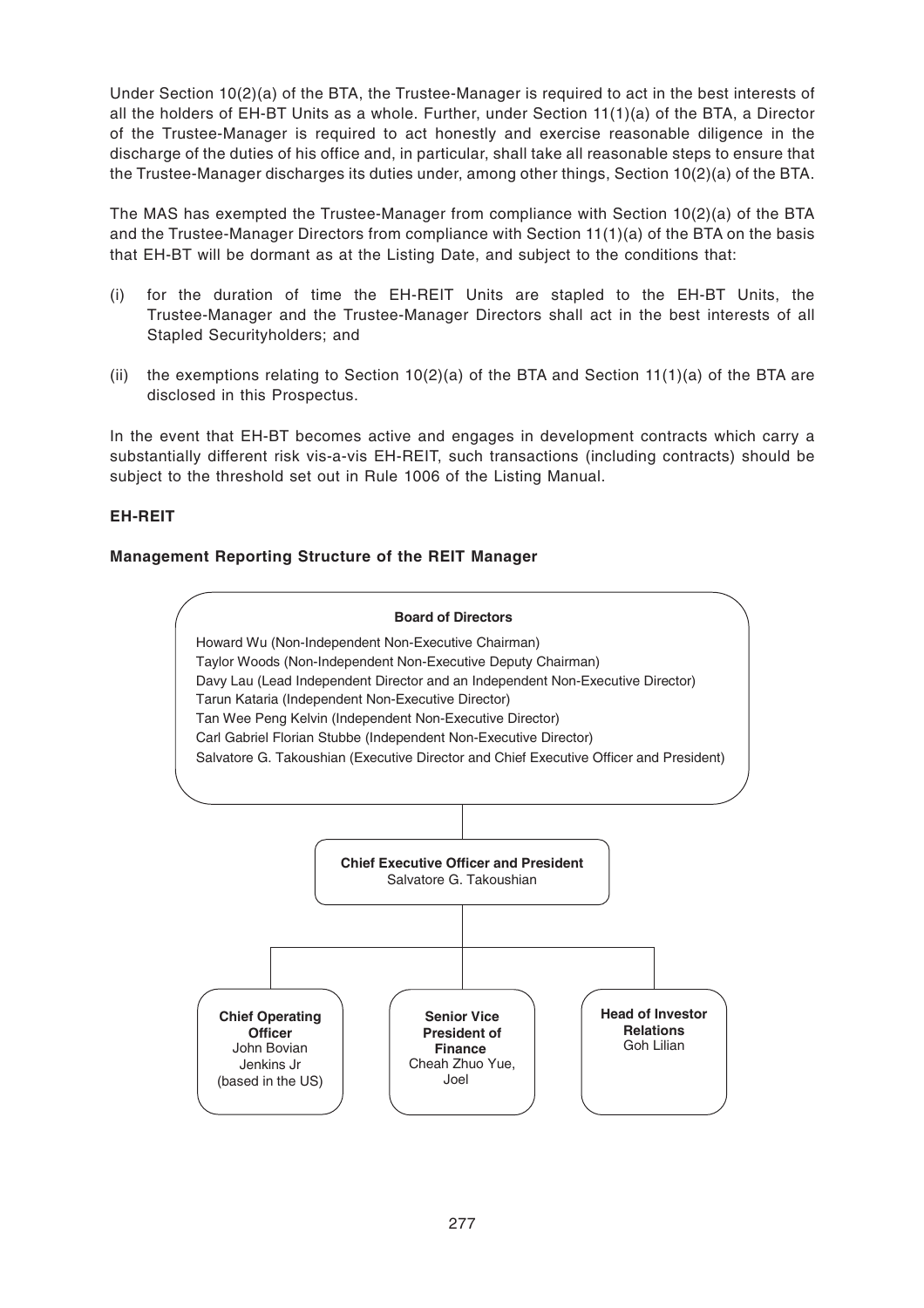Under Section 10(2)(a) of the BTA, the Trustee-Manager is required to act in the best interests of all the holders of EH-BT Units as a whole. Further, under Section 11(1)(a) of the BTA, a Director of the Trustee-Manager is required to act honestly and exercise reasonable diligence in the discharge of the duties of his office and, in particular, shall take all reasonable steps to ensure that the Trustee-Manager discharges its duties under, among other things, Section 10(2)(a) of the BTA.

The MAS has exempted the Trustee-Manager from compliance with Section 10(2)(a) of the BTA and the Trustee-Manager Directors from compliance with Section 11(1)(a) of the BTA on the basis that EH-BT will be dormant as at the Listing Date, and subject to the conditions that:

(i) for the duration of time the EH-REIT Units are stapled to the EH-BT Units, the Trustee-Manager and the Trustee-Manager Directors shall act in the best interests of all Stapled Securityholders; and

(ii) the exemptions relating to Section 10(2)(a) of the BTA and Section 11(1)(a) of the BTA are disclosed in this Prospectus.

In the event that EH-BT becomes active and engages in development contracts which carry a substantially different risk vis-a-vis EH-REIT, such transactions (including contracts) should be subject to the threshold set out in Rule 1006 of the Listing Manual.

**EH-REIT**

**Management Reporting Structure of the REIT Manager**

**Board of Directors**

Howard Wu (Non-Independent Non-Executive Chairman)
Taylor Woods (Non-Independent Non-Executive Deputy Chairman)
Davy Lau (Lead Independent Director and an Independent Non-Executive Director)
Tarun Kataria (Independent Non-Executive Director)
Tan Wee Peng Kelvin (Independent Non-Executive Director)
Carl Gabriel Florian Stubbe (Independent Non-Executive Director)
Salvatore G. Takoushian (Executive Director and Chief Executive Officer and President)

**Chief Executive Officer and President**
Salvatore G. Takoushian

**Chief Operating Officer**
John Bovian Jenkins Jr (based in the US)

**Senior Vice President of Finance**
Cheah Zhuo Yue, Joel

**Head of Investor Relations**
Goh Lilian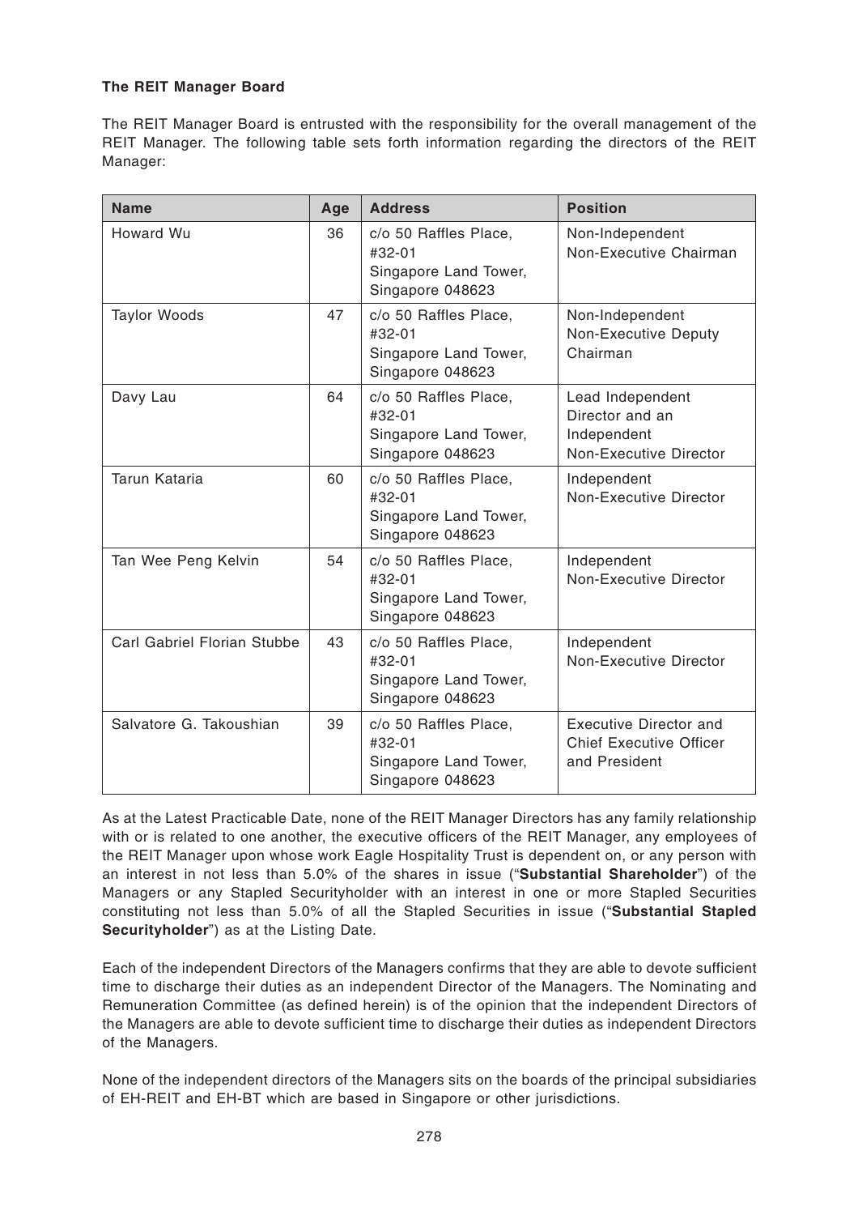**The REIT Manager Board**

The REIT Manager Board is entrusted with the responsibility for the overall management of the REIT Manager. The following table sets forth information regarding the directors of the REIT Manager:

| Name | Age | Address | Position |
|---|---|---|---|
| Howard Wu | 36 | c/o 50 Raffles Place, #32-01 Singapore Land Tower, Singapore 048623 | Non-Independent Non-Executive Chairman |
| Taylor Woods | 47 | c/o 50 Raffles Place, #32-01 Singapore Land Tower, Singapore 048623 | Non-Independent Non-Executive Deputy Chairman |
| Davy Lau | 64 | c/o 50 Raffles Place, #32-01 Singapore Land Tower, Singapore 048623 | Lead Independent Director and an Independent Non-Executive Director |
| Tarun Kataria | 60 | c/o 50 Raffles Place, #32-01 Singapore Land Tower, Singapore 048623 | Independent Non-Executive Director |
| Tan Wee Peng Kelvin | 54 | c/o 50 Raffles Place, #32-01 Singapore Land Tower, Singapore 048623 | Independent Non-Executive Director |
| Carl Gabriel Florian Stubbe | 43 | c/o 50 Raffles Place, #32-01 Singapore Land Tower, Singapore 048623 | Independent Non-Executive Director |
| Salvatore G. Takoushian | 39 | c/o 50 Raffles Place, #32-01 Singapore Land Tower, Singapore 048623 | Executive Director and Chief Executive Officer and President |

As at the Latest Practicable Date, none of the REIT Manager Directors has any family relationship with or is related to one another, the executive officers of the REIT Manager, any employees of the REIT Manager upon whose work Eagle Hospitality Trust is dependent on, or any person with an interest in not less than 5.0% of the shares in issue ("**Substantial Shareholder**") of the Managers or any Stapled Securityholder with an interest in one or more Stapled Securities constituting not less than 5.0% of all the Stapled Securities in issue ("**Substantial Stapled Securityholder**") as at the Listing Date.

Each of the independent Directors of the Managers confirms that they are able to devote sufficient time to discharge their duties as an independent Director of the Managers. The Nominating and Remuneration Committee (as defined herein) is of the opinion that the independent Directors of the Managers are able to devote sufficient time to discharge their duties as independent Directors of the Managers.

None of the independent directors of the Managers sits on the boards of the principal subsidiaries of EH-REIT and EH-BT which are based in Singapore or other jurisdictions.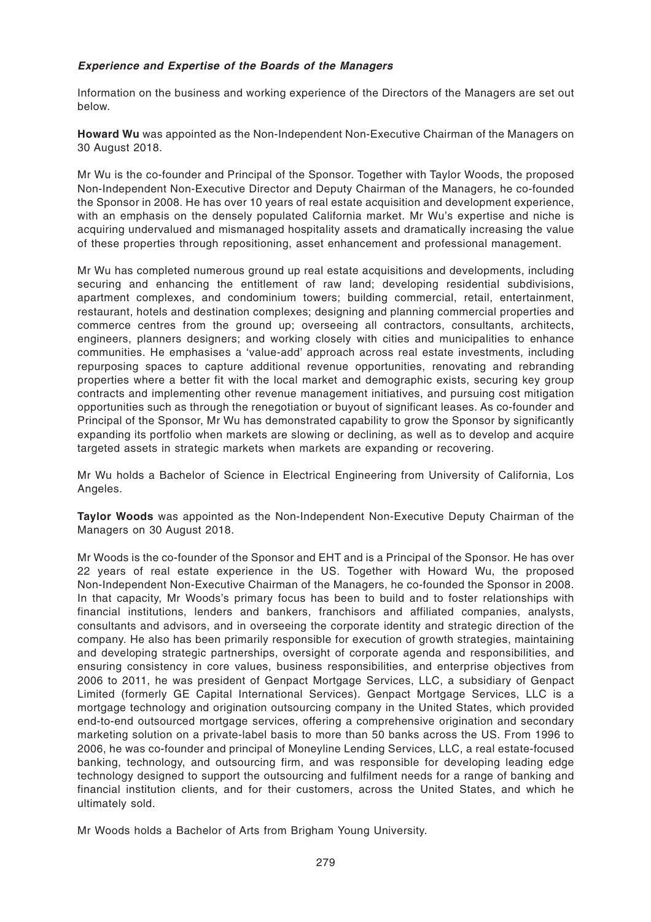### *Experience and Expertise of the Boards of the Managers*

Information on the business and working experience of the Directors of the Managers are set out below.

**Howard Wu** was appointed as the Non-Independent Non-Executive Chairman of the Managers on 30 August 2018.

Mr Wu is the co-founder and Principal of the Sponsor. Together with Taylor Woods, the proposed Non-Independent Non-Executive Director and Deputy Chairman of the Managers, he co-founded the Sponsor in 2008. He has over 10 years of real estate acquisition and development experience, with an emphasis on the densely populated California market. Mr Wu's expertise and niche is acquiring undervalued and mismanaged hospitality assets and dramatically increasing the value of these properties through repositioning, asset enhancement and professional management.

Mr Wu has completed numerous ground up real estate acquisitions and developments, including securing and enhancing the entitlement of raw land; developing residential subdivisions, apartment complexes, and condominium towers; building commercial, retail, entertainment, restaurant, hotels and destination complexes; designing and planning commercial properties and commerce centres from the ground up; overseeing all contractors, consultants, architects, engineers, planners designers; and working closely with cities and municipalities to enhance communities. He emphasises a 'value-add' approach across real estate investments, including repurposing spaces to capture additional revenue opportunities, renovating and rebranding properties where a better fit with the local market and demographic exists, securing key group contracts and implementing other revenue management initiatives, and pursuing cost mitigation opportunities such as through the renegotiation or buyout of significant leases. As co-founder and Principal of the Sponsor, Mr Wu has demonstrated capability to grow the Sponsor by significantly expanding its portfolio when markets are slowing or declining, as well as to develop and acquire targeted assets in strategic markets when markets are expanding or recovering.

Mr Wu holds a Bachelor of Science in Electrical Engineering from University of California, Los Angeles.

**Taylor Woods** was appointed as the Non-Independent Non-Executive Deputy Chairman of the Managers on 30 August 2018.

Mr Woods is the co-founder of the Sponsor and EHT and is a Principal of the Sponsor. He has over 22 years of real estate experience in the US. Together with Howard Wu, the proposed Non-Independent Non-Executive Chairman of the Managers, he co-founded the Sponsor in 2008. In that capacity, Mr Woods's primary focus has been to build and to foster relationships with financial institutions, lenders and bankers, franchisors and affiliated companies, analysts, consultants and advisors, and in overseeing the corporate identity and strategic direction of the company. He also has been primarily responsible for execution of growth strategies, maintaining and developing strategic partnerships, oversight of corporate agenda and responsibilities, and ensuring consistency in core values, business responsibilities, and enterprise objectives from 2006 to 2011, he was president of Genpact Mortgage Services, LLC, a subsidiary of Genpact Limited (formerly GE Capital International Services). Genpact Mortgage Services, LLC is a mortgage technology and origination outsourcing company in the United States, which provided end-to-end outsourced mortgage services, offering a comprehensive origination and secondary marketing solution on a private-label basis to more than 50 banks across the US. From 1996 to 2006, he was co-founder and principal of Moneyline Lending Services, LLC, a real estate-focused banking, technology, and outsourcing firm, and was responsible for developing leading edge technology designed to support the outsourcing and fulfilment needs for a range of banking and financial institution clients, and for their customers, across the United States, and which he ultimately sold.

Mr Woods holds a Bachelor of Arts from Brigham Young University.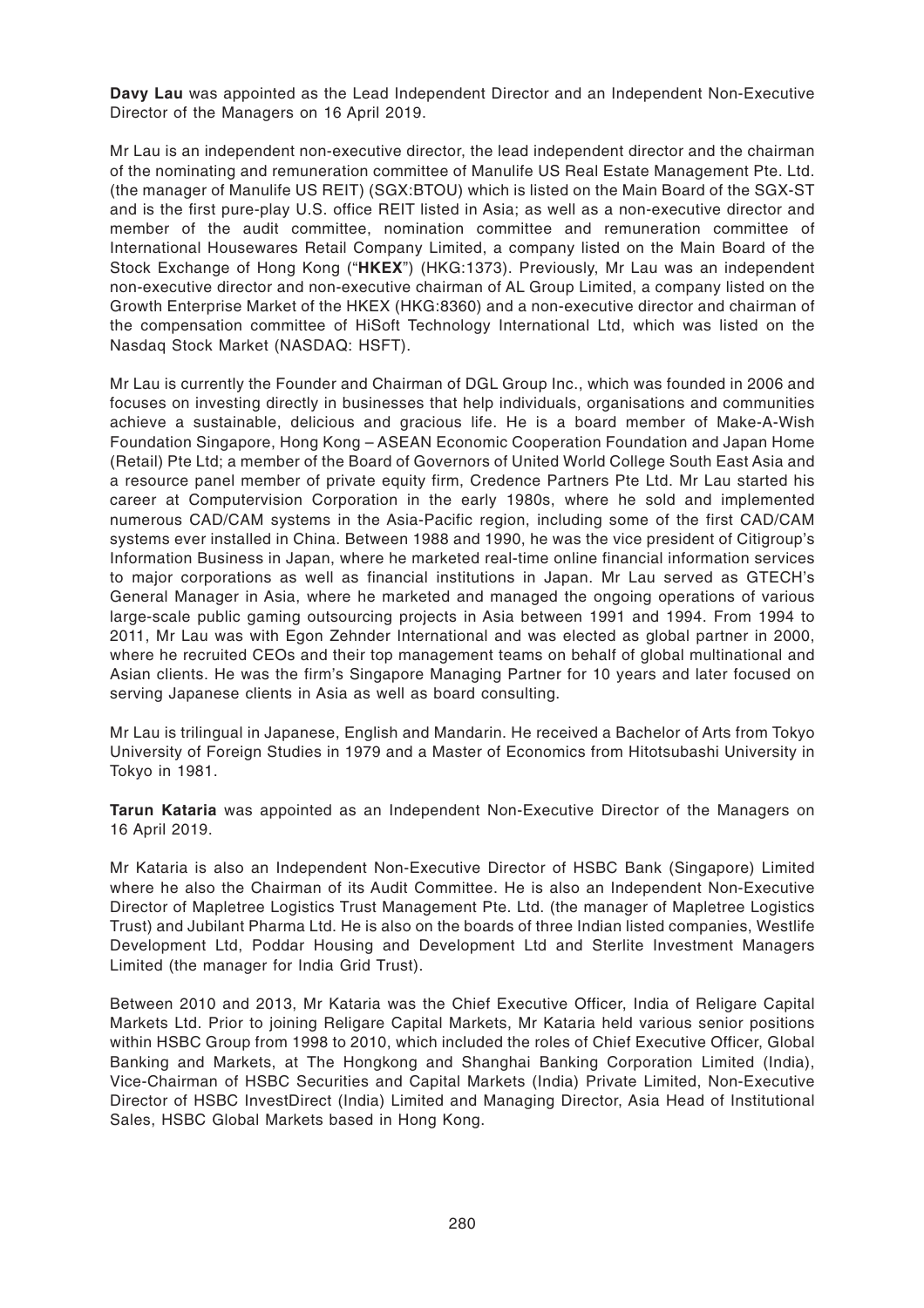**Davy Lau** was appointed as the Lead Independent Director and an Independent Non-Executive Director of the Managers on 16 April 2019.

Mr Lau is an independent non-executive director, the lead independent director and the chairman of the nominating and remuneration committee of Manulife US Real Estate Management Pte. Ltd. (the manager of Manulife US REIT) (SGX:BTOU) which is listed on the Main Board of the SGX-ST and is the first pure-play U.S. office REIT listed in Asia; as well as a non-executive director and member of the audit committee, nomination committee and remuneration committee of International Housewares Retail Company Limited, a company listed on the Main Board of the Stock Exchange of Hong Kong ("**HKEX**") (HKG:1373). Previously, Mr Lau was an independent non-executive director and non-executive chairman of AL Group Limited, a company listed on the Growth Enterprise Market of the HKEX (HKG:8360) and a non-executive director and chairman of the compensation committee of HiSoft Technology International Ltd, which was listed on the Nasdaq Stock Market (NASDAQ: HSFT).

Mr Lau is currently the Founder and Chairman of DGL Group Inc., which was founded in 2006 and focuses on investing directly in businesses that help individuals, organisations and communities achieve a sustainable, delicious and gracious life. He is a board member of Make-A-Wish Foundation Singapore, Hong Kong – ASEAN Economic Cooperation Foundation and Japan Home (Retail) Pte Ltd; a member of the Board of Governors of United World College South East Asia and a resource panel member of private equity firm, Credence Partners Pte Ltd. Mr Lau started his career at Computervision Corporation in the early 1980s, where he sold and implemented numerous CAD/CAM systems in the Asia-Pacific region, including some of the first CAD/CAM systems ever installed in China. Between 1988 and 1990, he was the vice president of Citigroup's Information Business in Japan, where he marketed real-time online financial information services to major corporations as well as financial institutions in Japan. Mr Lau served as GTECH's General Manager in Asia, where he marketed and managed the ongoing operations of various large-scale public gaming outsourcing projects in Asia between 1991 and 1994. From 1994 to 2011, Mr Lau was with Egon Zehnder International and was elected as global partner in 2000, where he recruited CEOs and their top management teams on behalf of global multinational and Asian clients. He was the firm's Singapore Managing Partner for 10 years and later focused on serving Japanese clients in Asia as well as board consulting.

Mr Lau is trilingual in Japanese, English and Mandarin. He received a Bachelor of Arts from Tokyo University of Foreign Studies in 1979 and a Master of Economics from Hitotsubashi University in Tokyo in 1981.

**Tarun Kataria** was appointed as an Independent Non-Executive Director of the Managers on 16 April 2019.

Mr Kataria is also an Independent Non-Executive Director of HSBC Bank (Singapore) Limited where he also the Chairman of its Audit Committee. He is also an Independent Non-Executive Director of Mapletree Logistics Trust Management Pte. Ltd. (the manager of Mapletree Logistics Trust) and Jubilant Pharma Ltd. He is also on the boards of three Indian listed companies, Westlife Development Ltd, Poddar Housing and Development Ltd and Sterlite Investment Managers Limited (the manager for India Grid Trust).

Between 2010 and 2013, Mr Kataria was the Chief Executive Officer, India of Religare Capital Markets Ltd. Prior to joining Religare Capital Markets, Mr Kataria held various senior positions within HSBC Group from 1998 to 2010, which included the roles of Chief Executive Officer, Global Banking and Markets, at The Hongkong and Shanghai Banking Corporation Limited (India), Vice-Chairman of HSBC Securities and Capital Markets (India) Private Limited, Non-Executive Director of HSBC InvestDirect (India) Limited and Managing Director, Asia Head of Institutional Sales, HSBC Global Markets based in Hong Kong.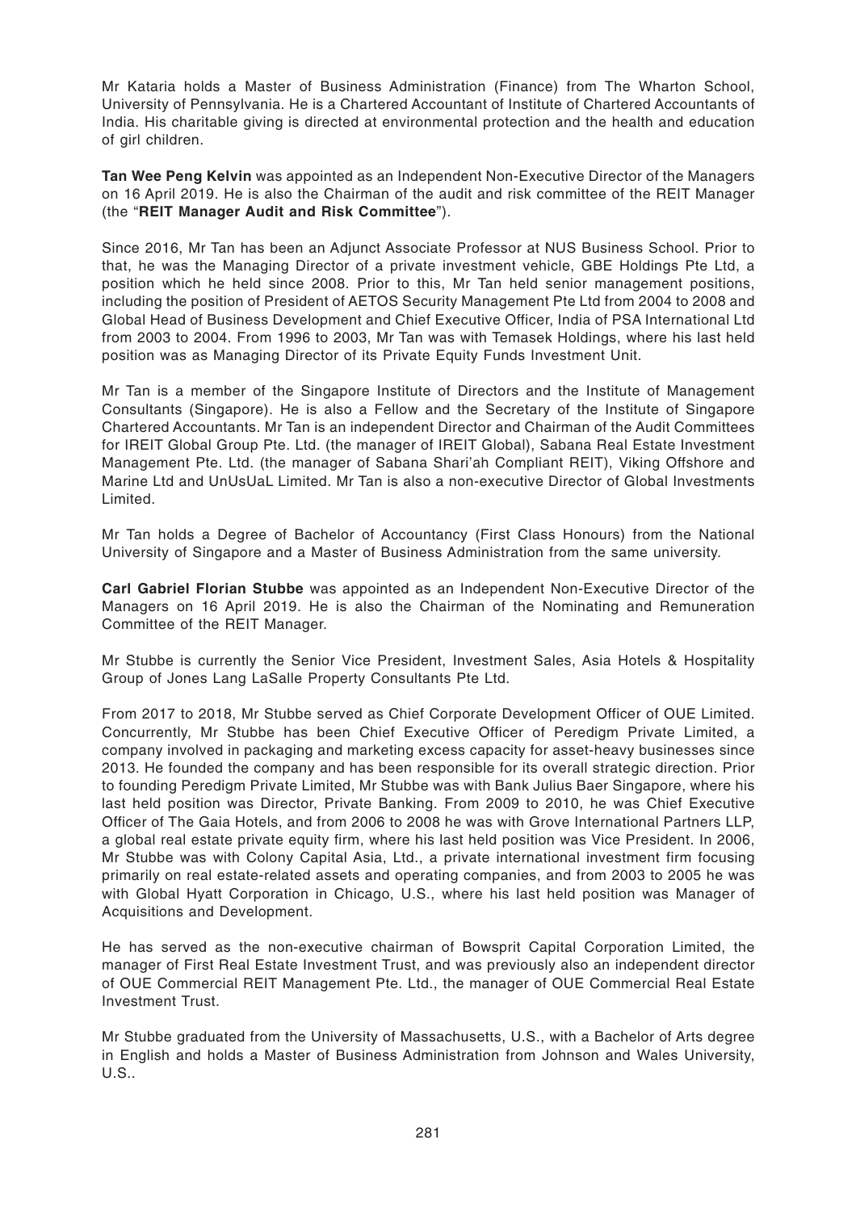Mr Kataria holds a Master of Business Administration (Finance) from The Wharton School, University of Pennsylvania. He is a Chartered Accountant of Institute of Chartered Accountants of India. His charitable giving is directed at environmental protection and the health and education of girl children.

**Tan Wee Peng Kelvin** was appointed as an Independent Non-Executive Director of the Managers on 16 April 2019. He is also the Chairman of the audit and risk committee of the REIT Manager (the "**REIT Manager Audit and Risk Committee**").

Since 2016, Mr Tan has been an Adjunct Associate Professor at NUS Business School. Prior to that, he was the Managing Director of a private investment vehicle, GBE Holdings Pte Ltd, a position which he held since 2008. Prior to this, Mr Tan held senior management positions, including the position of President of AETOS Security Management Pte Ltd from 2004 to 2008 and Global Head of Business Development and Chief Executive Officer, India of PSA International Ltd from 2003 to 2004. From 1996 to 2003, Mr Tan was with Temasek Holdings, where his last held position was as Managing Director of its Private Equity Funds Investment Unit.

Mr Tan is a member of the Singapore Institute of Directors and the Institute of Management Consultants (Singapore). He is also a Fellow and the Secretary of the Institute of Singapore Chartered Accountants. Mr Tan is an independent Director and Chairman of the Audit Committees for IREIT Global Group Pte. Ltd. (the manager of IREIT Global), Sabana Real Estate Investment Management Pte. Ltd. (the manager of Sabana Shari'ah Compliant REIT), Viking Offshore and Marine Ltd and UnUsUaL Limited. Mr Tan is also a non-executive Director of Global Investments Limited.

Mr Tan holds a Degree of Bachelor of Accountancy (First Class Honours) from the National University of Singapore and a Master of Business Administration from the same university.

**Carl Gabriel Florian Stubbe** was appointed as an Independent Non-Executive Director of the Managers on 16 April 2019. He is also the Chairman of the Nominating and Remuneration Committee of the REIT Manager.

Mr Stubbe is currently the Senior Vice President, Investment Sales, Asia Hotels & Hospitality Group of Jones Lang LaSalle Property Consultants Pte Ltd.

From 2017 to 2018, Mr Stubbe served as Chief Corporate Development Officer of OUE Limited. Concurrently, Mr Stubbe has been Chief Executive Officer of Peredigm Private Limited, a company involved in packaging and marketing excess capacity for asset-heavy businesses since 2013. He founded the company and has been responsible for its overall strategic direction. Prior to founding Peredigm Private Limited, Mr Stubbe was with Bank Julius Baer Singapore, where his last held position was Director, Private Banking. From 2009 to 2010, he was Chief Executive Officer of The Gaia Hotels, and from 2006 to 2008 he was with Grove International Partners LLP, a global real estate private equity firm, where his last held position was Vice President. In 2006, Mr Stubbe was with Colony Capital Asia, Ltd., a private international investment firm focusing primarily on real estate-related assets and operating companies, and from 2003 to 2005 he was with Global Hyatt Corporation in Chicago, U.S., where his last held position was Manager of Acquisitions and Development.

He has served as the non-executive chairman of Bowsprit Capital Corporation Limited, the manager of First Real Estate Investment Trust, and was previously also an independent director of OUE Commercial REIT Management Pte. Ltd., the manager of OUE Commercial Real Estate Investment Trust.

Mr Stubbe graduated from the University of Massachusetts, U.S., with a Bachelor of Arts degree in English and holds a Master of Business Administration from Johnson and Wales University, U.S..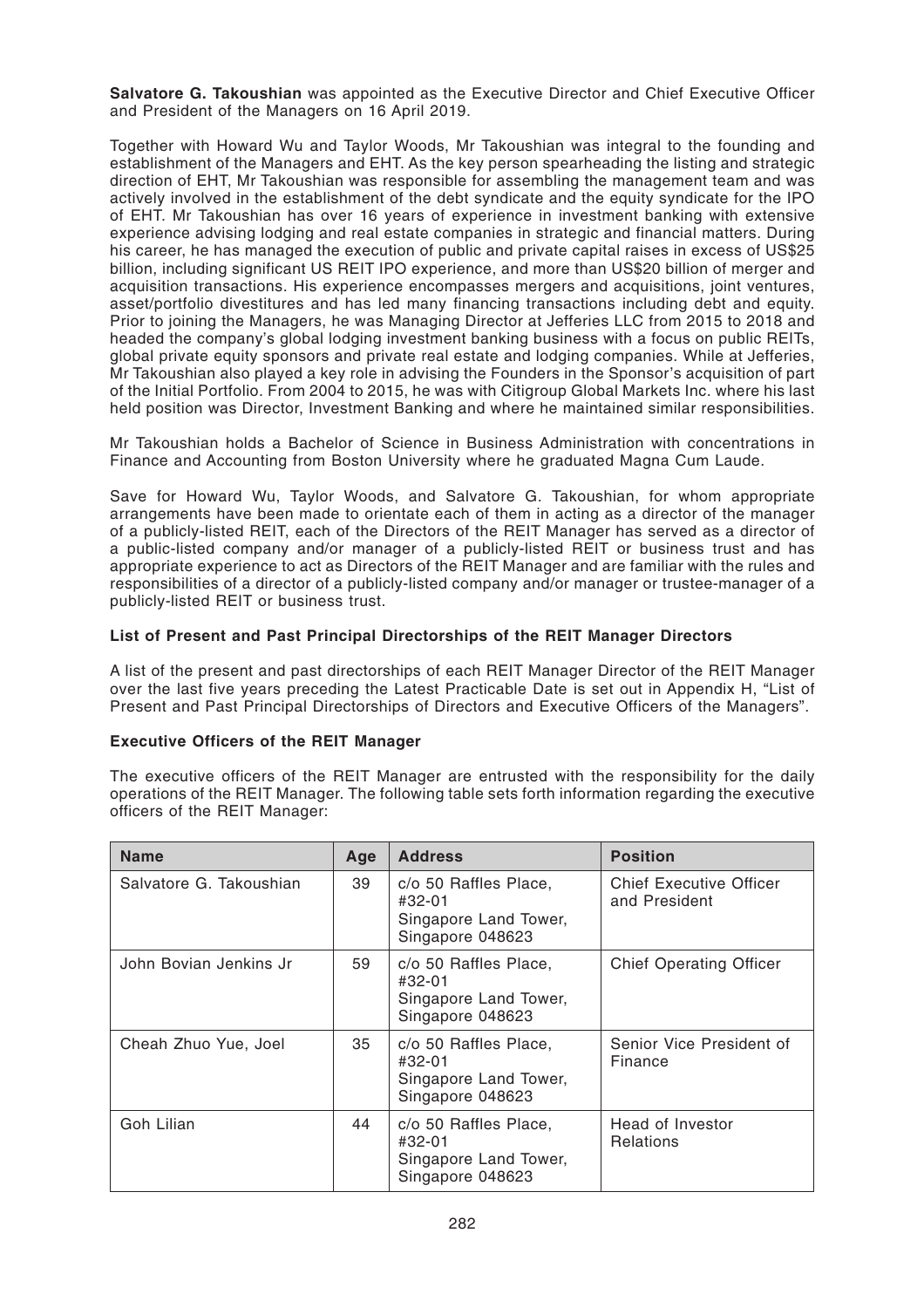**Salvatore G. Takoushian** was appointed as the Executive Director and Chief Executive Officer and President of the Managers on 16 April 2019.

Together with Howard Wu and Taylor Woods, Mr Takoushian was integral to the founding and establishment of the Managers and EHT. As the key person spearheading the listing and strategic direction of EHT, Mr Takoushian was responsible for assembling the management team and was actively involved in the establishment of the debt syndicate and the equity syndicate for the IPO of EHT. Mr Takoushian has over 16 years of experience in investment banking with extensive experience advising lodging and real estate companies in strategic and financial matters. During his career, he has managed the execution of public and private capital raises in excess of US$25 billion, including significant US REIT IPO experience, and more than US$20 billion of merger and acquisition transactions. His experience encompasses mergers and acquisitions, joint ventures, asset/portfolio divestitures and has led many financing transactions including debt and equity. Prior to joining the Managers, he was Managing Director at Jefferies LLC from 2015 to 2018 and headed the company's global lodging investment banking business with a focus on public REITs, global private equity sponsors and private real estate and lodging companies. While at Jefferies, Mr Takoushian also played a key role in advising the Founders in the Sponsor's acquisition of part of the Initial Portfolio. From 2004 to 2015, he was with Citigroup Global Markets Inc. where his last held position was Director, Investment Banking and where he maintained similar responsibilities.

Mr Takoushian holds a Bachelor of Science in Business Administration with concentrations in Finance and Accounting from Boston University where he graduated Magna Cum Laude.

Save for Howard Wu, Taylor Woods, and Salvatore G. Takoushian, for whom appropriate arrangements have been made to orientate each of them in acting as a director of the manager of a publicly-listed REIT, each of the Directors of the REIT Manager has served as a director of a public-listed company and/or manager of a publicly-listed REIT or business trust and has appropriate experience to act as Directors of the REIT Manager and are familiar with the rules and responsibilities of a director of a publicly-listed company and/or manager or trustee-manager of a publicly-listed REIT or business trust.

**List of Present and Past Principal Directorships of the REIT Manager Directors**

A list of the present and past directorships of each REIT Manager Director of the REIT Manager over the last five years preceding the Latest Practicable Date is set out in Appendix H, "List of Present and Past Principal Directorships of Directors and Executive Officers of the Managers".

**Executive Officers of the REIT Manager**

The executive officers of the REIT Manager are entrusted with the responsibility for the daily operations of the REIT Manager. The following table sets forth information regarding the executive officers of the REIT Manager:

| Name | Age | Address | Position |
|---|---|---|---|
| Salvatore G. Takoushian | 39 | c/o 50 Raffles Place, #32-01 Singapore Land Tower, Singapore 048623 | Chief Executive Officer and President |
| John Bovian Jenkins Jr | 59 | c/o 50 Raffles Place, #32-01 Singapore Land Tower, Singapore 048623 | Chief Operating Officer |
| Cheah Zhuo Yue, Joel | 35 | c/o 50 Raffles Place, #32-01 Singapore Land Tower, Singapore 048623 | Senior Vice President of Finance |
| Goh Lilian | 44 | c/o 50 Raffles Place, #32-01 Singapore Land Tower, Singapore 048623 | Head of Investor Relations |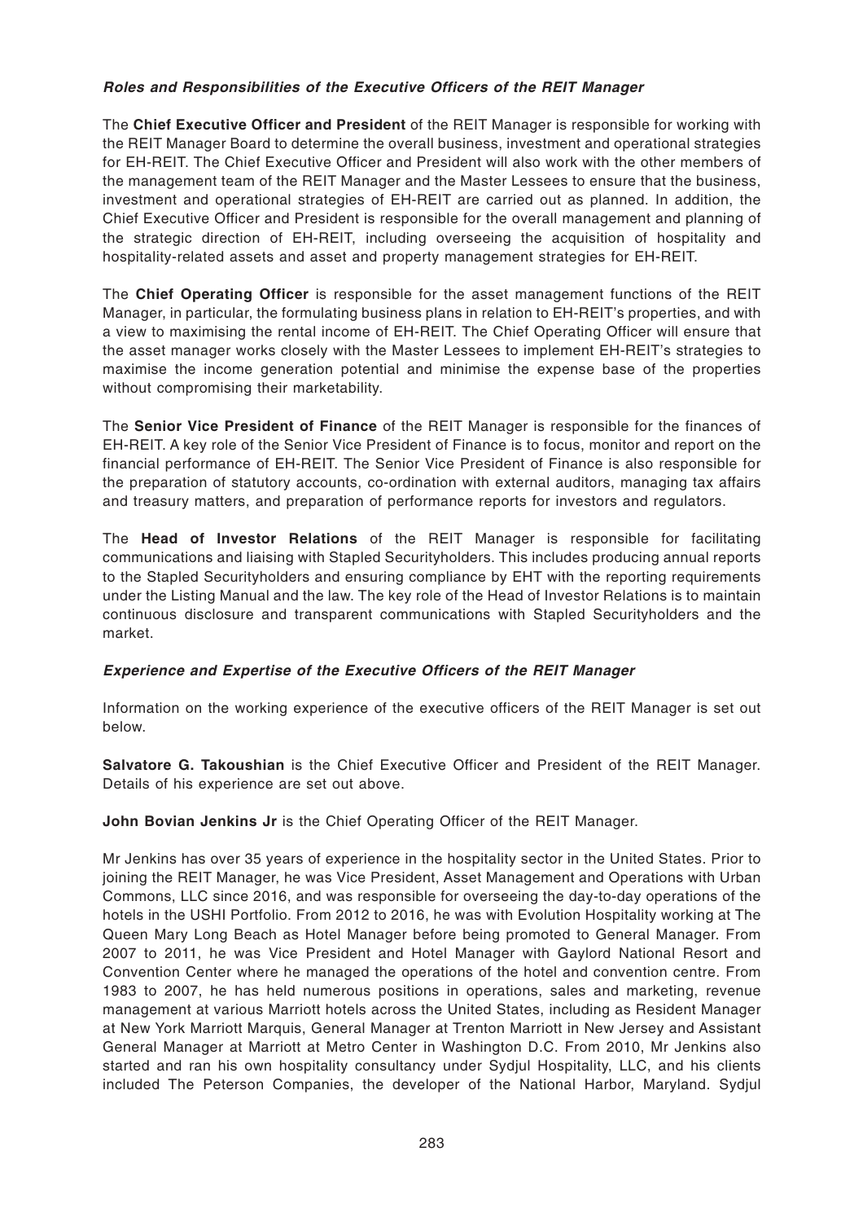***Roles and Responsibilities of the Executive Officers of the REIT Manager***

The **Chief Executive Officer and President** of the REIT Manager is responsible for working with the REIT Manager Board to determine the overall business, investment and operational strategies for EH-REIT. The Chief Executive Officer and President will also work with the other members of the management team of the REIT Manager and the Master Lessees to ensure that the business, investment and operational strategies of EH-REIT are carried out as planned. In addition, the Chief Executive Officer and President is responsible for the overall management and planning of the strategic direction of EH-REIT, including overseeing the acquisition of hospitality and hospitality-related assets and asset and property management strategies for EH-REIT.

The **Chief Operating Officer** is responsible for the asset management functions of the REIT Manager, in particular, the formulating business plans in relation to EH-REIT's properties, and with a view to maximising the rental income of EH-REIT. The Chief Operating Officer will ensure that the asset manager works closely with the Master Lessees to implement EH-REIT's strategies to maximise the income generation potential and minimise the expense base of the properties without compromising their marketability.

The **Senior Vice President of Finance** of the REIT Manager is responsible for the finances of EH-REIT. A key role of the Senior Vice President of Finance is to focus, monitor and report on the financial performance of EH-REIT. The Senior Vice President of Finance is also responsible for the preparation of statutory accounts, co-ordination with external auditors, managing tax affairs and treasury matters, and preparation of performance reports for investors and regulators.

The **Head of Investor Relations** of the REIT Manager is responsible for facilitating communications and liaising with Stapled Securityholders. This includes producing annual reports to the Stapled Securityholders and ensuring compliance by EHT with the reporting requirements under the Listing Manual and the law. The key role of the Head of Investor Relations is to maintain continuous disclosure and transparent communications with Stapled Securityholders and the market.

***Experience and Expertise of the Executive Officers of the REIT Manager***

Information on the working experience of the executive officers of the REIT Manager is set out below.

**Salvatore G. Takoushian** is the Chief Executive Officer and President of the REIT Manager. Details of his experience are set out above.

**John Bovian Jenkins Jr** is the Chief Operating Officer of the REIT Manager.

Mr Jenkins has over 35 years of experience in the hospitality sector in the United States. Prior to joining the REIT Manager, he was Vice President, Asset Management and Operations with Urban Commons, LLC since 2016, and was responsible for overseeing the day-to-day operations of the hotels in the USHI Portfolio. From 2012 to 2016, he was with Evolution Hospitality working at The Queen Mary Long Beach as Hotel Manager before being promoted to General Manager. From 2007 to 2011, he was Vice President and Hotel Manager with Gaylord National Resort and Convention Center where he managed the operations of the hotel and convention centre. From 1983 to 2007, he has held numerous positions in operations, sales and marketing, revenue management at various Marriott hotels across the United States, including as Resident Manager at New York Marriott Marquis, General Manager at Trenton Marriott in New Jersey and Assistant General Manager at Marriott at Metro Center in Washington D.C. From 2010, Mr Jenkins also started and ran his own hospitality consultancy under Sydjul Hospitality, LLC, and his clients included The Peterson Companies, the developer of the National Harbor, Maryland. Sydjul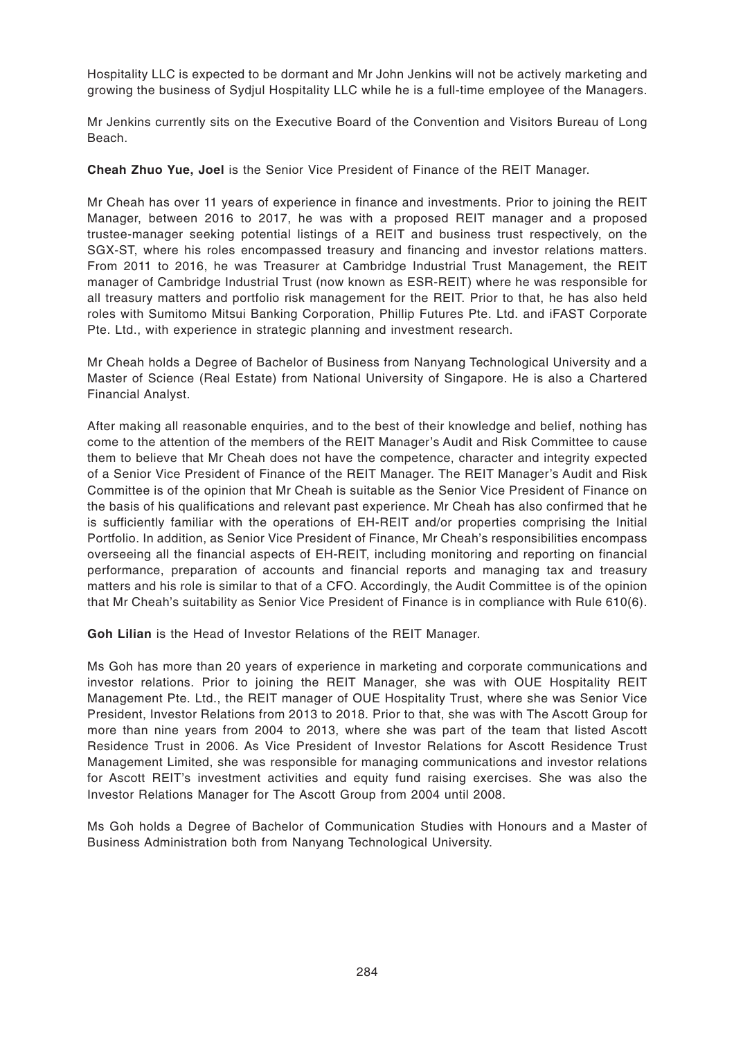Hospitality LLC is expected to be dormant and Mr John Jenkins will not be actively marketing and growing the business of Sydjul Hospitality LLC while he is a full-time employee of the Managers.

Mr Jenkins currently sits on the Executive Board of the Convention and Visitors Bureau of Long Beach.

**Cheah Zhuo Yue, Joel** is the Senior Vice President of Finance of the REIT Manager.

Mr Cheah has over 11 years of experience in finance and investments. Prior to joining the REIT Manager, between 2016 to 2017, he was with a proposed REIT manager and a proposed trustee-manager seeking potential listings of a REIT and business trust respectively, on the SGX-ST, where his roles encompassed treasury and financing and investor relations matters. From 2011 to 2016, he was Treasurer at Cambridge Industrial Trust Management, the REIT manager of Cambridge Industrial Trust (now known as ESR-REIT) where he was responsible for all treasury matters and portfolio risk management for the REIT. Prior to that, he has also held roles with Sumitomo Mitsui Banking Corporation, Phillip Futures Pte. Ltd. and iFAST Corporate Pte. Ltd., with experience in strategic planning and investment research.

Mr Cheah holds a Degree of Bachelor of Business from Nanyang Technological University and a Master of Science (Real Estate) from National University of Singapore. He is also a Chartered Financial Analyst.

After making all reasonable enquiries, and to the best of their knowledge and belief, nothing has come to the attention of the members of the REIT Manager's Audit and Risk Committee to cause them to believe that Mr Cheah does not have the competence, character and integrity expected of a Senior Vice President of Finance of the REIT Manager. The REIT Manager's Audit and Risk Committee is of the opinion that Mr Cheah is suitable as the Senior Vice President of Finance on the basis of his qualifications and relevant past experience. Mr Cheah has also confirmed that he is sufficiently familiar with the operations of EH-REIT and/or properties comprising the Initial Portfolio. In addition, as Senior Vice President of Finance, Mr Cheah's responsibilities encompass overseeing all the financial aspects of EH-REIT, including monitoring and reporting on financial performance, preparation of accounts and financial reports and managing tax and treasury matters and his role is similar to that of a CFO. Accordingly, the Audit Committee is of the opinion that Mr Cheah's suitability as Senior Vice President of Finance is in compliance with Rule 610(6).

**Goh Lilian** is the Head of Investor Relations of the REIT Manager.

Ms Goh has more than 20 years of experience in marketing and corporate communications and investor relations. Prior to joining the REIT Manager, she was with OUE Hospitality REIT Management Pte. Ltd., the REIT manager of OUE Hospitality Trust, where she was Senior Vice President, Investor Relations from 2013 to 2018. Prior to that, she was with The Ascott Group for more than nine years from 2004 to 2013, where she was part of the team that listed Ascott Residence Trust in 2006. As Vice President of Investor Relations for Ascott Residence Trust Management Limited, she was responsible for managing communications and investor relations for Ascott REIT's investment activities and equity fund raising exercises. She was also the Investor Relations Manager for The Ascott Group from 2004 until 2008.

Ms Goh holds a Degree of Bachelor of Communication Studies with Honours and a Master of Business Administration both from Nanyang Technological University.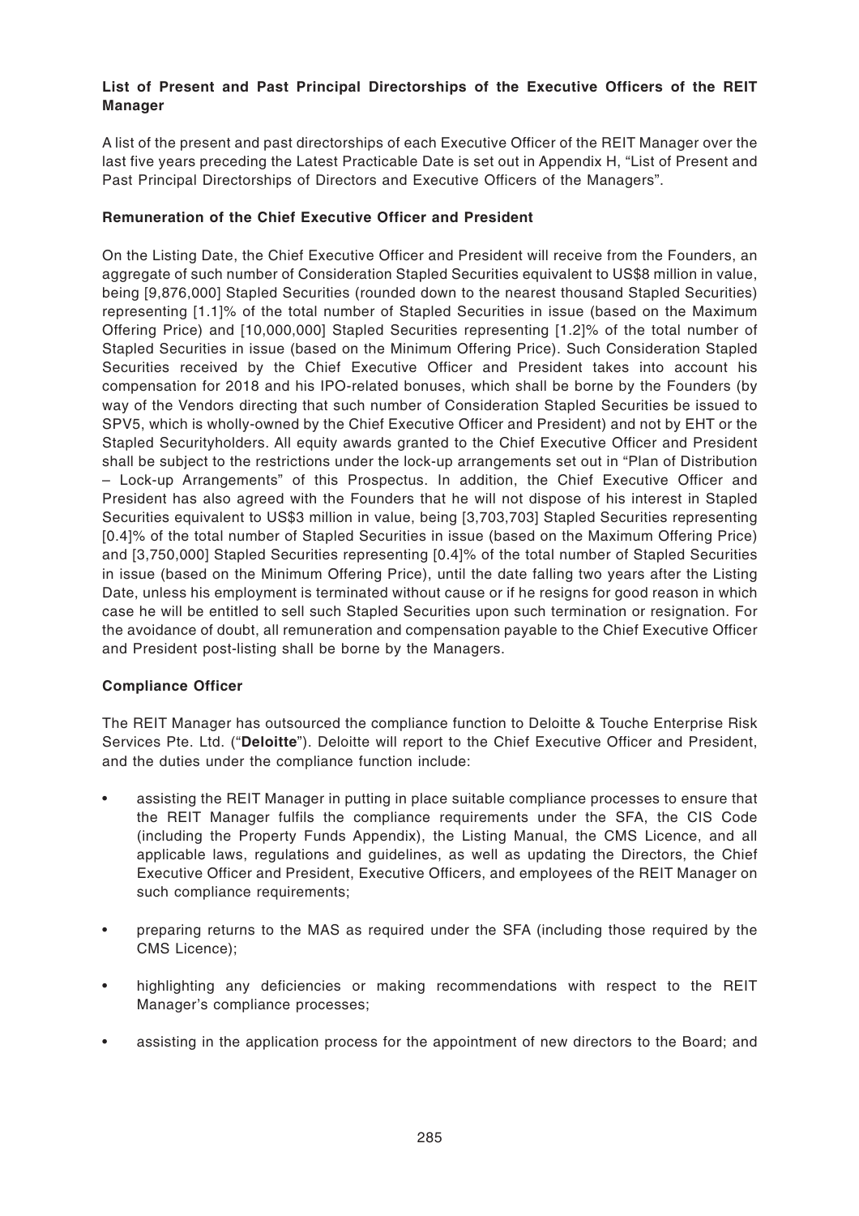**List of Present and Past Principal Directorships of the Executive Officers of the REIT Manager**

A list of the present and past directorships of each Executive Officer of the REIT Manager over the last five years preceding the Latest Practicable Date is set out in Appendix H, "List of Present and Past Principal Directorships of Directors and Executive Officers of the Managers".

**Remuneration of the Chief Executive Officer and President**

On the Listing Date, the Chief Executive Officer and President will receive from the Founders, an aggregate of such number of Consideration Stapled Securities equivalent to US$8 million in value, being [9,876,000] Stapled Securities (rounded down to the nearest thousand Stapled Securities) representing [1.1]% of the total number of Stapled Securities in issue (based on the Maximum Offering Price) and [10,000,000] Stapled Securities representing [1.2]% of the total number of Stapled Securities in issue (based on the Minimum Offering Price). Such Consideration Stapled Securities received by the Chief Executive Officer and President takes into account his compensation for 2018 and his IPO-related bonuses, which shall be borne by the Founders (by way of the Vendors directing that such number of Consideration Stapled Securities be issued to SPV5, which is wholly-owned by the Chief Executive Officer and President) and not by EHT or the Stapled Securityholders. All equity awards granted to the Chief Executive Officer and President shall be subject to the restrictions under the lock-up arrangements set out in "Plan of Distribution – Lock-up Arrangements" of this Prospectus. In addition, the Chief Executive Officer and President has also agreed with the Founders that he will not dispose of his interest in Stapled Securities equivalent to US$3 million in value, being [3,703,703] Stapled Securities representing [0.4]% of the total number of Stapled Securities in issue (based on the Maximum Offering Price) and [3,750,000] Stapled Securities representing [0.4]% of the total number of Stapled Securities in issue (based on the Minimum Offering Price), until the date falling two years after the Listing Date, unless his employment is terminated without cause or if he resigns for good reason in which case he will be entitled to sell such Stapled Securities upon such termination or resignation. For the avoidance of doubt, all remuneration and compensation payable to the Chief Executive Officer and President post-listing shall be borne by the Managers.

**Compliance Officer**

The REIT Manager has outsourced the compliance function to Deloitte & Touche Enterprise Risk Services Pte. Ltd. ("**Deloitte**"). Deloitte will report to the Chief Executive Officer and President, and the duties under the compliance function include:

- assisting the REIT Manager in putting in place suitable compliance processes to ensure that the REIT Manager fulfils the compliance requirements under the SFA, the CIS Code (including the Property Funds Appendix), the Listing Manual, the CMS Licence, and all applicable laws, regulations and guidelines, as well as updating the Directors, the Chief Executive Officer and President, Executive Officers, and employees of the REIT Manager on such compliance requirements;
- preparing returns to the MAS as required under the SFA (including those required by the CMS Licence);
- highlighting any deficiencies or making recommendations with respect to the REIT Manager's compliance processes;
- assisting in the application process for the appointment of new directors to the Board; and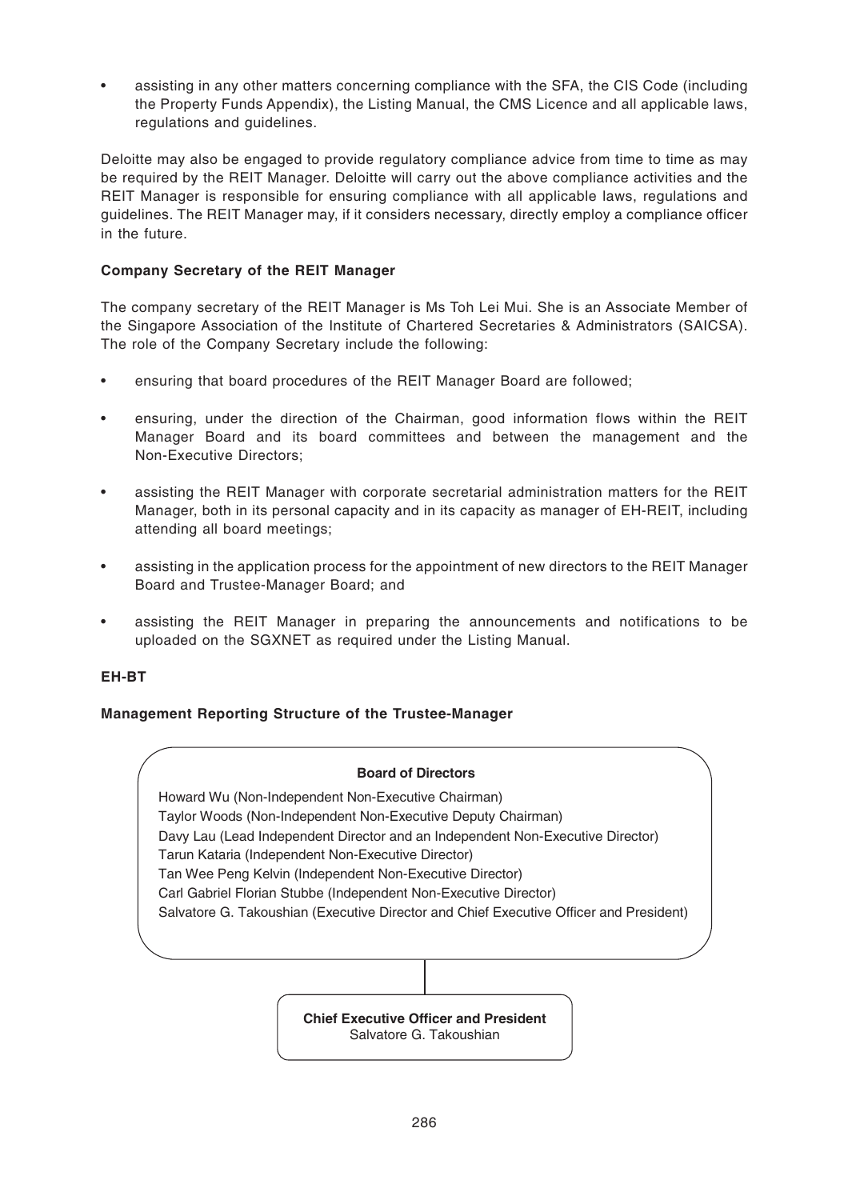- assisting in any other matters concerning compliance with the SFA, the CIS Code (including the Property Funds Appendix), the Listing Manual, the CMS Licence and all applicable laws, regulations and guidelines.

Deloitte may also be engaged to provide regulatory compliance advice from time to time as may be required by the REIT Manager. Deloitte will carry out the above compliance activities and the REIT Manager is responsible for ensuring compliance with all applicable laws, regulations and guidelines. The REIT Manager may, if it considers necessary, directly employ a compliance officer in the future.

**Company Secretary of the REIT Manager**

The company secretary of the REIT Manager is Ms Toh Lei Mui. She is an Associate Member of the Singapore Association of the Institute of Chartered Secretaries & Administrators (SAICSA). The role of the Company Secretary include the following:

- ensuring that board procedures of the REIT Manager Board are followed;
- ensuring, under the direction of the Chairman, good information flows within the REIT Manager Board and its board committees and between the management and the Non-Executive Directors;
- assisting the REIT Manager with corporate secretarial administration matters for the REIT Manager, both in its personal capacity and in its capacity as manager of EH-REIT, including attending all board meetings;
- assisting in the application process for the appointment of new directors to the REIT Manager Board and Trustee-Manager Board; and
- assisting the REIT Manager in preparing the announcements and notifications to be uploaded on the SGXNET as required under the Listing Manual.

**EH-BT**

**Management Reporting Structure of the Trustee-Manager**

**Board of Directors**

Howard Wu (Non-Independent Non-Executive Chairman)
Taylor Woods (Non-Independent Non-Executive Deputy Chairman)
Davy Lau (Lead Independent Director and an Independent Non-Executive Director)
Tarun Kataria (Independent Non-Executive Director)
Tan Wee Peng Kelvin (Independent Non-Executive Director)
Carl Gabriel Florian Stubbe (Independent Non-Executive Director)
Salvatore G. Takoushian (Executive Director and Chief Executive Officer and President)

**Chief Executive Officer and President**
Salvatore G. Takoushian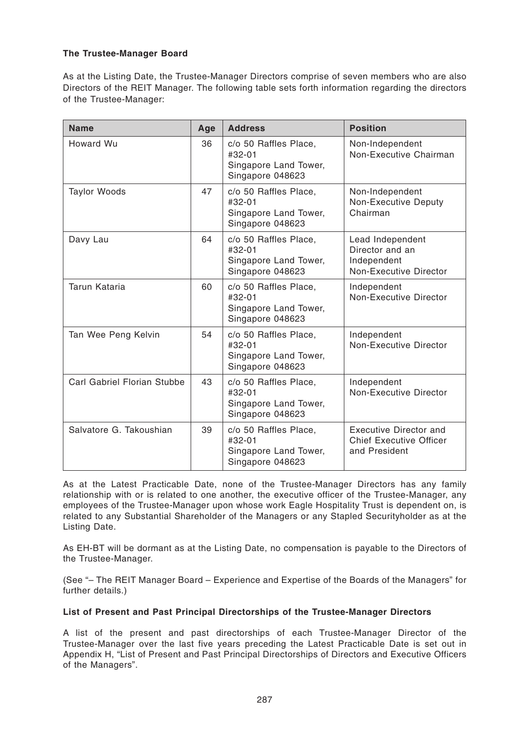**The Trustee-Manager Board**

As at the Listing Date, the Trustee-Manager Directors comprise of seven members who are also Directors of the REIT Manager. The following table sets forth information regarding the directors of the Trustee-Manager:

| Name | Age | Address | Position |
| --- | --- | --- | --- |
| Howard Wu | 36 | c/o 50 Raffles Place, #32-01 Singapore Land Tower, Singapore 048623 | Non-Independent Non-Executive Chairman |
| Taylor Woods | 47 | c/o 50 Raffles Place, #32-01 Singapore Land Tower, Singapore 048623 | Non-Independent Non-Executive Deputy Chairman |
| Davy Lau | 64 | c/o 50 Raffles Place, #32-01 Singapore Land Tower, Singapore 048623 | Lead Independent Director and an Independent Non-Executive Director |
| Tarun Kataria | 60 | c/o 50 Raffles Place, #32-01 Singapore Land Tower, Singapore 048623 | Independent Non-Executive Director |
| Tan Wee Peng Kelvin | 54 | c/o 50 Raffles Place, #32-01 Singapore Land Tower, Singapore 048623 | Independent Non-Executive Director |
| Carl Gabriel Florian Stubbe | 43 | c/o 50 Raffles Place, #32-01 Singapore Land Tower, Singapore 048623 | Independent Non-Executive Director |
| Salvatore G. Takoushian | 39 | c/o 50 Raffles Place, #32-01 Singapore Land Tower, Singapore 048623 | Executive Director and Chief Executive Officer and President |

As at the Latest Practicable Date, none of the Trustee-Manager Directors has any family relationship with or is related to one another, the executive officer of the Trustee-Manager, any employees of the Trustee-Manager upon whose work Eagle Hospitality Trust is dependent on, is related to any Substantial Shareholder of the Managers or any Stapled Securityholder as at the Listing Date.

As EH-BT will be dormant as at the Listing Date, no compensation is payable to the Directors of the Trustee-Manager.

(See "– The REIT Manager Board – Experience and Expertise of the Boards of the Managers" for further details.)

**List of Present and Past Principal Directorships of the Trustee-Manager Directors**

A list of the present and past directorships of each Trustee-Manager Director of the Trustee-Manager over the last five years preceding the Latest Practicable Date is set out in Appendix H, "List of Present and Past Principal Directorships of Directors and Executive Officers of the Managers".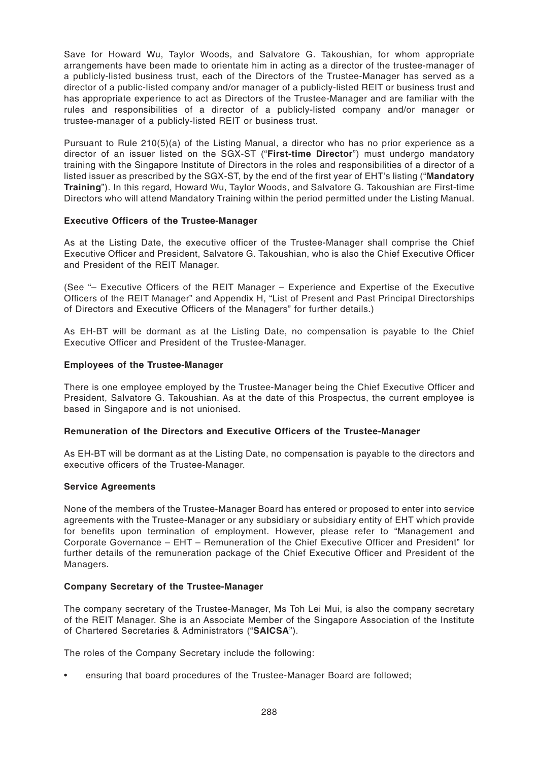Save for Howard Wu, Taylor Woods, and Salvatore G. Takoushian, for whom appropriate arrangements have been made to orientate him in acting as a director of the trustee-manager of a publicly-listed business trust, each of the Directors of the Trustee-Manager has served as a director of a public-listed company and/or manager of a publicly-listed REIT or business trust and has appropriate experience to act as Directors of the Trustee-Manager and are familiar with the rules and responsibilities of a director of a publicly-listed company and/or manager or trustee-manager of a publicly-listed REIT or business trust.

Pursuant to Rule 210(5)(a) of the Listing Manual, a director who has no prior experience as a director of an issuer listed on the SGX-ST ("**First-time Director**") must undergo mandatory training with the Singapore Institute of Directors in the roles and responsibilities of a director of a listed issuer as prescribed by the SGX-ST, by the end of the first year of EHT's listing ("**Mandatory Training**"). In this regard, Howard Wu, Taylor Woods, and Salvatore G. Takoushian are First-time Directors who will attend Mandatory Training within the period permitted under the Listing Manual.

**Executive Officers of the Trustee-Manager**

As at the Listing Date, the executive officer of the Trustee-Manager shall comprise the Chief Executive Officer and President, Salvatore G. Takoushian, who is also the Chief Executive Officer and President of the REIT Manager.

(See "– Executive Officers of the REIT Manager – Experience and Expertise of the Executive Officers of the REIT Manager" and Appendix H, "List of Present and Past Principal Directorships of Directors and Executive Officers of the Managers" for further details.)

As EH-BT will be dormant as at the Listing Date, no compensation is payable to the Chief Executive Officer and President of the Trustee-Manager.

**Employees of the Trustee-Manager**

There is one employee employed by the Trustee-Manager being the Chief Executive Officer and President, Salvatore G. Takoushian. As at the date of this Prospectus, the current employee is based in Singapore and is not unionised.

**Remuneration of the Directors and Executive Officers of the Trustee-Manager**

As EH-BT will be dormant as at the Listing Date, no compensation is payable to the directors and executive officers of the Trustee-Manager.

**Service Agreements**

None of the members of the Trustee-Manager Board has entered or proposed to enter into service agreements with the Trustee-Manager or any subsidiary or subsidiary entity of EHT which provide for benefits upon termination of employment. However, please refer to "Management and Corporate Governance – EHT – Remuneration of the Chief Executive Officer and President" for further details of the remuneration package of the Chief Executive Officer and President of the Managers.

**Company Secretary of the Trustee-Manager**

The company secretary of the Trustee-Manager, Ms Toh Lei Mui, is also the company secretary of the REIT Manager. She is an Associate Member of the Singapore Association of the Institute of Chartered Secretaries & Administrators ("**SAICSA**").

The roles of the Company Secretary include the following:

- ensuring that board procedures of the Trustee-Manager Board are followed;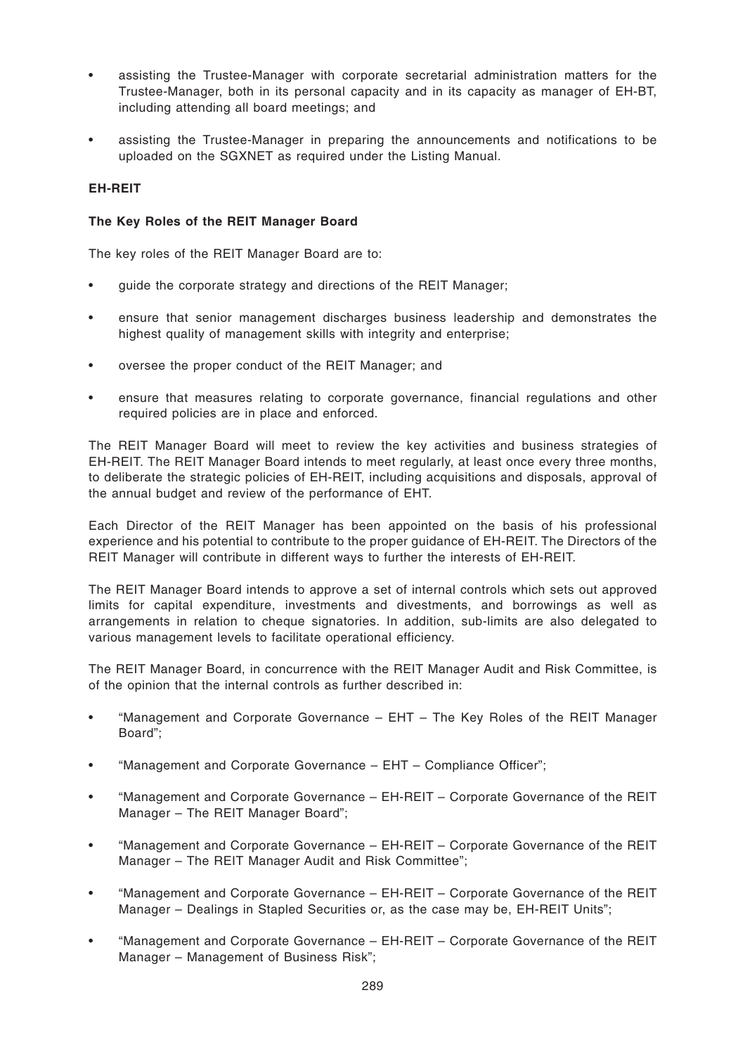- assisting the Trustee-Manager with corporate secretarial administration matters for the Trustee-Manager, both in its personal capacity and in its capacity as manager of EH-BT, including attending all board meetings; and
- assisting the Trustee-Manager in preparing the announcements and notifications to be uploaded on the SGXNET as required under the Listing Manual.

**EH-REIT**

**The Key Roles of the REIT Manager Board**

The key roles of the REIT Manager Board are to:

- guide the corporate strategy and directions of the REIT Manager;
- ensure that senior management discharges business leadership and demonstrates the highest quality of management skills with integrity and enterprise;
- oversee the proper conduct of the REIT Manager; and
- ensure that measures relating to corporate governance, financial regulations and other required policies are in place and enforced.

The REIT Manager Board will meet to review the key activities and business strategies of EH-REIT. The REIT Manager Board intends to meet regularly, at least once every three months, to deliberate the strategic policies of EH-REIT, including acquisitions and disposals, approval of the annual budget and review of the performance of EHT.

Each Director of the REIT Manager has been appointed on the basis of his professional experience and his potential to contribute to the proper guidance of EH-REIT. The Directors of the REIT Manager will contribute in different ways to further the interests of EH-REIT.

The REIT Manager Board intends to approve a set of internal controls which sets out approved limits for capital expenditure, investments and divestments, and borrowings as well as arrangements in relation to cheque signatories. In addition, sub-limits are also delegated to various management levels to facilitate operational efficiency.

The REIT Manager Board, in concurrence with the REIT Manager Audit and Risk Committee, is of the opinion that the internal controls as further described in:

- "Management and Corporate Governance – EHT – The Key Roles of the REIT Manager Board";
- "Management and Corporate Governance – EHT – Compliance Officer";
- "Management and Corporate Governance – EH-REIT – Corporate Governance of the REIT Manager – The REIT Manager Board";
- "Management and Corporate Governance – EH-REIT – Corporate Governance of the REIT Manager – The REIT Manager Audit and Risk Committee";
- "Management and Corporate Governance – EH-REIT – Corporate Governance of the REIT Manager – Dealings in Stapled Securities or, as the case may be, EH-REIT Units";
- "Management and Corporate Governance – EH-REIT – Corporate Governance of the REIT Manager – Management of Business Risk";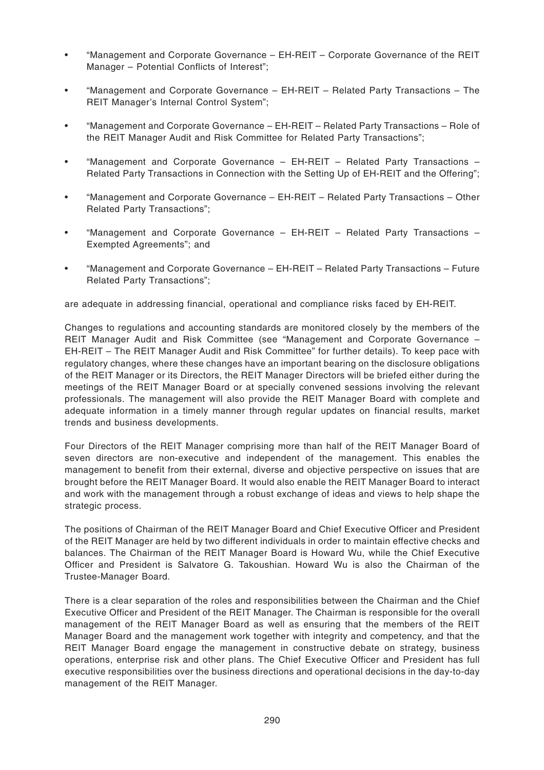- "Management and Corporate Governance – EH-REIT – Corporate Governance of the REIT Manager – Potential Conflicts of Interest";
- "Management and Corporate Governance – EH-REIT – Related Party Transactions – The REIT Manager's Internal Control System";
- "Management and Corporate Governance – EH-REIT – Related Party Transactions – Role of the REIT Manager Audit and Risk Committee for Related Party Transactions";
- "Management and Corporate Governance – EH-REIT – Related Party Transactions – Related Party Transactions in Connection with the Setting Up of EH-REIT and the Offering";
- "Management and Corporate Governance – EH-REIT – Related Party Transactions – Other Related Party Transactions";
- "Management and Corporate Governance – EH-REIT – Related Party Transactions – Exempted Agreements"; and
- "Management and Corporate Governance – EH-REIT – Related Party Transactions – Future Related Party Transactions";

are adequate in addressing financial, operational and compliance risks faced by EH-REIT.

Changes to regulations and accounting standards are monitored closely by the members of the REIT Manager Audit and Risk Committee (see "Management and Corporate Governance – EH-REIT – The REIT Manager Audit and Risk Committee" for further details). To keep pace with regulatory changes, where these changes have an important bearing on the disclosure obligations of the REIT Manager or its Directors, the REIT Manager Directors will be briefed either during the meetings of the REIT Manager Board or at specially convened sessions involving the relevant professionals. The management will also provide the REIT Manager Board with complete and adequate information in a timely manner through regular updates on financial results, market trends and business developments.

Four Directors of the REIT Manager comprising more than half of the REIT Manager Board of seven directors are non-executive and independent of the management. This enables the management to benefit from their external, diverse and objective perspective on issues that are brought before the REIT Manager Board. It would also enable the REIT Manager Board to interact and work with the management through a robust exchange of ideas and views to help shape the strategic process.

The positions of Chairman of the REIT Manager Board and Chief Executive Officer and President of the REIT Manager are held by two different individuals in order to maintain effective checks and balances. The Chairman of the REIT Manager Board is Howard Wu, while the Chief Executive Officer and President is Salvatore G. Takoushian. Howard Wu is also the Chairman of the Trustee-Manager Board.

There is a clear separation of the roles and responsibilities between the Chairman and the Chief Executive Officer and President of the REIT Manager. The Chairman is responsible for the overall management of the REIT Manager Board as well as ensuring that the members of the REIT Manager Board and the management work together with integrity and competency, and that the REIT Manager Board engage the management in constructive debate on strategy, business operations, enterprise risk and other plans. The Chief Executive Officer and President has full executive responsibilities over the business directions and operational decisions in the day-to-day management of the REIT Manager.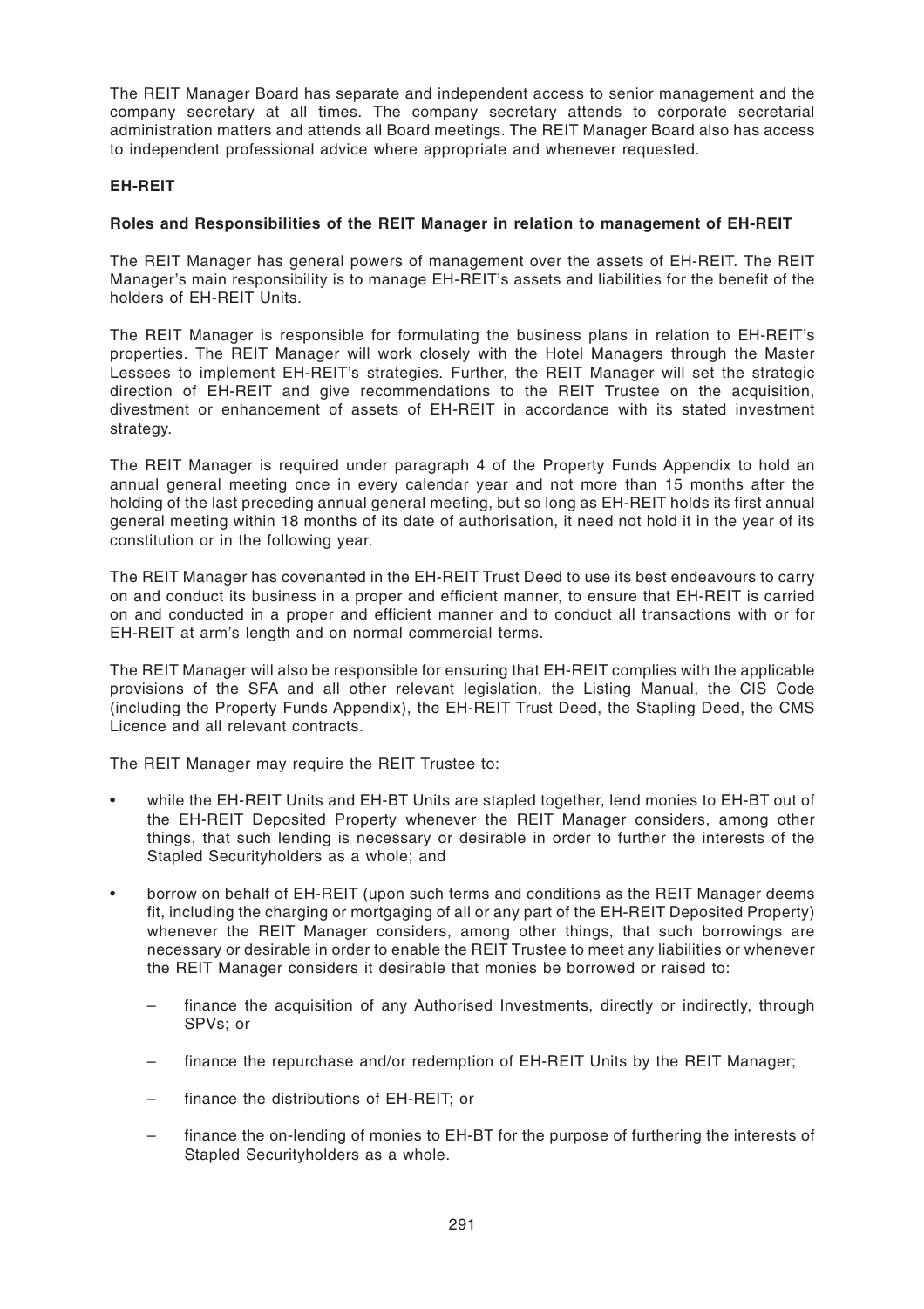The REIT Manager Board has separate and independent access to senior management and the company secretary at all times. The company secretary attends to corporate secretarial administration matters and attends all Board meetings. The REIT Manager Board also has access to independent professional advice where appropriate and whenever requested.

**EH-REIT**

**Roles and Responsibilities of the REIT Manager in relation to management of EH-REIT**

The REIT Manager has general powers of management over the assets of EH-REIT. The REIT Manager's main responsibility is to manage EH-REIT's assets and liabilities for the benefit of the holders of EH-REIT Units.

The REIT Manager is responsible for formulating the business plans in relation to EH-REIT's properties. The REIT Manager will work closely with the Hotel Managers through the Master Lessees to implement EH-REIT's strategies. Further, the REIT Manager will set the strategic direction of EH-REIT and give recommendations to the REIT Trustee on the acquisition, divestment or enhancement of assets of EH-REIT in accordance with its stated investment strategy.

The REIT Manager is required under paragraph 4 of the Property Funds Appendix to hold an annual general meeting once in every calendar year and not more than 15 months after the holding of the last preceding annual general meeting, but so long as EH-REIT holds its first annual general meeting within 18 months of its date of authorisation, it need not hold it in the year of its constitution or in the following year.

The REIT Manager has covenanted in the EH-REIT Trust Deed to use its best endeavours to carry on and conduct its business in a proper and efficient manner, to ensure that EH-REIT is carried on and conducted in a proper and efficient manner and to conduct all transactions with or for EH-REIT at arm's length and on normal commercial terms.

The REIT Manager will also be responsible for ensuring that EH-REIT complies with the applicable provisions of the SFA and all other relevant legislation, the Listing Manual, the CIS Code (including the Property Funds Appendix), the EH-REIT Trust Deed, the Stapling Deed, the CMS Licence and all relevant contracts.

The REIT Manager may require the REIT Trustee to:

- while the EH-REIT Units and EH-BT Units are stapled together, lend monies to EH-BT out of the EH-REIT Deposited Property whenever the REIT Manager considers, among other things, that such lending is necessary or desirable in order to further the interests of the Stapled Securityholders as a whole; and
- borrow on behalf of EH-REIT (upon such terms and conditions as the REIT Manager deems fit, including the charging or mortgaging of all or any part of the EH-REIT Deposited Property) whenever the REIT Manager considers, among other things, that such borrowings are necessary or desirable in order to enable the REIT Trustee to meet any liabilities or whenever the REIT Manager considers it desirable that monies be borrowed or raised to:
  - finance the acquisition of any Authorised Investments, directly or indirectly, through SPVs; or
  - finance the repurchase and/or redemption of EH-REIT Units by the REIT Manager;
  - finance the distributions of EH-REIT; or
  - finance the on-lending of monies to EH-BT for the purpose of furthering the interests of Stapled Securityholders as a whole.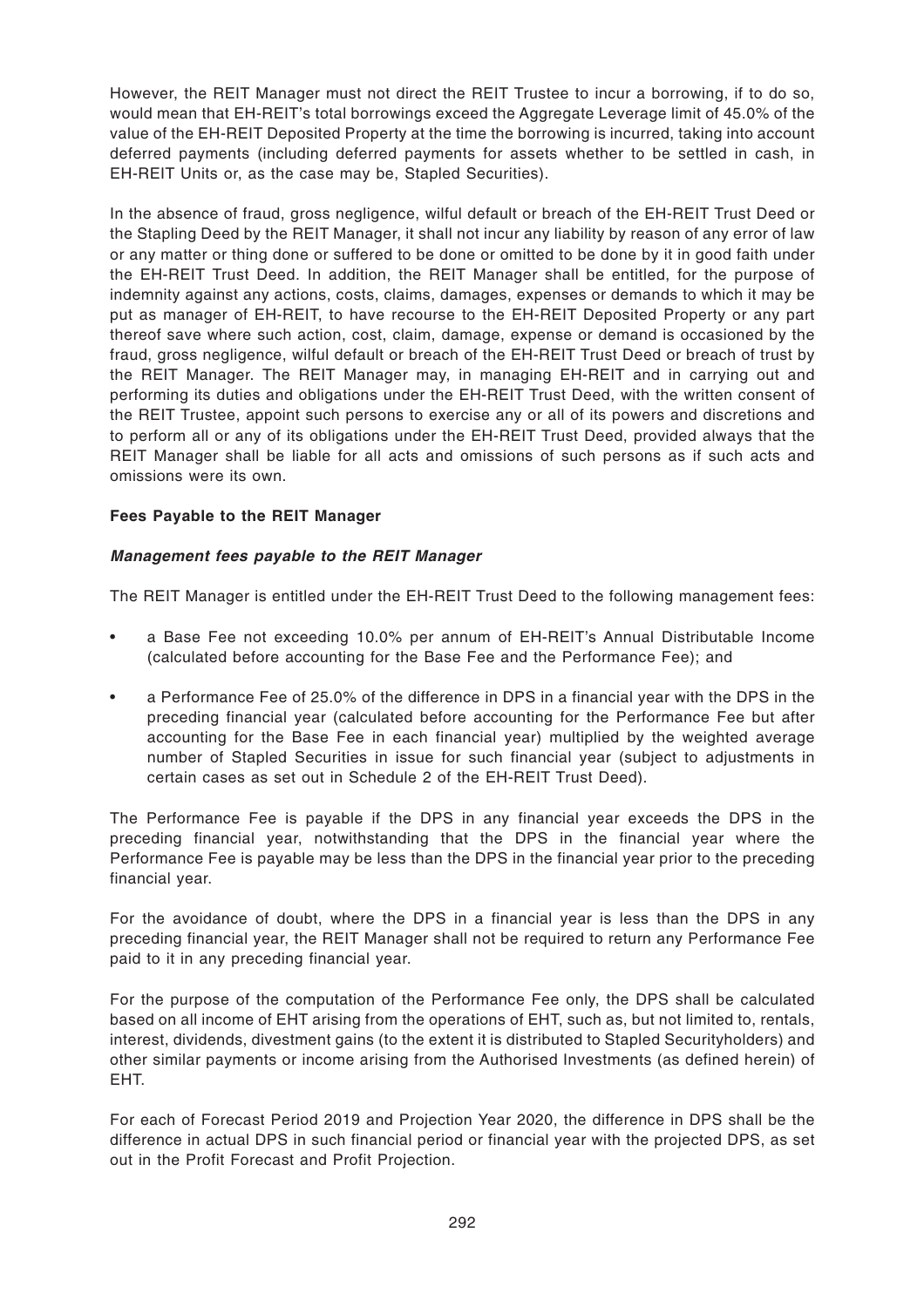However, the REIT Manager must not direct the REIT Trustee to incur a borrowing, if to do so, would mean that EH-REIT's total borrowings exceed the Aggregate Leverage limit of 45.0% of the value of the EH-REIT Deposited Property at the time the borrowing is incurred, taking into account deferred payments (including deferred payments for assets whether to be settled in cash, in EH-REIT Units or, as the case may be, Stapled Securities).

In the absence of fraud, gross negligence, wilful default or breach of the EH-REIT Trust Deed or the Stapling Deed by the REIT Manager, it shall not incur any liability by reason of any error of law or any matter or thing done or suffered to be done or omitted to be done by it in good faith under the EH-REIT Trust Deed. In addition, the REIT Manager shall be entitled, for the purpose of indemnity against any actions, costs, claims, damages, expenses or demands to which it may be put as manager of EH-REIT, to have recourse to the EH-REIT Deposited Property or any part thereof save where such action, cost, claim, damage, expense or demand is occasioned by the fraud, gross negligence, wilful default or breach of the EH-REIT Trust Deed or breach of trust by the REIT Manager. The REIT Manager may, in managing EH-REIT and in carrying out and performing its duties and obligations under the EH-REIT Trust Deed, with the written consent of the REIT Trustee, appoint such persons to exercise any or all of its powers and discretions and to perform all or any of its obligations under the EH-REIT Trust Deed, provided always that the REIT Manager shall be liable for all acts and omissions of such persons as if such acts and omissions were its own.

**Fees Payable to the REIT Manager**

***Management fees payable to the REIT Manager***

The REIT Manager is entitled under the EH-REIT Trust Deed to the following management fees:

- a Base Fee not exceeding 10.0% per annum of EH-REIT's Annual Distributable Income (calculated before accounting for the Base Fee and the Performance Fee); and
- a Performance Fee of 25.0% of the difference in DPS in a financial year with the DPS in the preceding financial year (calculated before accounting for the Performance Fee but after accounting for the Base Fee in each financial year) multiplied by the weighted average number of Stapled Securities in issue for such financial year (subject to adjustments in certain cases as set out in Schedule 2 of the EH-REIT Trust Deed).

The Performance Fee is payable if the DPS in any financial year exceeds the DPS in the preceding financial year, notwithstanding that the DPS in the financial year where the Performance Fee is payable may be less than the DPS in the financial year prior to the preceding financial year.

For the avoidance of doubt, where the DPS in a financial year is less than the DPS in any preceding financial year, the REIT Manager shall not be required to return any Performance Fee paid to it in any preceding financial year.

For the purpose of the computation of the Performance Fee only, the DPS shall be calculated based on all income of EHT arising from the operations of EHT, such as, but not limited to, rentals, interest, dividends, divestment gains (to the extent it is distributed to Stapled Securityholders) and other similar payments or income arising from the Authorised Investments (as defined herein) of EHT.

For each of Forecast Period 2019 and Projection Year 2020, the difference in DPS shall be the difference in actual DPS in such financial period or financial year with the projected DPS, as set out in the Profit Forecast and Profit Projection.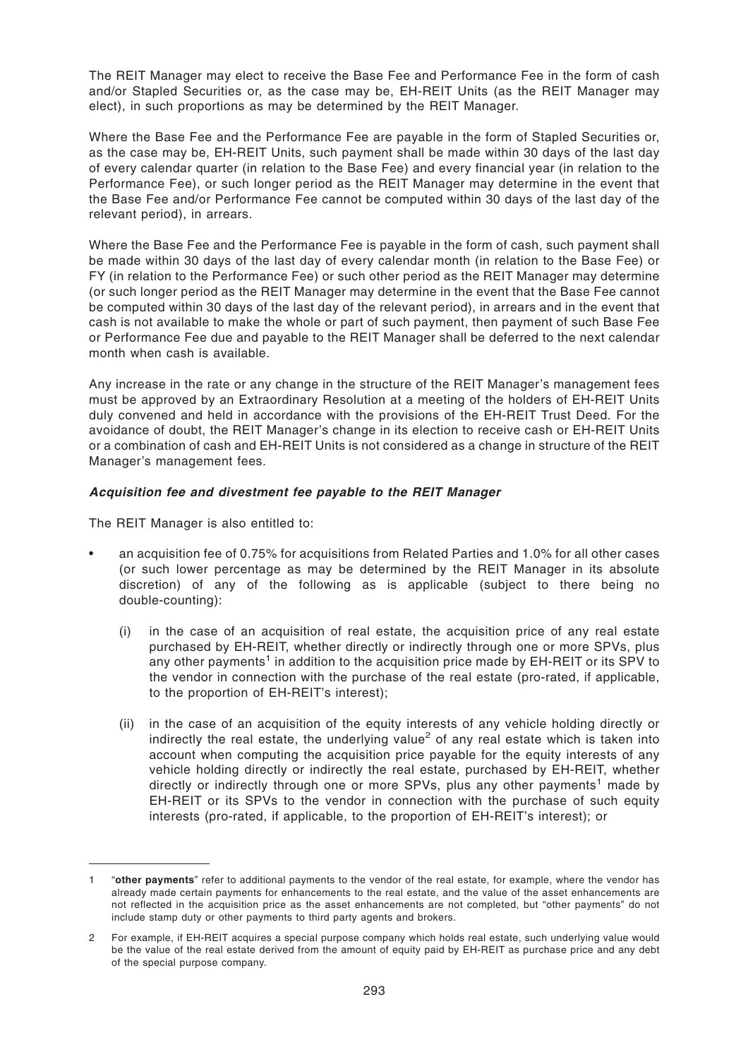The REIT Manager may elect to receive the Base Fee and Performance Fee in the form of cash and/or Stapled Securities or, as the case may be, EH-REIT Units (as the REIT Manager may elect), in such proportions as may be determined by the REIT Manager.

Where the Base Fee and the Performance Fee are payable in the form of Stapled Securities or, as the case may be, EH-REIT Units, such payment shall be made within 30 days of the last day of every calendar quarter (in relation to the Base Fee) and every financial year (in relation to the Performance Fee), or such longer period as the REIT Manager may determine in the event that the Base Fee and/or Performance Fee cannot be computed within 30 days of the last day of the relevant period), in arrears.

Where the Base Fee and the Performance Fee is payable in the form of cash, such payment shall be made within 30 days of the last day of every calendar month (in relation to the Base Fee) or FY (in relation to the Performance Fee) or such other period as the REIT Manager may determine (or such longer period as the REIT Manager may determine in the event that the Base Fee cannot be computed within 30 days of the last day of the relevant period), in arrears and in the event that cash is not available to make the whole or part of such payment, then payment of such Base Fee or Performance Fee due and payable to the REIT Manager shall be deferred to the next calendar month when cash is available.

Any increase in the rate or any change in the structure of the REIT Manager's management fees must be approved by an Extraordinary Resolution at a meeting of the holders of EH-REIT Units duly convened and held in accordance with the provisions of the EH-REIT Trust Deed. For the avoidance of doubt, the REIT Manager's change in its election to receive cash or EH-REIT Units or a combination of cash and EH-REIT Units is not considered as a change in structure of the REIT Manager's management fees.

***Acquisition fee and divestment fee payable to the REIT Manager***

The REIT Manager is also entitled to:

- an acquisition fee of 0.75% for acquisitions from Related Parties and 1.0% for all other cases (or such lower percentage as may be determined by the REIT Manager in its absolute discretion) of any of the following as is applicable (subject to there being no double-counting):

  (i) in the case of an acquisition of real estate, the acquisition price of any real estate purchased by EH-REIT, whether directly or indirectly through one or more SPVs, plus any other payments[1] in addition to the acquisition price made by EH-REIT or its SPV to the vendor in connection with the purchase of the real estate (pro-rated, if applicable, to the proportion of EH-REIT's interest);

  (ii) in the case of an acquisition of the equity interests of any vehicle holding directly or indirectly the real estate, the underlying value[2] of any real estate which is taken into account when computing the acquisition price payable for the equity interests of any vehicle holding directly or indirectly the real estate, purchased by EH-REIT, whether directly or indirectly through one or more SPVs, plus any other payments[1] made by EH-REIT or its SPVs to the vendor in connection with the purchase of such equity interests (pro-rated, if applicable, to the proportion of EH-REIT's interest); or

---

1 "**other payments**" refer to additional payments to the vendor of the real estate, for example, where the vendor has already made certain payments for enhancements to the real estate, and the value of the asset enhancements are not reflected in the acquisition price as the asset enhancements are not completed, but "other payments" do not include stamp duty or other payments to third party agents and brokers.

2 For example, if EH-REIT acquires a special purpose company which holds real estate, such underlying value would be the value of the real estate derived from the amount of equity paid by EH-REIT as purchase price and any debt of the special purpose company.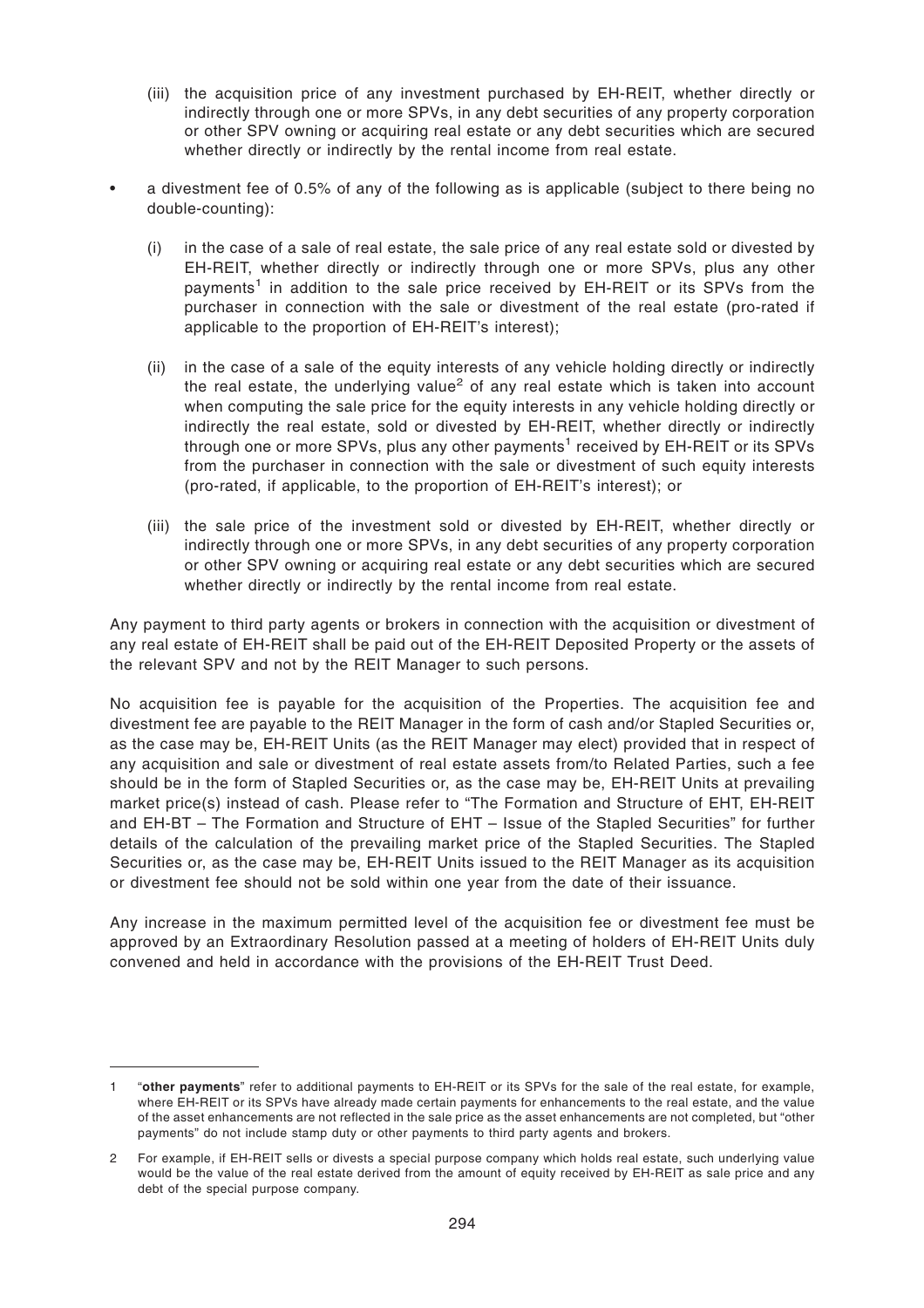(iii) the acquisition price of any investment purchased by EH-REIT, whether directly or indirectly through one or more SPVs, in any debt securities of any property corporation or other SPV owning or acquiring real estate or any debt securities which are secured whether directly or indirectly by the rental income from real estate.

- a divestment fee of 0.5% of any of the following as is applicable (subject to there being no double-counting):

  (i) in the case of a sale of real estate, the sale price of any real estate sold or divested by EH-REIT, whether directly or indirectly through one or more SPVs, plus any other payments[1] in addition to the sale price received by EH-REIT or its SPVs from the purchaser in connection with the sale or divestment of the real estate (pro-rated if applicable to the proportion of EH-REIT's interest);

  (ii) in the case of a sale of the equity interests of any vehicle holding directly or indirectly the real estate, the underlying value[2] of any real estate which is taken into account when computing the sale price for the equity interests in any vehicle holding directly or indirectly the real estate, sold or divested by EH-REIT, whether directly or indirectly through one or more SPVs, plus any other payments[1] received by EH-REIT or its SPVs from the purchaser in connection with the sale or divestment of such equity interests (pro-rated, if applicable, to the proportion of EH-REIT's interest); or

  (iii) the sale price of the investment sold or divested by EH-REIT, whether directly or indirectly through one or more SPVs, in any debt securities of any property corporation or other SPV owning or acquiring real estate or any debt securities which are secured whether directly or indirectly by the rental income from real estate.

Any payment to third party agents or brokers in connection with the acquisition or divestment of any real estate of EH-REIT shall be paid out of the EH-REIT Deposited Property or the assets of the relevant SPV and not by the REIT Manager to such persons.

No acquisition fee is payable for the acquisition of the Properties. The acquisition fee and divestment fee are payable to the REIT Manager in the form of cash and/or Stapled Securities or, as the case may be, EH-REIT Units (as the REIT Manager may elect) provided that in respect of any acquisition and sale or divestment of real estate assets from/to Related Parties, such a fee should be in the form of Stapled Securities or, as the case may be, EH-REIT Units at prevailing market price(s) instead of cash. Please refer to "The Formation and Structure of EHT, EH-REIT and EH-BT – The Formation and Structure of EHT – Issue of the Stapled Securities" for further details of the calculation of the prevailing market price of the Stapled Securities. The Stapled Securities or, as the case may be, EH-REIT Units issued to the REIT Manager as its acquisition or divestment fee should not be sold within one year from the date of their issuance.

Any increase in the maximum permitted level of the acquisition fee or divestment fee must be approved by an Extraordinary Resolution passed at a meeting of holders of EH-REIT Units duly convened and held in accordance with the provisions of the EH-REIT Trust Deed.

---

1 "**other payments**" refer to additional payments to EH-REIT or its SPVs for the sale of the real estate, for example, where EH-REIT or its SPVs have already made certain payments for enhancements to the real estate, and the value of the asset enhancements are not reflected in the sale price as the asset enhancements are not completed, but "other payments" do not include stamp duty or other payments to third party agents and brokers.

2 For example, if EH-REIT sells or divests a special purpose company which holds real estate, such underlying value would be the value of the real estate derived from the amount of equity received by EH-REIT as sale price and any debt of the special purpose company.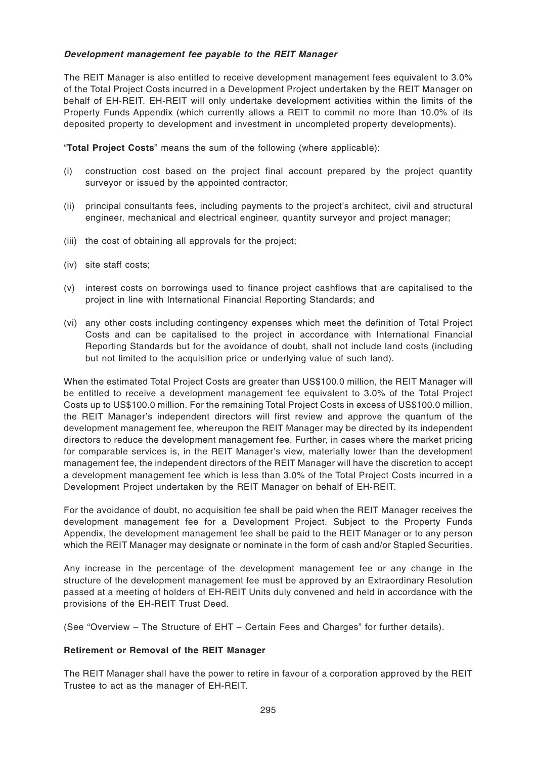***Development management fee payable to the REIT Manager***

The REIT Manager is also entitled to receive development management fees equivalent to 3.0% of the Total Project Costs incurred in a Development Project undertaken by the REIT Manager on behalf of EH-REIT. EH-REIT will only undertake development activities within the limits of the Property Funds Appendix (which currently allows a REIT to commit no more than 10.0% of its deposited property to development and investment in uncompleted property developments).

"**Total Project Costs**" means the sum of the following (where applicable):

(i) construction cost based on the project final account prepared by the project quantity surveyor or issued by the appointed contractor;

(ii) principal consultants fees, including payments to the project's architect, civil and structural engineer, mechanical and electrical engineer, quantity surveyor and project manager;

(iii) the cost of obtaining all approvals for the project;

(iv) site staff costs;

(v) interest costs on borrowings used to finance project cashflows that are capitalised to the project in line with International Financial Reporting Standards; and

(vi) any other costs including contingency expenses which meet the definition of Total Project Costs and can be capitalised to the project in accordance with International Financial Reporting Standards but for the avoidance of doubt, shall not include land costs (including but not limited to the acquisition price or underlying value of such land).

When the estimated Total Project Costs are greater than US$100.0 million, the REIT Manager will be entitled to receive a development management fee equivalent to 3.0% of the Total Project Costs up to US$100.0 million. For the remaining Total Project Costs in excess of US$100.0 million, the REIT Manager's independent directors will first review and approve the quantum of the development management fee, whereupon the REIT Manager may be directed by its independent directors to reduce the development management fee. Further, in cases where the market pricing for comparable services is, in the REIT Manager's view, materially lower than the development management fee, the independent directors of the REIT Manager will have the discretion to accept a development management fee which is less than 3.0% of the Total Project Costs incurred in a Development Project undertaken by the REIT Manager on behalf of EH-REIT.

For the avoidance of doubt, no acquisition fee shall be paid when the REIT Manager receives the development management fee for a Development Project. Subject to the Property Funds Appendix, the development management fee shall be paid to the REIT Manager or to any person which the REIT Manager may designate or nominate in the form of cash and/or Stapled Securities.

Any increase in the percentage of the development management fee or any change in the structure of the development management fee must be approved by an Extraordinary Resolution passed at a meeting of holders of EH-REIT Units duly convened and held in accordance with the provisions of the EH-REIT Trust Deed.

(See "Overview – The Structure of EHT – Certain Fees and Charges" for further details).

**Retirement or Removal of the REIT Manager**

The REIT Manager shall have the power to retire in favour of a corporation approved by the REIT Trustee to act as the manager of EH-REIT.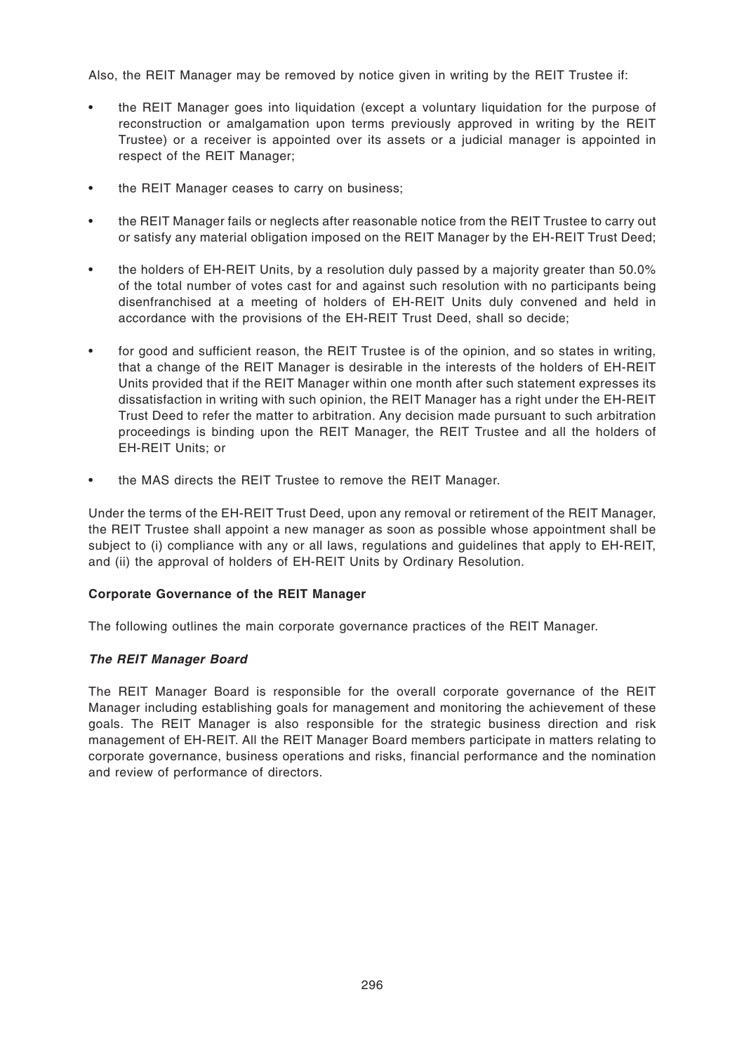Also, the REIT Manager may be removed by notice given in writing by the REIT Trustee if:

- the REIT Manager goes into liquidation (except a voluntary liquidation for the purpose of reconstruction or amalgamation upon terms previously approved in writing by the REIT Trustee) or a receiver is appointed over its assets or a judicial manager is appointed in respect of the REIT Manager;
- the REIT Manager ceases to carry on business;
- the REIT Manager fails or neglects after reasonable notice from the REIT Trustee to carry out or satisfy any material obligation imposed on the REIT Manager by the EH-REIT Trust Deed;
- the holders of EH-REIT Units, by a resolution duly passed by a majority greater than 50.0% of the total number of votes cast for and against such resolution with no participants being disenfranchised at a meeting of holders of EH-REIT Units duly convened and held in accordance with the provisions of the EH-REIT Trust Deed, shall so decide;
- for good and sufficient reason, the REIT Trustee is of the opinion, and so states in writing, that a change of the REIT Manager is desirable in the interests of the holders of EH-REIT Units provided that if the REIT Manager within one month after such statement expresses its dissatisfaction in writing with such opinion, the REIT Manager has a right under the EH-REIT Trust Deed to refer the matter to arbitration. Any decision made pursuant to such arbitration proceedings is binding upon the REIT Manager, the REIT Trustee and all the holders of EH-REIT Units; or
- the MAS directs the REIT Trustee to remove the REIT Manager.

Under the terms of the EH-REIT Trust Deed, upon any removal or retirement of the REIT Manager, the REIT Trustee shall appoint a new manager as soon as possible whose appointment shall be subject to (i) compliance with any or all laws, regulations and guidelines that apply to EH-REIT, and (ii) the approval of holders of EH-REIT Units by Ordinary Resolution.

**Corporate Governance of the REIT Manager**

The following outlines the main corporate governance practices of the REIT Manager.

***The REIT Manager Board***

The REIT Manager Board is responsible for the overall corporate governance of the REIT Manager including establishing goals for management and monitoring the achievement of these goals. The REIT Manager is also responsible for the strategic business direction and risk management of EH-REIT. All the REIT Manager Board members participate in matters relating to corporate governance, business operations and risks, financial performance and the nomination and review of performance of directors.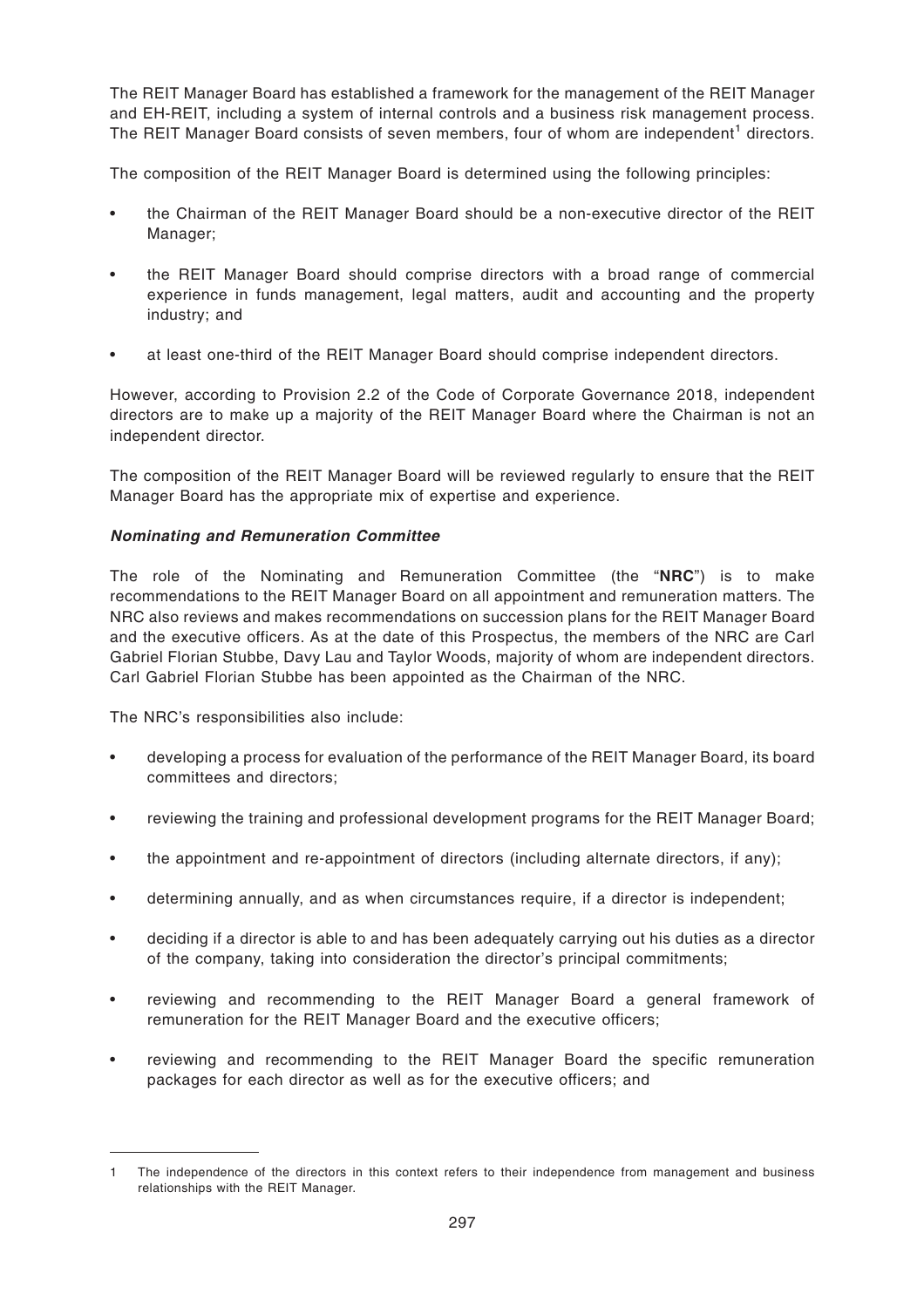The REIT Manager Board has established a framework for the management of the REIT Manager and EH-REIT, including a system of internal controls and a business risk management process. The REIT Manager Board consists of seven members, four of whom are independent[1] directors.

The composition of the REIT Manager Board is determined using the following principles:

- the Chairman of the REIT Manager Board should be a non-executive director of the REIT Manager;
- the REIT Manager Board should comprise directors with a broad range of commercial experience in funds management, legal matters, audit and accounting and the property industry; and
- at least one-third of the REIT Manager Board should comprise independent directors.

However, according to Provision 2.2 of the Code of Corporate Governance 2018, independent directors are to make up a majority of the REIT Manager Board where the Chairman is not an independent director.

The composition of the REIT Manager Board will be reviewed regularly to ensure that the REIT Manager Board has the appropriate mix of expertise and experience.

***Nominating and Remuneration Committee***

The role of the Nominating and Remuneration Committee (the "**NRC**") is to make recommendations to the REIT Manager Board on all appointment and remuneration matters. The NRC also reviews and makes recommendations on succession plans for the REIT Manager Board and the executive officers. As at the date of this Prospectus, the members of the NRC are Carl Gabriel Florian Stubbe, Davy Lau and Taylor Woods, majority of whom are independent directors. Carl Gabriel Florian Stubbe has been appointed as the Chairman of the NRC.

The NRC's responsibilities also include:

- developing a process for evaluation of the performance of the REIT Manager Board, its board committees and directors;
- reviewing the training and professional development programs for the REIT Manager Board;
- the appointment and re-appointment of directors (including alternate directors, if any);
- determining annually, and as when circumstances require, if a director is independent;
- deciding if a director is able to and has been adequately carrying out his duties as a director of the company, taking into consideration the director's principal commitments;
- reviewing and recommending to the REIT Manager Board a general framework of remuneration for the REIT Manager Board and the executive officers;
- reviewing and recommending to the REIT Manager Board the specific remuneration packages for each director as well as for the executive officers; and

1 The independence of the directors in this context refers to their independence from management and business relationships with the REIT Manager.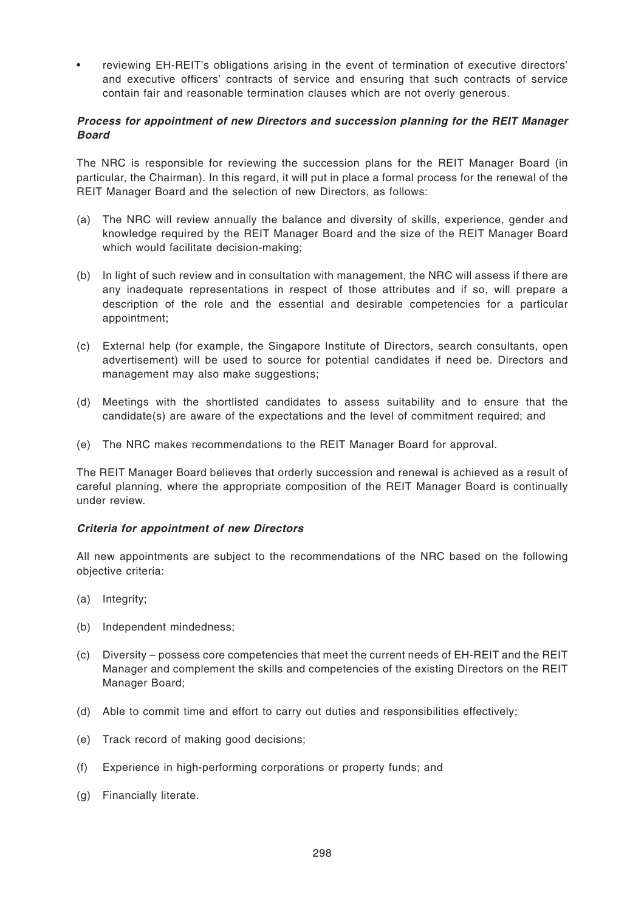- reviewing EH-REIT's obligations arising in the event of termination of executive directors' and executive officers' contracts of service and ensuring that such contracts of service contain fair and reasonable termination clauses which are not overly generous.

***Process for appointment of new Directors and succession planning for the REIT Manager Board***

The NRC is responsible for reviewing the succession plans for the REIT Manager Board (in particular, the Chairman). In this regard, it will put in place a formal process for the renewal of the REIT Manager Board and the selection of new Directors, as follows:

(a) The NRC will review annually the balance and diversity of skills, experience, gender and knowledge required by the REIT Manager Board and the size of the REIT Manager Board which would facilitate decision-making;

(b) In light of such review and in consultation with management, the NRC will assess if there are any inadequate representations in respect of those attributes and if so, will prepare a description of the role and the essential and desirable competencies for a particular appointment;

(c) External help (for example, the Singapore Institute of Directors, search consultants, open advertisement) will be used to source for potential candidates if need be. Directors and management may also make suggestions;

(d) Meetings with the shortlisted candidates to assess suitability and to ensure that the candidate(s) are aware of the expectations and the level of commitment required; and

(e) The NRC makes recommendations to the REIT Manager Board for approval.

The REIT Manager Board believes that orderly succession and renewal is achieved as a result of careful planning, where the appropriate composition of the REIT Manager Board is continually under review.

***Criteria for appointment of new Directors***

All new appointments are subject to the recommendations of the NRC based on the following objective criteria:

(a) Integrity;

(b) Independent mindedness;

(c) Diversity – possess core competencies that meet the current needs of EH-REIT and the REIT Manager and complement the skills and competencies of the existing Directors on the REIT Manager Board;

(d) Able to commit time and effort to carry out duties and responsibilities effectively;

(e) Track record of making good decisions;

(f) Experience in high-performing corporations or property funds; and

(g) Financially literate.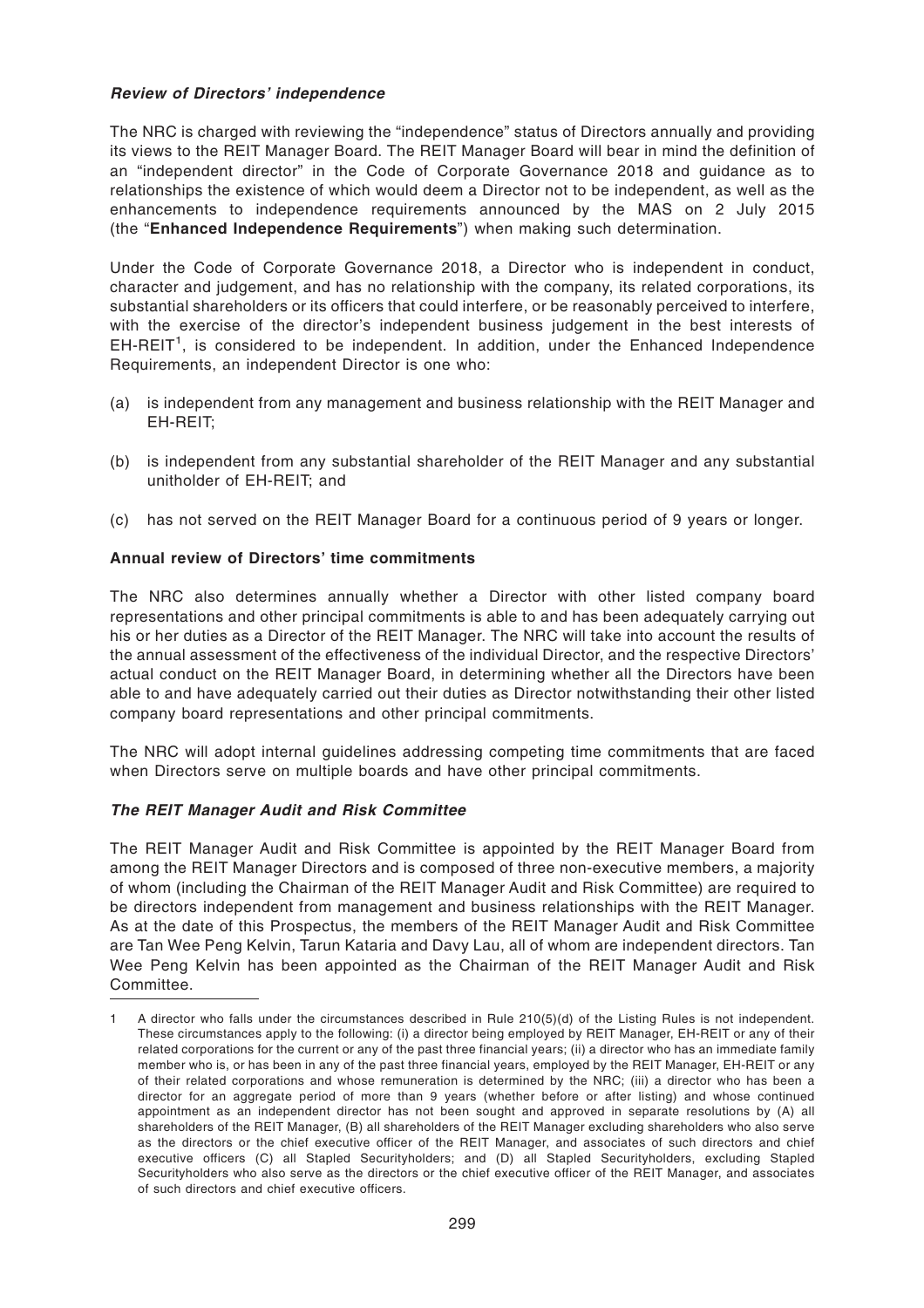### *Review of Directors' independence*

The NRC is charged with reviewing the "independence" status of Directors annually and providing its views to the REIT Manager Board. The REIT Manager Board will bear in mind the definition of an "independent director" in the Code of Corporate Governance 2018 and guidance as to relationships the existence of which would deem a Director not to be independent, as well as the enhancements to independence requirements announced by the MAS on 2 July 2015 (the "**Enhanced Independence Requirements**") when making such determination.

Under the Code of Corporate Governance 2018, a Director who is independent in conduct, character and judgement, and has no relationship with the company, its related corporations, its substantial shareholders or its officers that could interfere, or be reasonably perceived to interfere, with the exercise of the director's independent business judgement in the best interests of EH-REIT[1], is considered to be independent. In addition, under the Enhanced Independence Requirements, an independent Director is one who:

(a) is independent from any management and business relationship with the REIT Manager and EH-REIT;

(b) is independent from any substantial shareholder of the REIT Manager and any substantial unitholder of EH-REIT; and

(c) has not served on the REIT Manager Board for a continuous period of 9 years or longer.

### Annual review of Directors' time commitments

The NRC also determines annually whether a Director with other listed company board representations and other principal commitments is able to and has been adequately carrying out his or her duties as a Director of the REIT Manager. The NRC will take into account the results of the annual assessment of the effectiveness of the individual Director, and the respective Directors' actual conduct on the REIT Manager Board, in determining whether all the Directors have been able to and have adequately carried out their duties as Director notwithstanding their other listed company board representations and other principal commitments.

The NRC will adopt internal guidelines addressing competing time commitments that are faced when Directors serve on multiple boards and have other principal commitments.

### *The REIT Manager Audit and Risk Committee*

The REIT Manager Audit and Risk Committee is appointed by the REIT Manager Board from among the REIT Manager Directors and is composed of three non-executive members, a majority of whom (including the Chairman of the REIT Manager Audit and Risk Committee) are required to be directors independent from management and business relationships with the REIT Manager. As at the date of this Prospectus, the members of the REIT Manager Audit and Risk Committee are Tan Wee Peng Kelvin, Tarun Kataria and Davy Lau, all of whom are independent directors. Tan Wee Peng Kelvin has been appointed as the Chairman of the REIT Manager Audit and Risk Committee.

---

1 A director who falls under the circumstances described in Rule 210(5)(d) of the Listing Rules is not independent. These circumstances apply to the following: (i) a director being employed by REIT Manager, EH-REIT or any of their related corporations for the current or any of the past three financial years; (ii) a director who has an immediate family member who is, or has been in any of the past three financial years, employed by the REIT Manager, EH-REIT or any of their related corporations and whose remuneration is determined by the NRC; (iii) a director who has been a director for an aggregate period of more than 9 years (whether before or after listing) and whose continued appointment as an independent director has not been sought and approved in separate resolutions by (A) all shareholders of the REIT Manager, (B) all shareholders of the REIT Manager excluding shareholders who also serve as the directors or the chief executive officer of the REIT Manager, and associates of such directors and chief executive officers (C) all Stapled Securityholders; and (D) all Stapled Securityholders, excluding Stapled Securityholders who also serve as the directors or the chief executive officer of the REIT Manager, and associates of such directors and chief executive officers.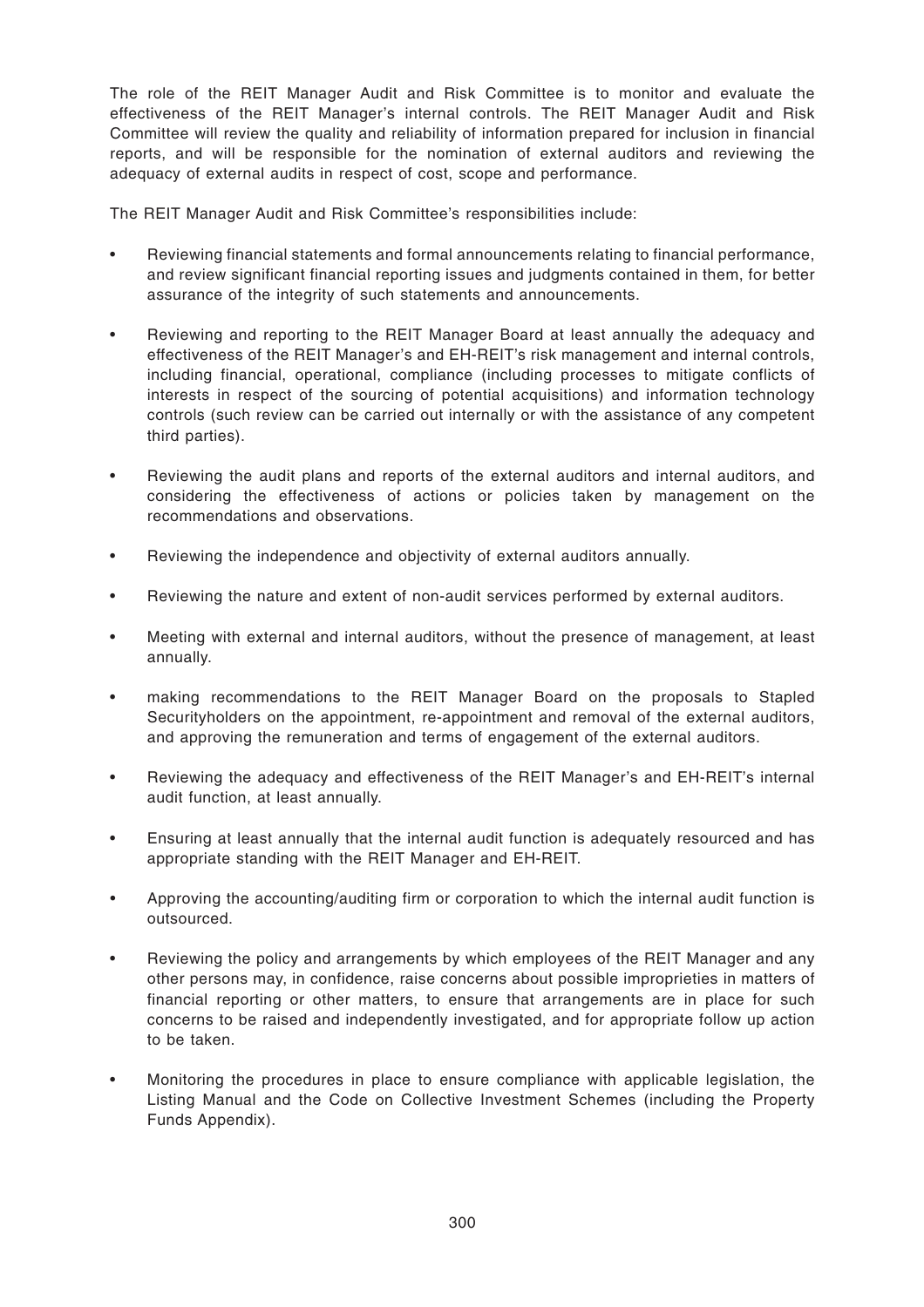The role of the REIT Manager Audit and Risk Committee is to monitor and evaluate the effectiveness of the REIT Manager's internal controls. The REIT Manager Audit and Risk Committee will review the quality and reliability of information prepared for inclusion in financial reports, and will be responsible for the nomination of external auditors and reviewing the adequacy of external audits in respect of cost, scope and performance.

The REIT Manager Audit and Risk Committee's responsibilities include:

- Reviewing financial statements and formal announcements relating to financial performance, and review significant financial reporting issues and judgments contained in them, for better assurance of the integrity of such statements and announcements.
- Reviewing and reporting to the REIT Manager Board at least annually the adequacy and effectiveness of the REIT Manager's and EH-REIT's risk management and internal controls, including financial, operational, compliance (including processes to mitigate conflicts of interests in respect of the sourcing of potential acquisitions) and information technology controls (such review can be carried out internally or with the assistance of any competent third parties).
- Reviewing the audit plans and reports of the external auditors and internal auditors, and considering the effectiveness of actions or policies taken by management on the recommendations and observations.
- Reviewing the independence and objectivity of external auditors annually.
- Reviewing the nature and extent of non-audit services performed by external auditors.
- Meeting with external and internal auditors, without the presence of management, at least annually.
- making recommendations to the REIT Manager Board on the proposals to Stapled Securityholders on the appointment, re-appointment and removal of the external auditors, and approving the remuneration and terms of engagement of the external auditors.
- Reviewing the adequacy and effectiveness of the REIT Manager's and EH-REIT's internal audit function, at least annually.
- Ensuring at least annually that the internal audit function is adequately resourced and has appropriate standing with the REIT Manager and EH-REIT.
- Approving the accounting/auditing firm or corporation to which the internal audit function is outsourced.
- Reviewing the policy and arrangements by which employees of the REIT Manager and any other persons may, in confidence, raise concerns about possible improprieties in matters of financial reporting or other matters, to ensure that arrangements are in place for such concerns to be raised and independently investigated, and for appropriate follow up action to be taken.
- Monitoring the procedures in place to ensure compliance with applicable legislation, the Listing Manual and the Code on Collective Investment Schemes (including the Property Funds Appendix).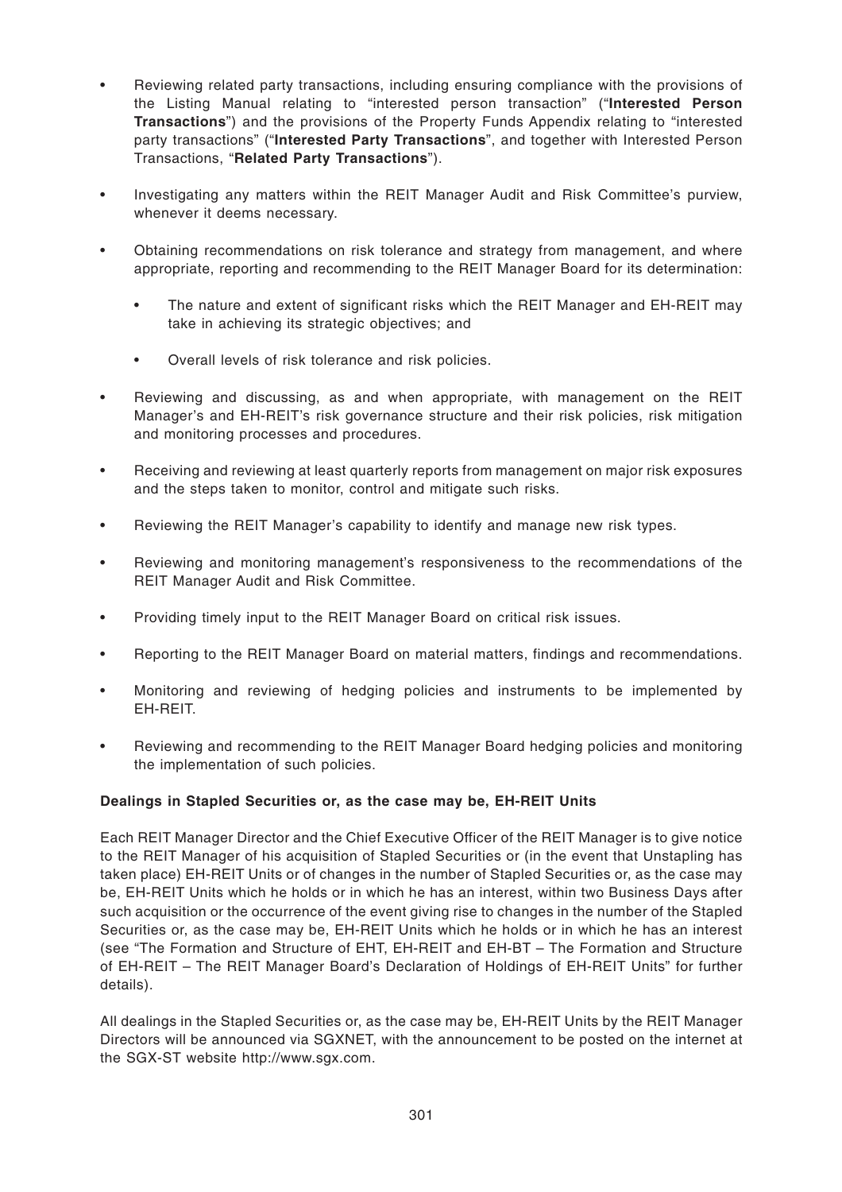- Reviewing related party transactions, including ensuring compliance with the provisions of the Listing Manual relating to "interested person transaction" ("**Interested Person Transactions**") and the provisions of the Property Funds Appendix relating to "interested party transactions" ("**Interested Party Transactions**", and together with Interested Person Transactions, "**Related Party Transactions**").
- Investigating any matters within the REIT Manager Audit and Risk Committee's purview, whenever it deems necessary.
- Obtaining recommendations on risk tolerance and strategy from management, and where appropriate, reporting and recommending to the REIT Manager Board for its determination:
  - The nature and extent of significant risks which the REIT Manager and EH-REIT may take in achieving its strategic objectives; and
  - Overall levels of risk tolerance and risk policies.
- Reviewing and discussing, as and when appropriate, with management on the REIT Manager's and EH-REIT's risk governance structure and their risk policies, risk mitigation and monitoring processes and procedures.
- Receiving and reviewing at least quarterly reports from management on major risk exposures and the steps taken to monitor, control and mitigate such risks.
- Reviewing the REIT Manager's capability to identify and manage new risk types.
- Reviewing and monitoring management's responsiveness to the recommendations of the REIT Manager Audit and Risk Committee.
- Providing timely input to the REIT Manager Board on critical risk issues.
- Reporting to the REIT Manager Board on material matters, findings and recommendations.
- Monitoring and reviewing of hedging policies and instruments to be implemented by EH-REIT.
- Reviewing and recommending to the REIT Manager Board hedging policies and monitoring the implementation of such policies.

**Dealings in Stapled Securities or, as the case may be, EH-REIT Units**

Each REIT Manager Director and the Chief Executive Officer of the REIT Manager is to give notice to the REIT Manager of his acquisition of Stapled Securities or (in the event that Unstapling has taken place) EH-REIT Units or of changes in the number of Stapled Securities or, as the case may be, EH-REIT Units which he holds or in which he has an interest, within two Business Days after such acquisition or the occurrence of the event giving rise to changes in the number of the Stapled Securities or, as the case may be, EH-REIT Units which he holds or in which he has an interest (see "The Formation and Structure of EHT, EH-REIT and EH-BT – The Formation and Structure of EH-REIT – The REIT Manager Board's Declaration of Holdings of EH-REIT Units" for further details).

All dealings in the Stapled Securities or, as the case may be, EH-REIT Units by the REIT Manager Directors will be announced via SGXNET, with the announcement to be posted on the internet at the SGX-ST website http://www.sgx.com.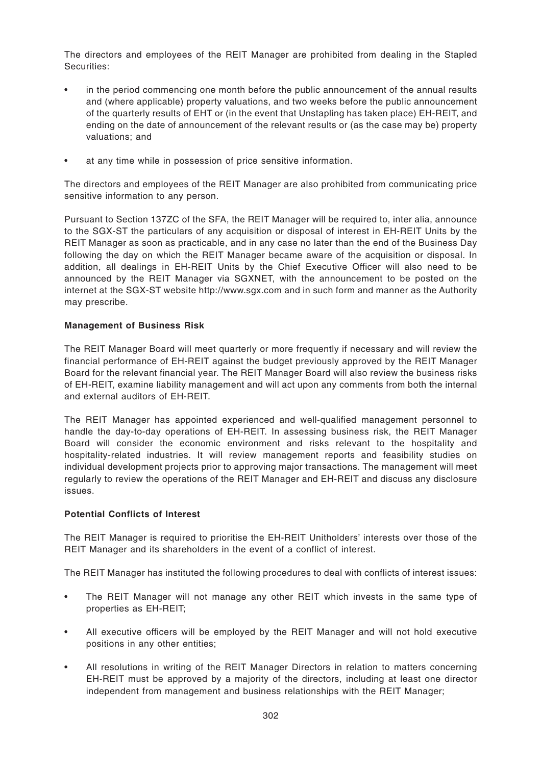The directors and employees of the REIT Manager are prohibited from dealing in the Stapled Securities:

- in the period commencing one month before the public announcement of the annual results and (where applicable) property valuations, and two weeks before the public announcement of the quarterly results of EHT or (in the event that Unstapling has taken place) EH-REIT, and ending on the date of announcement of the relevant results or (as the case may be) property valuations; and
- at any time while in possession of price sensitive information.

The directors and employees of the REIT Manager are also prohibited from communicating price sensitive information to any person.

Pursuant to Section 137ZC of the SFA, the REIT Manager will be required to, inter alia, announce to the SGX-ST the particulars of any acquisition or disposal of interest in EH-REIT Units by the REIT Manager as soon as practicable, and in any case no later than the end of the Business Day following the day on which the REIT Manager became aware of the acquisition or disposal. In addition, all dealings in EH-REIT Units by the Chief Executive Officer will also need to be announced by the REIT Manager via SGXNET, with the announcement to be posted on the internet at the SGX-ST website http://www.sgx.com and in such form and manner as the Authority may prescribe.

**Management of Business Risk**

The REIT Manager Board will meet quarterly or more frequently if necessary and will review the financial performance of EH-REIT against the budget previously approved by the REIT Manager Board for the relevant financial year. The REIT Manager Board will also review the business risks of EH-REIT, examine liability management and will act upon any comments from both the internal and external auditors of EH-REIT.

The REIT Manager has appointed experienced and well-qualified management personnel to handle the day-to-day operations of EH-REIT. In assessing business risk, the REIT Manager Board will consider the economic environment and risks relevant to the hospitality and hospitality-related industries. It will review management reports and feasibility studies on individual development projects prior to approving major transactions. The management will meet regularly to review the operations of the REIT Manager and EH-REIT and discuss any disclosure issues.

**Potential Conflicts of Interest**

The REIT Manager is required to prioritise the EH-REIT Unitholders' interests over those of the REIT Manager and its shareholders in the event of a conflict of interest.

The REIT Manager has instituted the following procedures to deal with conflicts of interest issues:

- The REIT Manager will not manage any other REIT which invests in the same type of properties as EH-REIT;
- All executive officers will be employed by the REIT Manager and will not hold executive positions in any other entities;
- All resolutions in writing of the REIT Manager Directors in relation to matters concerning EH-REIT must be approved by a majority of the directors, including at least one director independent from management and business relationships with the REIT Manager;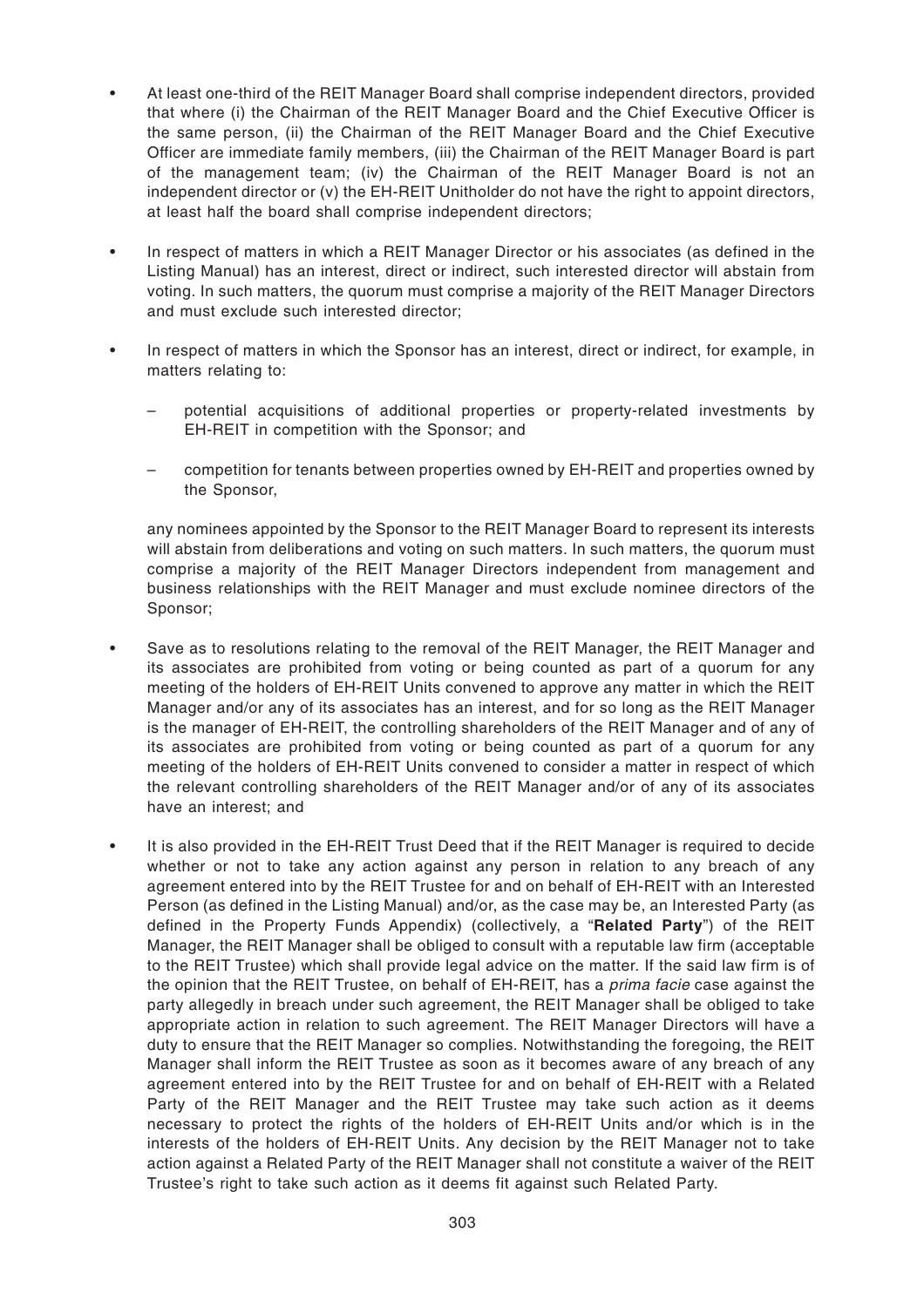- At least one-third of the REIT Manager Board shall comprise independent directors, provided that where (i) the Chairman of the REIT Manager Board and the Chief Executive Officer is the same person, (ii) the Chairman of the REIT Manager Board and the Chief Executive Officer are immediate family members, (iii) the Chairman of the REIT Manager Board is part of the management team; (iv) the Chairman of the REIT Manager Board is not an independent director or (v) the EH-REIT Unitholder do not have the right to appoint directors, at least half the board shall comprise independent directors;

- In respect of matters in which a REIT Manager Director or his associates (as defined in the Listing Manual) has an interest, direct or indirect, such interested director will abstain from voting. In such matters, the quorum must comprise a majority of the REIT Manager Directors and must exclude such interested director;

- In respect of matters in which the Sponsor has an interest, direct or indirect, for example, in matters relating to:

  - potential acquisitions of additional properties or property-related investments by EH-REIT in competition with the Sponsor; and

  - competition for tenants between properties owned by EH-REIT and properties owned by the Sponsor,

  any nominees appointed by the Sponsor to the REIT Manager Board to represent its interests will abstain from deliberations and voting on such matters. In such matters, the quorum must comprise a majority of the REIT Manager Directors independent from management and business relationships with the REIT Manager and must exclude nominee directors of the Sponsor;

- Save as to resolutions relating to the removal of the REIT Manager, the REIT Manager and its associates are prohibited from voting or being counted as part of a quorum for any meeting of the holders of EH-REIT Units convened to approve any matter in which the REIT Manager and/or any of its associates has an interest, and for so long as the REIT Manager is the manager of EH-REIT, the controlling shareholders of the REIT Manager and of any of its associates are prohibited from voting or being counted as part of a quorum for any meeting of the holders of EH-REIT Units convened to consider a matter in respect of which the relevant controlling shareholders of the REIT Manager and/or of any of its associates have an interest; and

- It is also provided in the EH-REIT Trust Deed that if the REIT Manager is required to decide whether or not to take any action against any person in relation to any breach of any agreement entered into by the REIT Trustee for and on behalf of EH-REIT with an Interested Person (as defined in the Listing Manual) and/or, as the case may be, an Interested Party (as defined in the Property Funds Appendix) (collectively, a "**Related Party**") of the REIT Manager, the REIT Manager shall be obliged to consult with a reputable law firm (acceptable to the REIT Trustee) which shall provide legal advice on the matter. If the said law firm is of the opinion that the REIT Trustee, on behalf of EH-REIT, has a *prima facie* case against the party allegedly in breach under such agreement, the REIT Manager shall be obliged to take appropriate action in relation to such agreement. The REIT Manager Directors will have a duty to ensure that the REIT Manager so complies. Notwithstanding the foregoing, the REIT Manager shall inform the REIT Trustee as soon as it becomes aware of any breach of any agreement entered into by the REIT Trustee for and on behalf of EH-REIT with a Related Party of the REIT Manager and the REIT Trustee may take such action as it deems necessary to protect the rights of the holders of EH-REIT Units and/or which is in the interests of the holders of EH-REIT Units. Any decision by the REIT Manager not to take action against a Related Party of the REIT Manager shall not constitute a waiver of the REIT Trustee's right to take such action as it deems fit against such Related Party.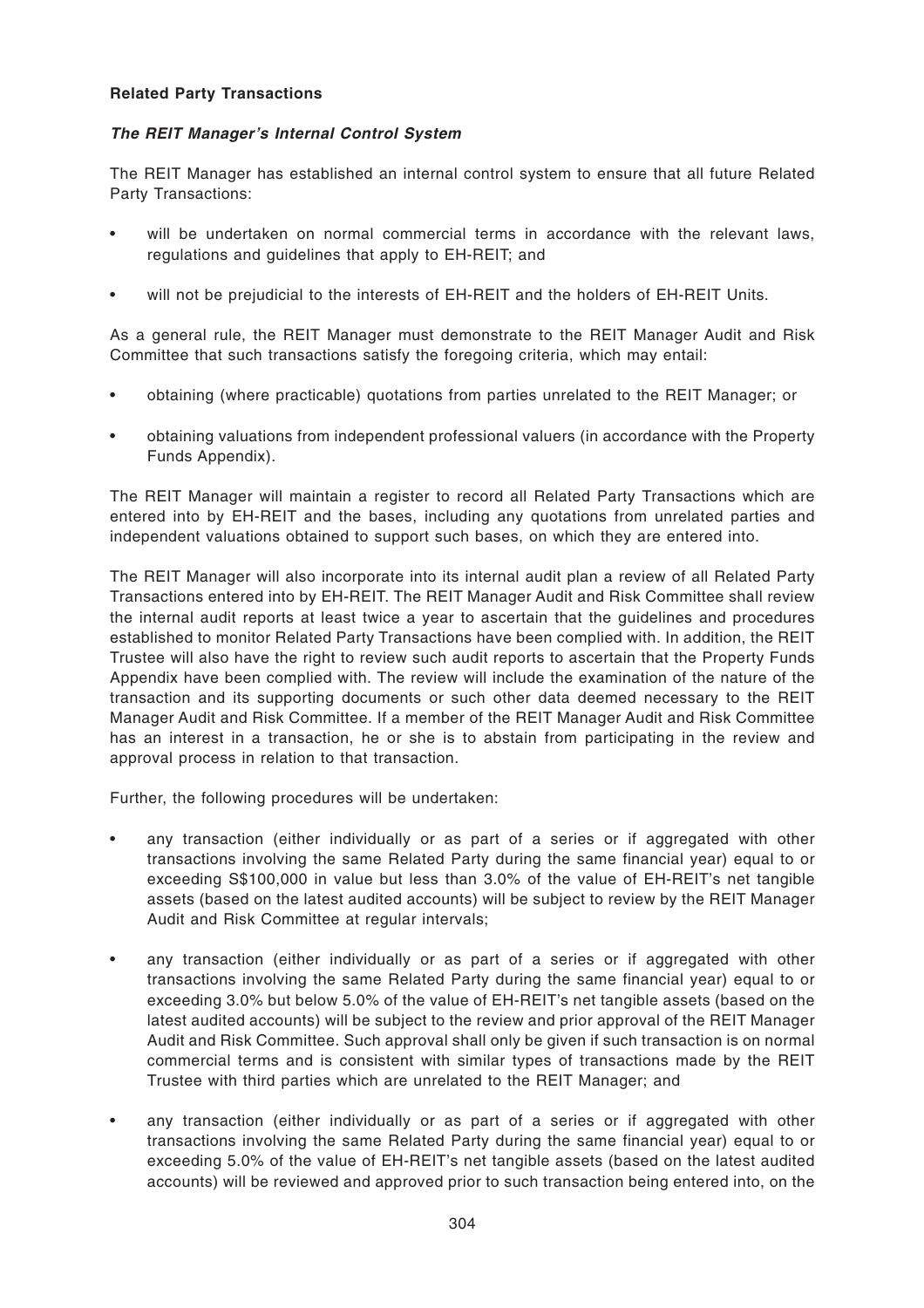**Related Party Transactions**

***The REIT Manager's Internal Control System***

The REIT Manager has established an internal control system to ensure that all future Related Party Transactions:

- will be undertaken on normal commercial terms in accordance with the relevant laws, regulations and guidelines that apply to EH-REIT; and
- will not be prejudicial to the interests of EH-REIT and the holders of EH-REIT Units.

As a general rule, the REIT Manager must demonstrate to the REIT Manager Audit and Risk Committee that such transactions satisfy the foregoing criteria, which may entail:

- obtaining (where practicable) quotations from parties unrelated to the REIT Manager; or
- obtaining valuations from independent professional valuers (in accordance with the Property Funds Appendix).

The REIT Manager will maintain a register to record all Related Party Transactions which are entered into by EH-REIT and the bases, including any quotations from unrelated parties and independent valuations obtained to support such bases, on which they are entered into.

The REIT Manager will also incorporate into its internal audit plan a review of all Related Party Transactions entered into by EH-REIT. The REIT Manager Audit and Risk Committee shall review the internal audit reports at least twice a year to ascertain that the guidelines and procedures established to monitor Related Party Transactions have been complied with. In addition, the REIT Trustee will also have the right to review such audit reports to ascertain that the Property Funds Appendix have been complied with. The review will include the examination of the nature of the transaction and its supporting documents or such other data deemed necessary to the REIT Manager Audit and Risk Committee. If a member of the REIT Manager Audit and Risk Committee has an interest in a transaction, he or she is to abstain from participating in the review and approval process in relation to that transaction.

Further, the following procedures will be undertaken:

- any transaction (either individually or as part of a series or if aggregated with other transactions involving the same Related Party during the same financial year) equal to or exceeding S$100,000 in value but less than 3.0% of the value of EH-REIT's net tangible assets (based on the latest audited accounts) will be subject to review by the REIT Manager Audit and Risk Committee at regular intervals;
- any transaction (either individually or as part of a series or if aggregated with other transactions involving the same Related Party during the same financial year) equal to or exceeding 3.0% but below 5.0% of the value of EH-REIT's net tangible assets (based on the latest audited accounts) will be subject to the review and prior approval of the REIT Manager Audit and Risk Committee. Such approval shall only be given if such transaction is on normal commercial terms and is consistent with similar types of transactions made by the REIT Trustee with third parties which are unrelated to the REIT Manager; and
- any transaction (either individually or as part of a series or if aggregated with other transactions involving the same Related Party during the same financial year) equal to or exceeding 5.0% of the value of EH-REIT's net tangible assets (based on the latest audited accounts) will be reviewed and approved prior to such transaction being entered into, on the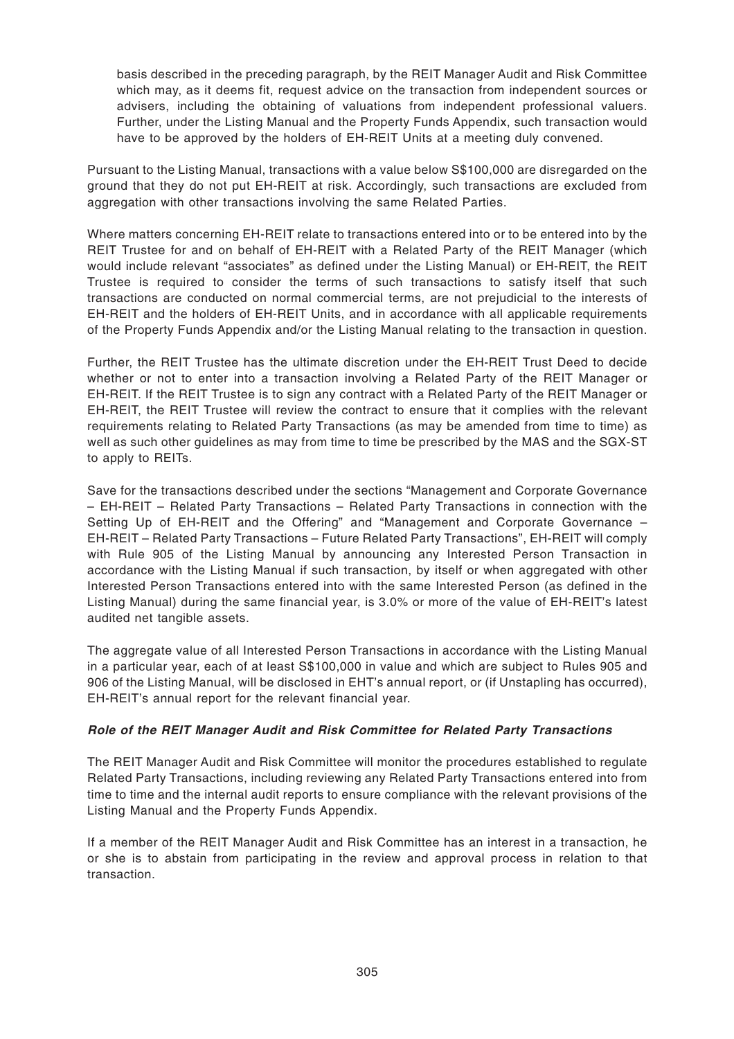basis described in the preceding paragraph, by the REIT Manager Audit and Risk Committee which may, as it deems fit, request advice on the transaction from independent sources or advisers, including the obtaining of valuations from independent professional valuers. Further, under the Listing Manual and the Property Funds Appendix, such transaction would have to be approved by the holders of EH-REIT Units at a meeting duly convened.

Pursuant to the Listing Manual, transactions with a value below S$100,000 are disregarded on the ground that they do not put EH-REIT at risk. Accordingly, such transactions are excluded from aggregation with other transactions involving the same Related Parties.

Where matters concerning EH-REIT relate to transactions entered into or to be entered into by the REIT Trustee for and on behalf of EH-REIT with a Related Party of the REIT Manager (which would include relevant "associates" as defined under the Listing Manual) or EH-REIT, the REIT Trustee is required to consider the terms of such transactions to satisfy itself that such transactions are conducted on normal commercial terms, are not prejudicial to the interests of EH-REIT and the holders of EH-REIT Units, and in accordance with all applicable requirements of the Property Funds Appendix and/or the Listing Manual relating to the transaction in question.

Further, the REIT Trustee has the ultimate discretion under the EH-REIT Trust Deed to decide whether or not to enter into a transaction involving a Related Party of the REIT Manager or EH-REIT. If the REIT Trustee is to sign any contract with a Related Party of the REIT Manager or EH-REIT, the REIT Trustee will review the contract to ensure that it complies with the relevant requirements relating to Related Party Transactions (as may be amended from time to time) as well as such other guidelines as may from time to time be prescribed by the MAS and the SGX-ST to apply to REITs.

Save for the transactions described under the sections "Management and Corporate Governance – EH-REIT – Related Party Transactions – Related Party Transactions in connection with the Setting Up of EH-REIT and the Offering" and "Management and Corporate Governance – EH-REIT – Related Party Transactions – Future Related Party Transactions", EH-REIT will comply with Rule 905 of the Listing Manual by announcing any Interested Person Transaction in accordance with the Listing Manual if such transaction, by itself or when aggregated with other Interested Person Transactions entered into with the same Interested Person (as defined in the Listing Manual) during the same financial year, is 3.0% or more of the value of EH-REIT's latest audited net tangible assets.

The aggregate value of all Interested Person Transactions in accordance with the Listing Manual in a particular year, each of at least S$100,000 in value and which are subject to Rules 905 and 906 of the Listing Manual, will be disclosed in EHT's annual report, or (if Unstapling has occurred), EH-REIT's annual report for the relevant financial year.

***Role of the REIT Manager Audit and Risk Committee for Related Party Transactions***

The REIT Manager Audit and Risk Committee will monitor the procedures established to regulate Related Party Transactions, including reviewing any Related Party Transactions entered into from time to time and the internal audit reports to ensure compliance with the relevant provisions of the Listing Manual and the Property Funds Appendix.

If a member of the REIT Manager Audit and Risk Committee has an interest in a transaction, he or she is to abstain from participating in the review and approval process in relation to that transaction.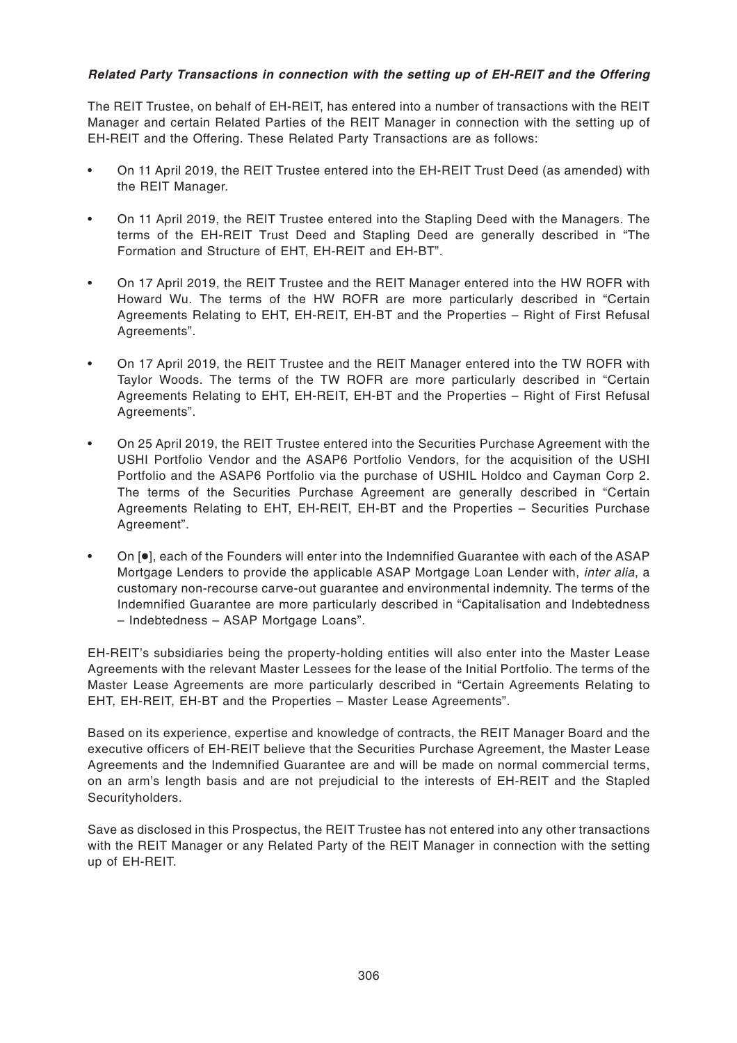***Related Party Transactions in connection with the setting up of EH-REIT and the Offering***

The REIT Trustee, on behalf of EH-REIT, has entered into a number of transactions with the REIT Manager and certain Related Parties of the REIT Manager in connection with the setting up of EH-REIT and the Offering. These Related Party Transactions are as follows:

- On 11 April 2019, the REIT Trustee entered into the EH-REIT Trust Deed (as amended) with the REIT Manager.
- On 11 April 2019, the REIT Trustee entered into the Stapling Deed with the Managers. The terms of the EH-REIT Trust Deed and Stapling Deed are generally described in "The Formation and Structure of EHT, EH-REIT and EH-BT".
- On 17 April 2019, the REIT Trustee and the REIT Manager entered into the HW ROFR with Howard Wu. The terms of the HW ROFR are more particularly described in "Certain Agreements Relating to EHT, EH-REIT, EH-BT and the Properties – Right of First Refusal Agreements".
- On 17 April 2019, the REIT Trustee and the REIT Manager entered into the TW ROFR with Taylor Woods. The terms of the TW ROFR are more particularly described in "Certain Agreements Relating to EHT, EH-REIT, EH-BT and the Properties – Right of First Refusal Agreements".
- On 25 April 2019, the REIT Trustee entered into the Securities Purchase Agreement with the USHI Portfolio Vendor and the ASAP6 Portfolio Vendors, for the acquisition of the USHI Portfolio and the ASAP6 Portfolio via the purchase of USHIL Holdco and Cayman Corp 2. The terms of the Securities Purchase Agreement are generally described in "Certain Agreements Relating to EHT, EH-REIT, EH-BT and the Properties – Securities Purchase Agreement".
- On [●], each of the Founders will enter into the Indemnified Guarantee with each of the ASAP Mortgage Lenders to provide the applicable ASAP Mortgage Loan Lender with, *inter alia*, a customary non-recourse carve-out guarantee and environmental indemnity. The terms of the Indemnified Guarantee are more particularly described in "Capitalisation and Indebtedness – Indebtedness – ASAP Mortgage Loans".

EH-REIT's subsidiaries being the property-holding entities will also enter into the Master Lease Agreements with the relevant Master Lessees for the lease of the Initial Portfolio. The terms of the Master Lease Agreements are more particularly described in "Certain Agreements Relating to EHT, EH-REIT, EH-BT and the Properties – Master Lease Agreements".

Based on its experience, expertise and knowledge of contracts, the REIT Manager Board and the executive officers of EH-REIT believe that the Securities Purchase Agreement, the Master Lease Agreements and the Indemnified Guarantee are and will be made on normal commercial terms, on an arm's length basis and are not prejudicial to the interests of EH-REIT and the Stapled Securityholders.

Save as disclosed in this Prospectus, the REIT Trustee has not entered into any other transactions with the REIT Manager or any Related Party of the REIT Manager in connection with the setting up of EH-REIT.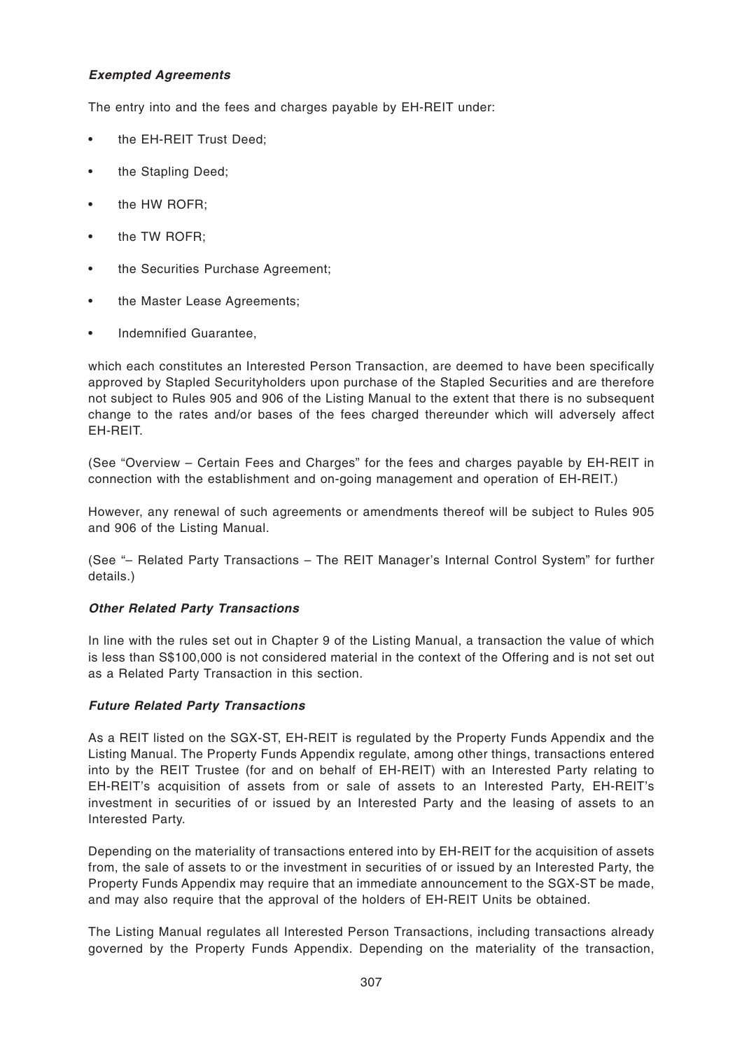***Exempted Agreements***

The entry into and the fees and charges payable by EH-REIT under:

- the EH-REIT Trust Deed;
- the Stapling Deed;
- the HW ROFR;
- the TW ROFR;
- the Securities Purchase Agreement;
- the Master Lease Agreements;
- Indemnified Guarantee,

which each constitutes an Interested Person Transaction, are deemed to have been specifically approved by Stapled Securityholders upon purchase of the Stapled Securities and are therefore not subject to Rules 905 and 906 of the Listing Manual to the extent that there is no subsequent change to the rates and/or bases of the fees charged thereunder which will adversely affect EH-REIT.

(See "Overview – Certain Fees and Charges" for the fees and charges payable by EH-REIT in connection with the establishment and on-going management and operation of EH-REIT.)

However, any renewal of such agreements or amendments thereof will be subject to Rules 905 and 906 of the Listing Manual.

(See "– Related Party Transactions – The REIT Manager's Internal Control System" for further details.)

***Other Related Party Transactions***

In line with the rules set out in Chapter 9 of the Listing Manual, a transaction the value of which is less than S$100,000 is not considered material in the context of the Offering and is not set out as a Related Party Transaction in this section.

***Future Related Party Transactions***

As a REIT listed on the SGX-ST, EH-REIT is regulated by the Property Funds Appendix and the Listing Manual. The Property Funds Appendix regulate, among other things, transactions entered into by the REIT Trustee (for and on behalf of EH-REIT) with an Interested Party relating to EH-REIT's acquisition of assets from or sale of assets to an Interested Party, EH-REIT's investment in securities of or issued by an Interested Party and the leasing of assets to an Interested Party.

Depending on the materiality of transactions entered into by EH-REIT for the acquisition of assets from, the sale of assets to or the investment in securities of or issued by an Interested Party, the Property Funds Appendix may require that an immediate announcement to the SGX-ST be made, and may also require that the approval of the holders of EH-REIT Units be obtained.

The Listing Manual regulates all Interested Person Transactions, including transactions already governed by the Property Funds Appendix. Depending on the materiality of the transaction,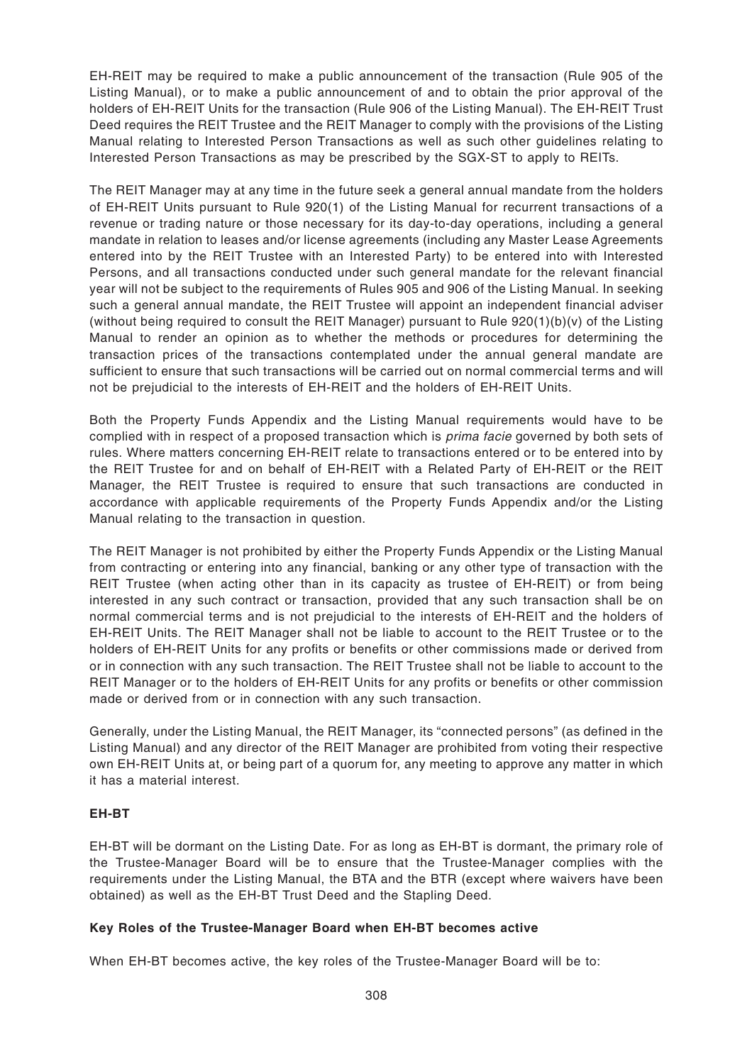EH-REIT may be required to make a public announcement of the transaction (Rule 905 of the Listing Manual), or to make a public announcement of and to obtain the prior approval of the holders of EH-REIT Units for the transaction (Rule 906 of the Listing Manual). The EH-REIT Trust Deed requires the REIT Trustee and the REIT Manager to comply with the provisions of the Listing Manual relating to Interested Person Transactions as well as such other guidelines relating to Interested Person Transactions as may be prescribed by the SGX-ST to apply to REITs.

The REIT Manager may at any time in the future seek a general annual mandate from the holders of EH-REIT Units pursuant to Rule 920(1) of the Listing Manual for recurrent transactions of a revenue or trading nature or those necessary for its day-to-day operations, including a general mandate in relation to leases and/or license agreements (including any Master Lease Agreements entered into by the REIT Trustee with an Interested Party) to be entered into with Interested Persons, and all transactions conducted under such general mandate for the relevant financial year will not be subject to the requirements of Rules 905 and 906 of the Listing Manual. In seeking such a general annual mandate, the REIT Trustee will appoint an independent financial adviser (without being required to consult the REIT Manager) pursuant to Rule 920(1)(b)(v) of the Listing Manual to render an opinion as to whether the methods or procedures for determining the transaction prices of the transactions contemplated under the annual general mandate are sufficient to ensure that such transactions will be carried out on normal commercial terms and will not be prejudicial to the interests of EH-REIT and the holders of EH-REIT Units.

Both the Property Funds Appendix and the Listing Manual requirements would have to be complied with in respect of a proposed transaction which is *prima facie* governed by both sets of rules. Where matters concerning EH-REIT relate to transactions entered or to be entered into by the REIT Trustee for and on behalf of EH-REIT with a Related Party of EH-REIT or the REIT Manager, the REIT Trustee is required to ensure that such transactions are conducted in accordance with applicable requirements of the Property Funds Appendix and/or the Listing Manual relating to the transaction in question.

The REIT Manager is not prohibited by either the Property Funds Appendix or the Listing Manual from contracting or entering into any financial, banking or any other type of transaction with the REIT Trustee (when acting other than in its capacity as trustee of EH-REIT) or from being interested in any such contract or transaction, provided that any such transaction shall be on normal commercial terms and is not prejudicial to the interests of EH-REIT and the holders of EH-REIT Units. The REIT Manager shall not be liable to account to the REIT Trustee or to the holders of EH-REIT Units for any profits or benefits or other commissions made or derived from or in connection with any such transaction. The REIT Trustee shall not be liable to account to the REIT Manager or to the holders of EH-REIT Units for any profits or benefits or other commission made or derived from or in connection with any such transaction.

Generally, under the Listing Manual, the REIT Manager, its "connected persons" (as defined in the Listing Manual) and any director of the REIT Manager are prohibited from voting their respective own EH-REIT Units at, or being part of a quorum for, any meeting to approve any matter in which it has a material interest.

**EH-BT**

EH-BT will be dormant on the Listing Date. For as long as EH-BT is dormant, the primary role of the Trustee-Manager Board will be to ensure that the Trustee-Manager complies with the requirements under the Listing Manual, the BTA and the BTR (except where waivers have been obtained) as well as the EH-BT Trust Deed and the Stapling Deed.

**Key Roles of the Trustee-Manager Board when EH-BT becomes active**

When EH-BT becomes active, the key roles of the Trustee-Manager Board will be to: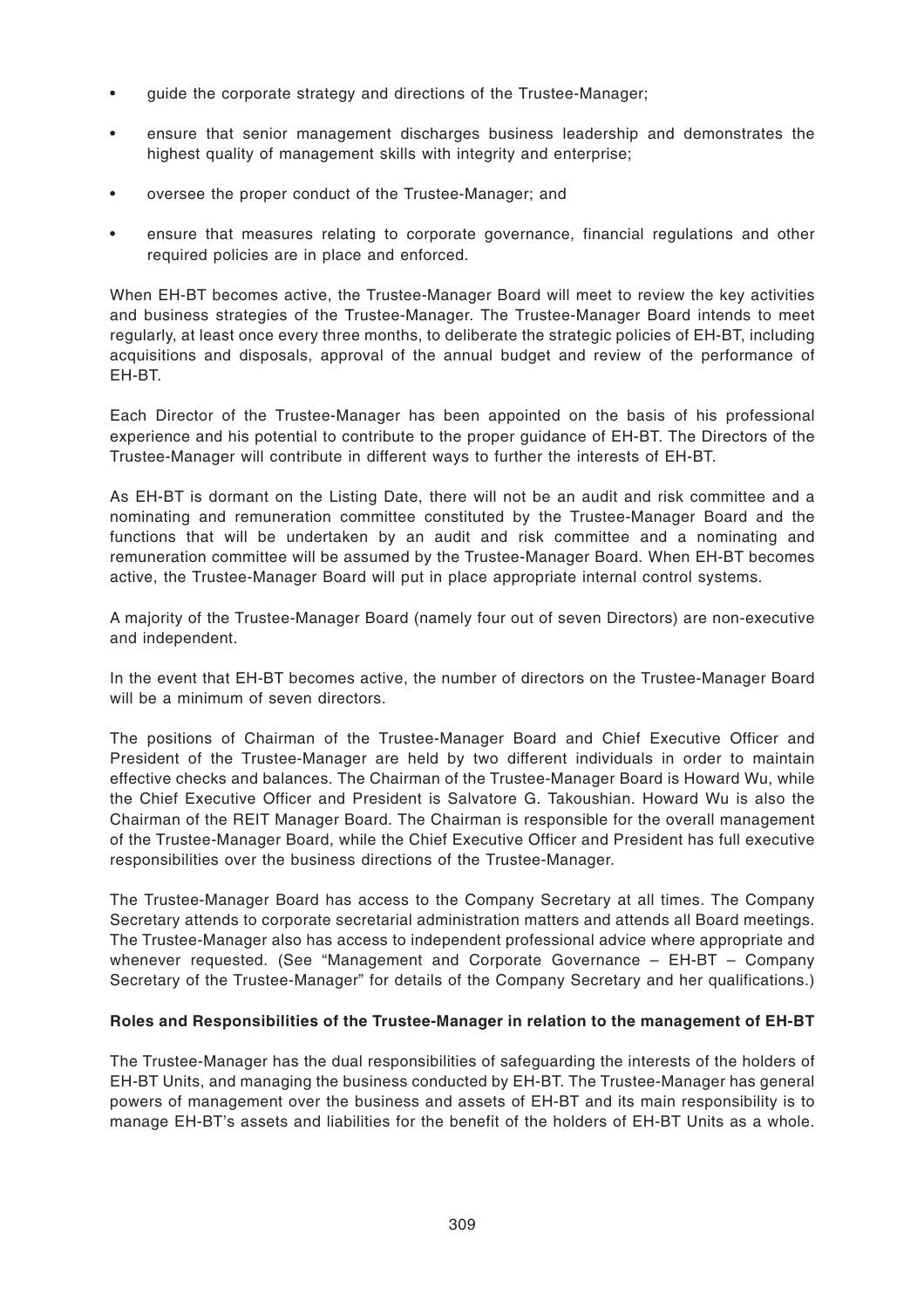- guide the corporate strategy and directions of the Trustee-Manager;
- ensure that senior management discharges business leadership and demonstrates the highest quality of management skills with integrity and enterprise;
- oversee the proper conduct of the Trustee-Manager; and
- ensure that measures relating to corporate governance, financial regulations and other required policies are in place and enforced.

When EH-BT becomes active, the Trustee-Manager Board will meet to review the key activities and business strategies of the Trustee-Manager. The Trustee-Manager Board intends to meet regularly, at least once every three months, to deliberate the strategic policies of EH-BT, including acquisitions and disposals, approval of the annual budget and review of the performance of EH-BT.

Each Director of the Trustee-Manager has been appointed on the basis of his professional experience and his potential to contribute to the proper guidance of EH-BT. The Directors of the Trustee-Manager will contribute in different ways to further the interests of EH-BT.

As EH-BT is dormant on the Listing Date, there will not be an audit and risk committee and a nominating and remuneration committee constituted by the Trustee-Manager Board and the functions that will be undertaken by an audit and risk committee and a nominating and remuneration committee will be assumed by the Trustee-Manager Board. When EH-BT becomes active, the Trustee-Manager Board will put in place appropriate internal control systems.

A majority of the Trustee-Manager Board (namely four out of seven Directors) are non-executive and independent.

In the event that EH-BT becomes active, the number of directors on the Trustee-Manager Board will be a minimum of seven directors.

The positions of Chairman of the Trustee-Manager Board and Chief Executive Officer and President of the Trustee-Manager are held by two different individuals in order to maintain effective checks and balances. The Chairman of the Trustee-Manager Board is Howard Wu, while the Chief Executive Officer and President is Salvatore G. Takoushian. Howard Wu is also the Chairman of the REIT Manager Board. The Chairman is responsible for the overall management of the Trustee-Manager Board, while the Chief Executive Officer and President has full executive responsibilities over the business directions of the Trustee-Manager.

The Trustee-Manager Board has access to the Company Secretary at all times. The Company Secretary attends to corporate secretarial administration matters and attends all Board meetings. The Trustee-Manager also has access to independent professional advice where appropriate and whenever requested. (See "Management and Corporate Governance – EH-BT – Company Secretary of the Trustee-Manager" for details of the Company Secretary and her qualifications.)

**Roles and Responsibilities of the Trustee-Manager in relation to the management of EH-BT**

The Trustee-Manager has the dual responsibilities of safeguarding the interests of the holders of EH-BT Units, and managing the business conducted by EH-BT. The Trustee-Manager has general powers of management over the business and assets of EH-BT and its main responsibility is to manage EH-BT's assets and liabilities for the benefit of the holders of EH-BT Units as a whole.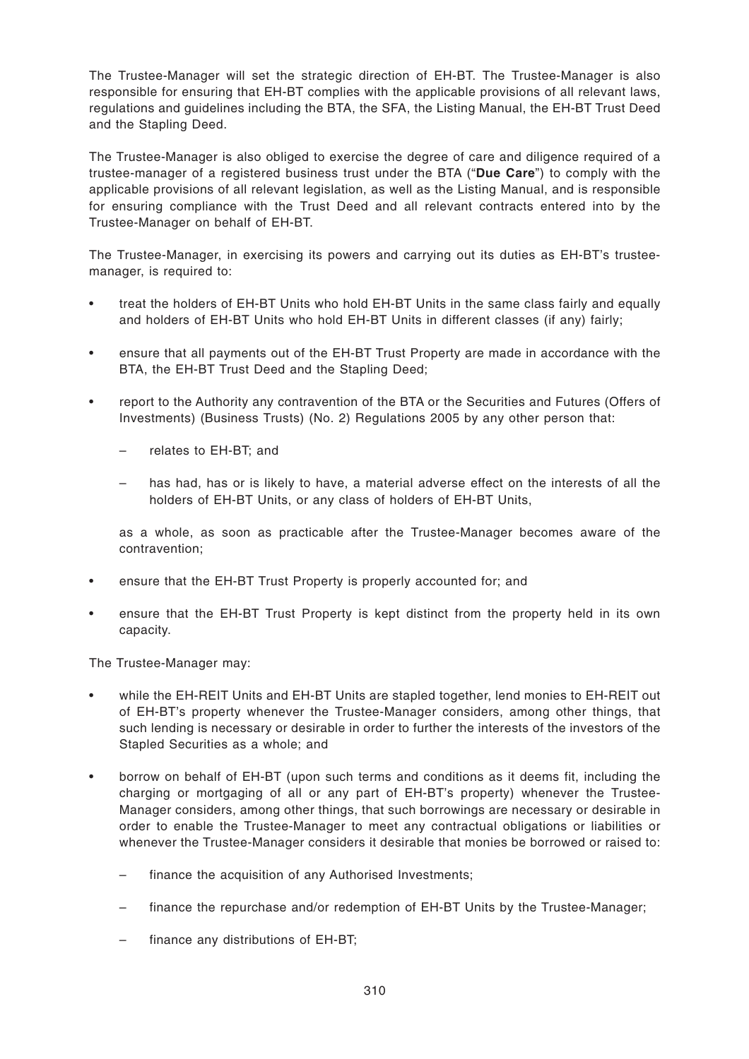The Trustee-Manager will set the strategic direction of EH-BT. The Trustee-Manager is also responsible for ensuring that EH-BT complies with the applicable provisions of all relevant laws, regulations and guidelines including the BTA, the SFA, the Listing Manual, the EH-BT Trust Deed and the Stapling Deed.

The Trustee-Manager is also obliged to exercise the degree of care and diligence required of a trustee-manager of a registered business trust under the BTA ("**Due Care**") to comply with the applicable provisions of all relevant legislation, as well as the Listing Manual, and is responsible for ensuring compliance with the Trust Deed and all relevant contracts entered into by the Trustee-Manager on behalf of EH-BT.

The Trustee-Manager, in exercising its powers and carrying out its duties as EH-BT's trustee-manager, is required to:

- treat the holders of EH-BT Units who hold EH-BT Units in the same class fairly and equally and holders of EH-BT Units who hold EH-BT Units in different classes (if any) fairly;
- ensure that all payments out of the EH-BT Trust Property are made in accordance with the BTA, the EH-BT Trust Deed and the Stapling Deed;
- report to the Authority any contravention of the BTA or the Securities and Futures (Offers of Investments) (Business Trusts) (No. 2) Regulations 2005 by any other person that:
  - relates to EH-BT; and
  - has had, has or is likely to have, a material adverse effect on the interests of all the holders of EH-BT Units, or any class of holders of EH-BT Units,

  as a whole, as soon as practicable after the Trustee-Manager becomes aware of the contravention;
- ensure that the EH-BT Trust Property is properly accounted for; and
- ensure that the EH-BT Trust Property is kept distinct from the property held in its own capacity.

The Trustee-Manager may:

- while the EH-REIT Units and EH-BT Units are stapled together, lend monies to EH-REIT out of EH-BT's property whenever the Trustee-Manager considers, among other things, that such lending is necessary or desirable in order to further the interests of the investors of the Stapled Securities as a whole; and
- borrow on behalf of EH-BT (upon such terms and conditions as it deems fit, including the charging or mortgaging of all or any part of EH-BT's property) whenever the Trustee-Manager considers, among other things, that such borrowings are necessary or desirable in order to enable the Trustee-Manager to meet any contractual obligations or liabilities or whenever the Trustee-Manager considers it desirable that monies be borrowed or raised to:
  - finance the acquisition of any Authorised Investments;
  - finance the repurchase and/or redemption of EH-BT Units by the Trustee-Manager;
  - finance any distributions of EH-BT;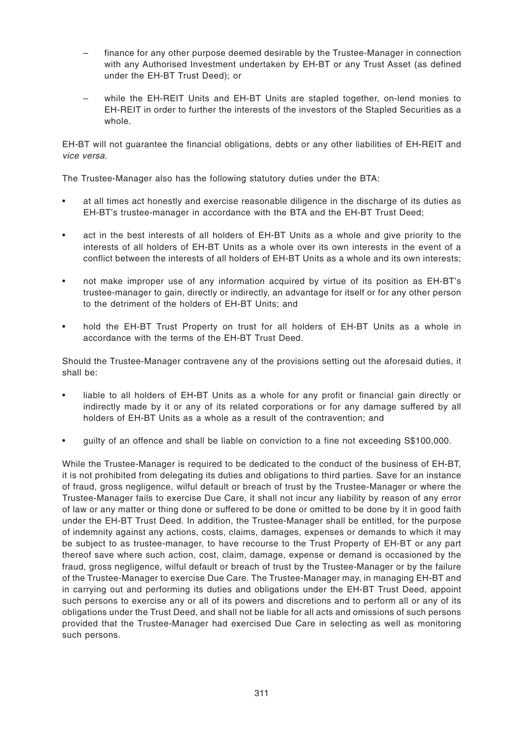- finance for any other purpose deemed desirable by the Trustee-Manager in connection with any Authorised Investment undertaken by EH-BT or any Trust Asset (as defined under the EH-BT Trust Deed); or

- while the EH-REIT Units and EH-BT Units are stapled together, on-lend monies to EH-REIT in order to further the interests of the investors of the Stapled Securities as a whole.

EH-BT will not guarantee the financial obligations, debts or any other liabilities of EH-REIT and *vice versa*.

The Trustee-Manager also has the following statutory duties under the BTA:

- at all times act honestly and exercise reasonable diligence in the discharge of its duties as EH-BT's trustee-manager in accordance with the BTA and the EH-BT Trust Deed;

- act in the best interests of all holders of EH-BT Units as a whole and give priority to the interests of all holders of EH-BT Units as a whole over its own interests in the event of a conflict between the interests of all holders of EH-BT Units as a whole and its own interests;

- not make improper use of any information acquired by virtue of its position as EH-BT's trustee-manager to gain, directly or indirectly, an advantage for itself or for any other person to the detriment of the holders of EH-BT Units; and

- hold the EH-BT Trust Property on trust for all holders of EH-BT Units as a whole in accordance with the terms of the EH-BT Trust Deed.

Should the Trustee-Manager contravene any of the provisions setting out the aforesaid duties, it shall be:

- liable to all holders of EH-BT Units as a whole for any profit or financial gain directly or indirectly made by it or any of its related corporations or for any damage suffered by all holders of EH-BT Units as a whole as a result of the contravention; and

- guilty of an offence and shall be liable on conviction to a fine not exceeding S$100,000.

While the Trustee-Manager is required to be dedicated to the conduct of the business of EH-BT, it is not prohibited from delegating its duties and obligations to third parties. Save for an instance of fraud, gross negligence, wilful default or breach of trust by the Trustee-Manager or where the Trustee-Manager fails to exercise Due Care, it shall not incur any liability by reason of any error of law or any matter or thing done or suffered to be done or omitted to be done by it in good faith under the EH-BT Trust Deed. In addition, the Trustee-Manager shall be entitled, for the purpose of indemnity against any actions, costs, claims, damages, expenses or demands to which it may be subject to as trustee-manager, to have recourse to the Trust Property of EH-BT or any part thereof save where such action, cost, claim, damage, expense or demand is occasioned by the fraud, gross negligence, wilful default or breach of trust by the Trustee-Manager or by the failure of the Trustee-Manager to exercise Due Care. The Trustee-Manager may, in managing EH-BT and in carrying out and performing its duties and obligations under the EH-BT Trust Deed, appoint such persons to exercise any or all of its powers and discretions and to perform all or any of its obligations under the Trust Deed, and shall not be liable for all acts and omissions of such persons provided that the Trustee-Manager had exercised Due Care in selecting as well as monitoring such persons.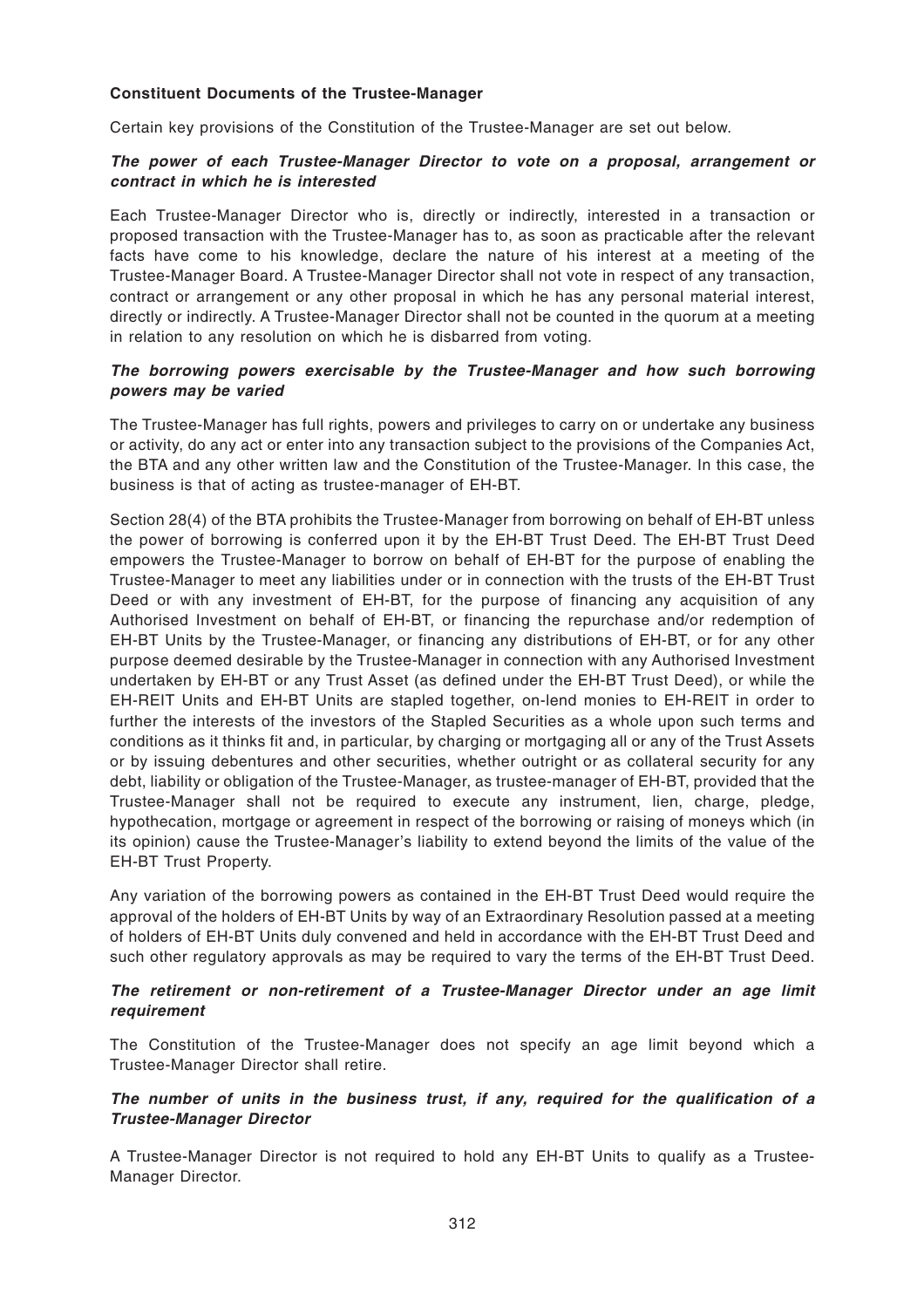**Constituent Documents of the Trustee-Manager**

Certain key provisions of the Constitution of the Trustee-Manager are set out below.

***The power of each Trustee-Manager Director to vote on a proposal, arrangement or contract in which he is interested***

Each Trustee-Manager Director who is, directly or indirectly, interested in a transaction or proposed transaction with the Trustee-Manager has to, as soon as practicable after the relevant facts have come to his knowledge, declare the nature of his interest at a meeting of the Trustee-Manager Board. A Trustee-Manager Director shall not vote in respect of any transaction, contract or arrangement or any other proposal in which he has any personal material interest, directly or indirectly. A Trustee-Manager Director shall not be counted in the quorum at a meeting in relation to any resolution on which he is disbarred from voting.

***The borrowing powers exercisable by the Trustee-Manager and how such borrowing powers may be varied***

The Trustee-Manager has full rights, powers and privileges to carry on or undertake any business or activity, do any act or enter into any transaction subject to the provisions of the Companies Act, the BTA and any other written law and the Constitution of the Trustee-Manager. In this case, the business is that of acting as trustee-manager of EH-BT.

Section 28(4) of the BTA prohibits the Trustee-Manager from borrowing on behalf of EH-BT unless the power of borrowing is conferred upon it by the EH-BT Trust Deed. The EH-BT Trust Deed empowers the Trustee-Manager to borrow on behalf of EH-BT for the purpose of enabling the Trustee-Manager to meet any liabilities under or in connection with the trusts of the EH-BT Trust Deed or with any investment of EH-BT, for the purpose of financing any acquisition of any Authorised Investment on behalf of EH-BT, or financing the repurchase and/or redemption of EH-BT Units by the Trustee-Manager, or financing any distributions of EH-BT, or for any other purpose deemed desirable by the Trustee-Manager in connection with any Authorised Investment undertaken by EH-BT or any Trust Asset (as defined under the EH-BT Trust Deed), or while the EH-REIT Units and EH-BT Units are stapled together, on-lend monies to EH-REIT in order to further the interests of the investors of the Stapled Securities as a whole upon such terms and conditions as it thinks fit and, in particular, by charging or mortgaging all or any of the Trust Assets or by issuing debentures and other securities, whether outright or as collateral security for any debt, liability or obligation of the Trustee-Manager, as trustee-manager of EH-BT, provided that the Trustee-Manager shall not be required to execute any instrument, lien, charge, pledge, hypothecation, mortgage or agreement in respect of the borrowing or raising of moneys which (in its opinion) cause the Trustee-Manager's liability to extend beyond the limits of the value of the EH-BT Trust Property.

Any variation of the borrowing powers as contained in the EH-BT Trust Deed would require the approval of the holders of EH-BT Units by way of an Extraordinary Resolution passed at a meeting of holders of EH-BT Units duly convened and held in accordance with the EH-BT Trust Deed and such other regulatory approvals as may be required to vary the terms of the EH-BT Trust Deed.

***The retirement or non-retirement of a Trustee-Manager Director under an age limit requirement***

The Constitution of the Trustee-Manager does not specify an age limit beyond which a Trustee-Manager Director shall retire.

***The number of units in the business trust, if any, required for the qualification of a Trustee-Manager Director***

A Trustee-Manager Director is not required to hold any EH-BT Units to qualify as a Trustee-Manager Director.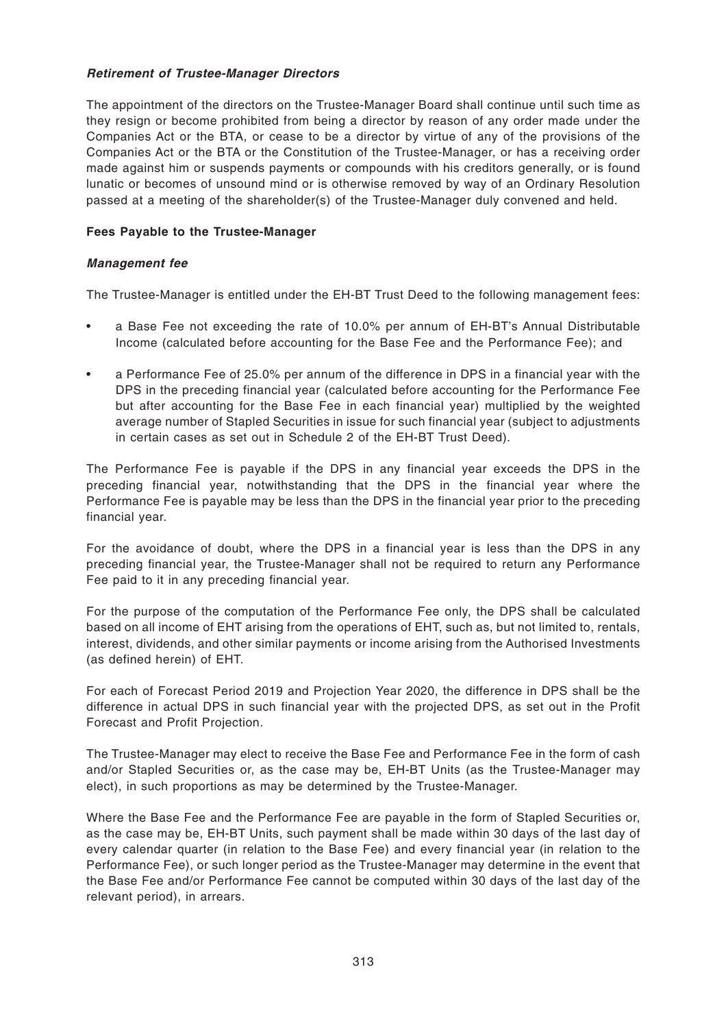***Retirement of Trustee-Manager Directors***

The appointment of the directors on the Trustee-Manager Board shall continue until such time as they resign or become prohibited from being a director by reason of any order made under the Companies Act or the BTA, or cease to be a director by virtue of any of the provisions of the Companies Act or the BTA or the Constitution of the Trustee-Manager, or has a receiving order made against him or suspends payments or compounds with his creditors generally, or is found lunatic or becomes of unsound mind or is otherwise removed by way of an Ordinary Resolution passed at a meeting of the shareholder(s) of the Trustee-Manager duly convened and held.

**Fees Payable to the Trustee-Manager**

***Management fee***

The Trustee-Manager is entitled under the EH-BT Trust Deed to the following management fees:

- a Base Fee not exceeding the rate of 10.0% per annum of EH-BT's Annual Distributable Income (calculated before accounting for the Base Fee and the Performance Fee); and
- a Performance Fee of 25.0% per annum of the difference in DPS in a financial year with the DPS in the preceding financial year (calculated before accounting for the Performance Fee but after accounting for the Base Fee in each financial year) multiplied by the weighted average number of Stapled Securities in issue for such financial year (subject to adjustments in certain cases as set out in Schedule 2 of the EH-BT Trust Deed).

The Performance Fee is payable if the DPS in any financial year exceeds the DPS in the preceding financial year, notwithstanding that the DPS in the financial year where the Performance Fee is payable may be less than the DPS in the financial year prior to the preceding financial year.

For the avoidance of doubt, where the DPS in a financial year is less than the DPS in any preceding financial year, the Trustee-Manager shall not be required to return any Performance Fee paid to it in any preceding financial year.

For the purpose of the computation of the Performance Fee only, the DPS shall be calculated based on all income of EHT arising from the operations of EHT, such as, but not limited to, rentals, interest, dividends, and other similar payments or income arising from the Authorised Investments (as defined herein) of EHT.

For each of Forecast Period 2019 and Projection Year 2020, the difference in DPS shall be the difference in actual DPS in such financial year with the projected DPS, as set out in the Profit Forecast and Profit Projection.

The Trustee-Manager may elect to receive the Base Fee and Performance Fee in the form of cash and/or Stapled Securities or, as the case may be, EH-BT Units (as the Trustee-Manager may elect), in such proportions as may be determined by the Trustee-Manager.

Where the Base Fee and the Performance Fee are payable in the form of Stapled Securities or, as the case may be, EH-BT Units, such payment shall be made within 30 days of the last day of every calendar quarter (in relation to the Base Fee) and every financial year (in relation to the Performance Fee), or such longer period as the Trustee-Manager may determine in the event that the Base Fee and/or Performance Fee cannot be computed within 30 days of the last day of the relevant period), in arrears.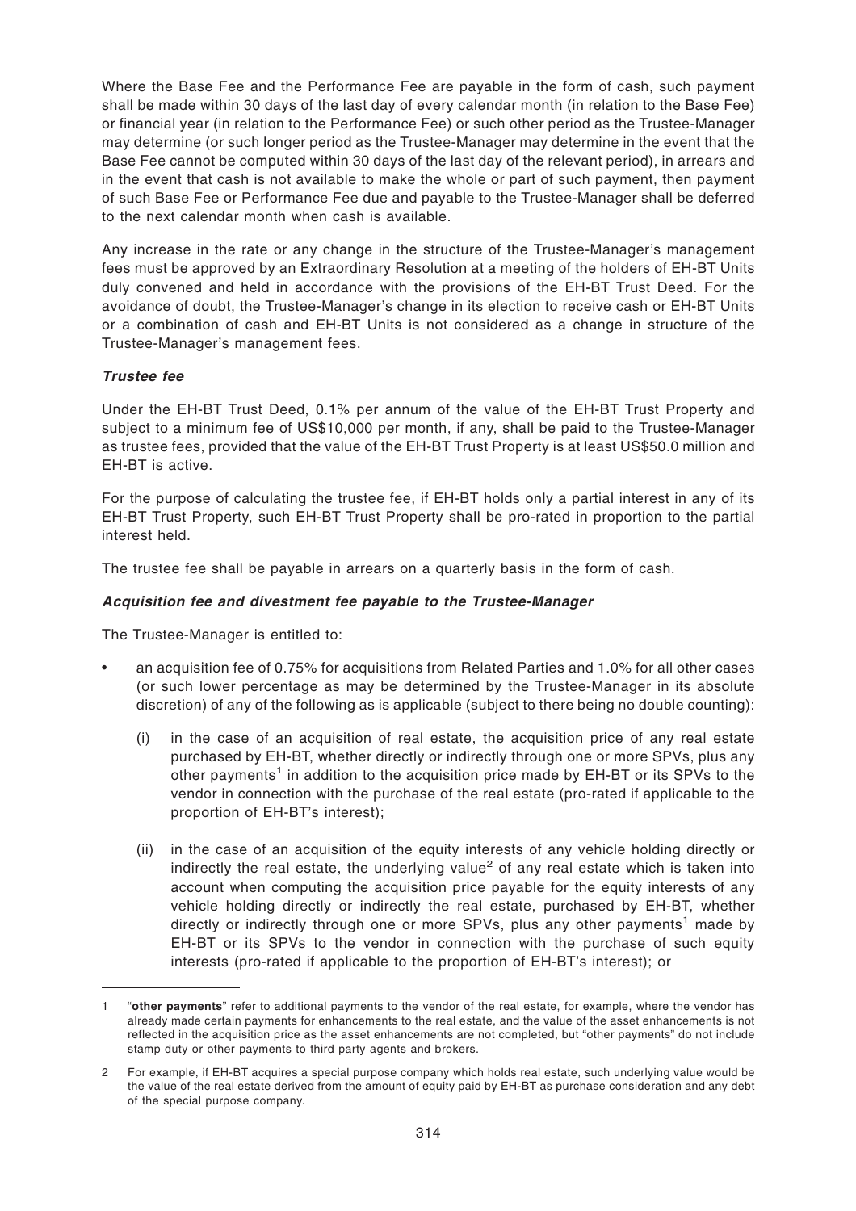Where the Base Fee and the Performance Fee are payable in the form of cash, such payment shall be made within 30 days of the last day of every calendar month (in relation to the Base Fee) or financial year (in relation to the Performance Fee) or such other period as the Trustee-Manager may determine (or such longer period as the Trustee-Manager may determine in the event that the Base Fee cannot be computed within 30 days of the last day of the relevant period), in arrears and in the event that cash is not available to make the whole or part of such payment, then payment of such Base Fee or Performance Fee due and payable to the Trustee-Manager shall be deferred to the next calendar month when cash is available.

Any increase in the rate or any change in the structure of the Trustee-Manager's management fees must be approved by an Extraordinary Resolution at a meeting of the holders of EH-BT Units duly convened and held in accordance with the provisions of the EH-BT Trust Deed. For the avoidance of doubt, the Trustee-Manager's change in its election to receive cash or EH-BT Units or a combination of cash and EH-BT Units is not considered as a change in structure of the Trustee-Manager's management fees.

***Trustee fee***

Under the EH-BT Trust Deed, 0.1% per annum of the value of the EH-BT Trust Property and subject to a minimum fee of US$10,000 per month, if any, shall be paid to the Trustee-Manager as trustee fees, provided that the value of the EH-BT Trust Property is at least US$50.0 million and EH-BT is active.

For the purpose of calculating the trustee fee, if EH-BT holds only a partial interest in any of its EH-BT Trust Property, such EH-BT Trust Property shall be pro-rated in proportion to the partial interest held.

The trustee fee shall be payable in arrears on a quarterly basis in the form of cash.

***Acquisition fee and divestment fee payable to the Trustee-Manager***

The Trustee-Manager is entitled to:

- an acquisition fee of 0.75% for acquisitions from Related Parties and 1.0% for all other cases (or such lower percentage as may be determined by the Trustee-Manager in its absolute discretion) of any of the following as is applicable (subject to there being no double counting):

  (i) in the case of an acquisition of real estate, the acquisition price of any real estate purchased by EH-BT, whether directly or indirectly through one or more SPVs, plus any other payments[1] in addition to the acquisition price made by EH-BT or its SPVs to the vendor in connection with the purchase of the real estate (pro-rated if applicable to the proportion of EH-BT's interest);

  (ii) in the case of an acquisition of the equity interests of any vehicle holding directly or indirectly the real estate, the underlying value[2] of any real estate which is taken into account when computing the acquisition price payable for the equity interests of any vehicle holding directly or indirectly the real estate, purchased by EH-BT, whether directly or indirectly through one or more SPVs, plus any other payments[1] made by EH-BT or its SPVs to the vendor in connection with the purchase of such equity interests (pro-rated if applicable to the proportion of EH-BT's interest); or

---

1 "**other payments**" refer to additional payments to the vendor of the real estate, for example, where the vendor has already made certain payments for enhancements to the real estate, and the value of the asset enhancements is not reflected in the acquisition price as the asset enhancements are not completed, but "other payments" do not include stamp duty or other payments to third party agents and brokers.

2 For example, if EH-BT acquires a special purpose company which holds real estate, such underlying value would be the value of the real estate derived from the amount of equity paid by EH-BT as purchase consideration and any debt of the special purpose company.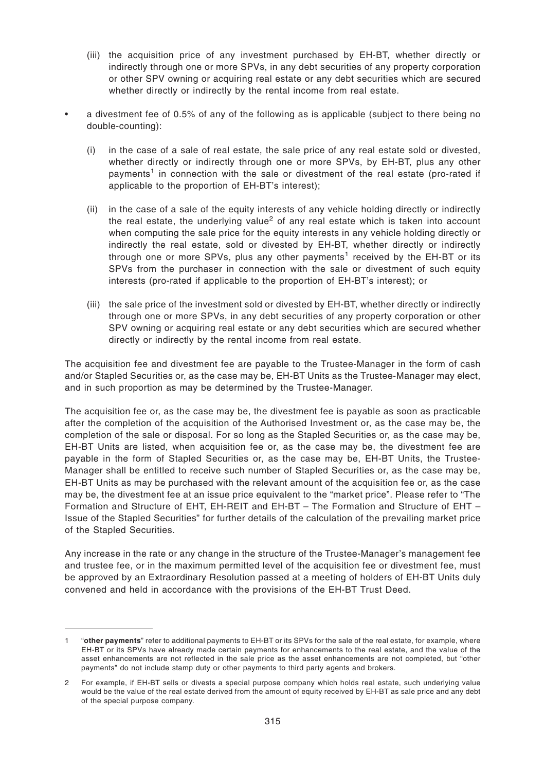(iii) the acquisition price of any investment purchased by EH-BT, whether directly or indirectly through one or more SPVs, in any debt securities of any property corporation or other SPV owning or acquiring real estate or any debt securities which are secured whether directly or indirectly by the rental income from real estate.

- a divestment fee of 0.5% of any of the following as is applicable (subject to there being no double-counting):

  (i) in the case of a sale of real estate, the sale price of any real estate sold or divested, whether directly or indirectly through one or more SPVs, by EH-BT, plus any other payments[1] in connection with the sale or divestment of the real estate (pro-rated if applicable to the proportion of EH-BT's interest);

  (ii) in the case of a sale of the equity interests of any vehicle holding directly or indirectly the real estate, the underlying value[2] of any real estate which is taken into account when computing the sale price for the equity interests in any vehicle holding directly or indirectly the real estate, sold or divested by EH-BT, whether directly or indirectly through one or more SPVs, plus any other payments[1] received by the EH-BT or its SPVs from the purchaser in connection with the sale or divestment of such equity interests (pro-rated if applicable to the proportion of EH-BT's interest); or

  (iii) the sale price of the investment sold or divested by EH-BT, whether directly or indirectly through one or more SPVs, in any debt securities of any property corporation or other SPV owning or acquiring real estate or any debt securities which are secured whether directly or indirectly by the rental income from real estate.

The acquisition fee and divestment fee are payable to the Trustee-Manager in the form of cash and/or Stapled Securities or, as the case may be, EH-BT Units as the Trustee-Manager may elect, and in such proportion as may be determined by the Trustee-Manager.

The acquisition fee or, as the case may be, the divestment fee is payable as soon as practicable after the completion of the acquisition of the Authorised Investment or, as the case may be, the completion of the sale or disposal. For so long as the Stapled Securities or, as the case may be, EH-BT Units are listed, when acquisition fee or, as the case may be, the divestment fee are payable in the form of Stapled Securities or, as the case may be, EH-BT Units, the Trustee-Manager shall be entitled to receive such number of Stapled Securities or, as the case may be, EH-BT Units as may be purchased with the relevant amount of the acquisition fee or, as the case may be, the divestment fee at an issue price equivalent to the "market price". Please refer to "The Formation and Structure of EHT, EH-REIT and EH-BT – The Formation and Structure of EHT – Issue of the Stapled Securities" for further details of the calculation of the prevailing market price of the Stapled Securities.

Any increase in the rate or any change in the structure of the Trustee-Manager's management fee and trustee fee, or in the maximum permitted level of the acquisition fee or divestment fee, must be approved by an Extraordinary Resolution passed at a meeting of holders of EH-BT Units duly convened and held in accordance with the provisions of the EH-BT Trust Deed.

---

1 "**other payments**" refer to additional payments to EH-BT or its SPVs for the sale of the real estate, for example, where EH-BT or its SPVs have already made certain payments for enhancements to the real estate, and the value of the asset enhancements are not reflected in the sale price as the asset enhancements are not completed, but "other payments" do not include stamp duty or other payments to third party agents and brokers.

2 For example, if EH-BT sells or divests a special purpose company which holds real estate, such underlying value would be the value of the real estate derived from the amount of equity received by EH-BT as sale price and any debt of the special purpose company.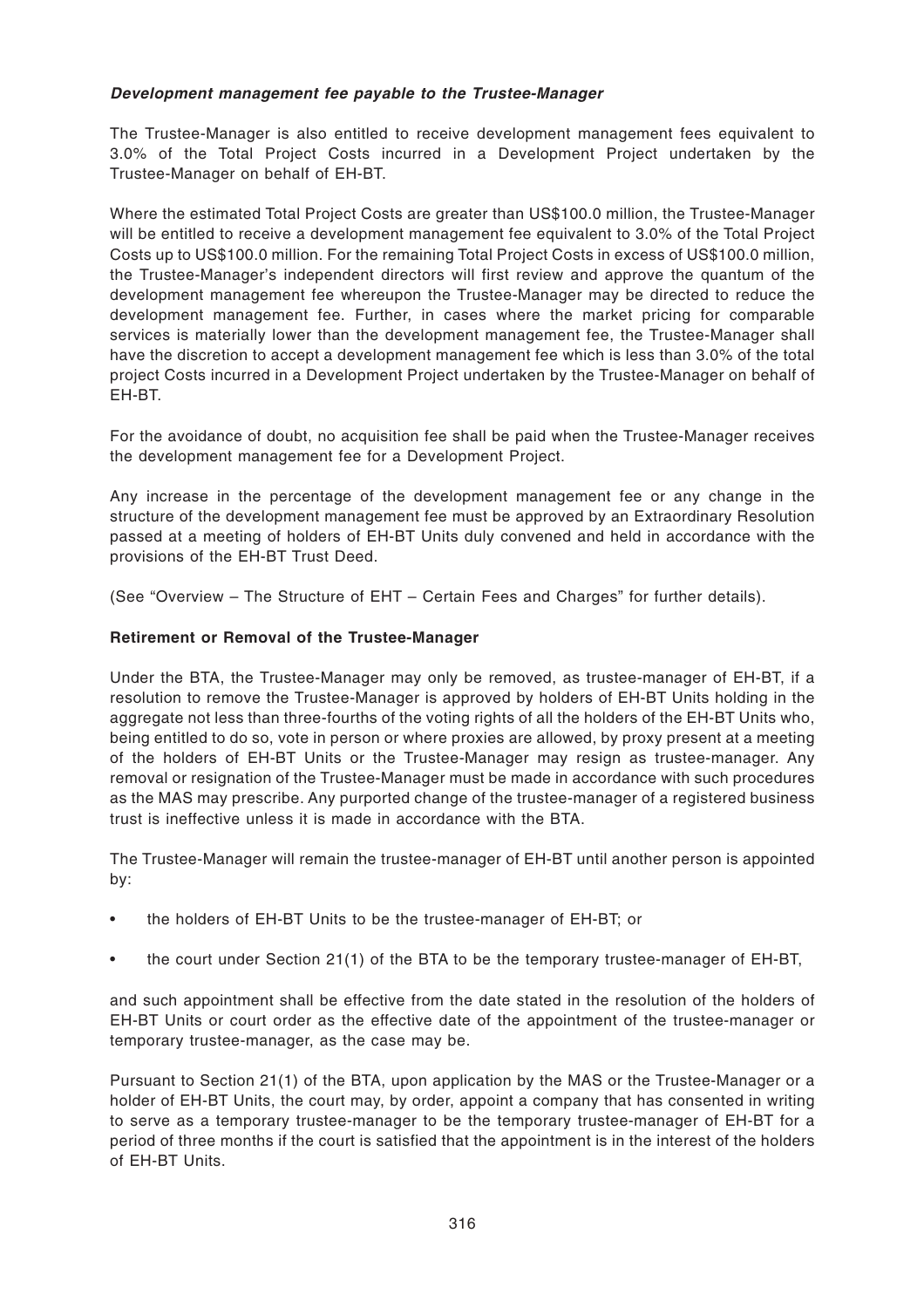***Development management fee payable to the Trustee-Manager***

The Trustee-Manager is also entitled to receive development management fees equivalent to 3.0% of the Total Project Costs incurred in a Development Project undertaken by the Trustee-Manager on behalf of EH-BT.

Where the estimated Total Project Costs are greater than US$100.0 million, the Trustee-Manager will be entitled to receive a development management fee equivalent to 3.0% of the Total Project Costs up to US$100.0 million. For the remaining Total Project Costs in excess of US$100.0 million, the Trustee-Manager's independent directors will first review and approve the quantum of the development management fee whereupon the Trustee-Manager may be directed to reduce the development management fee. Further, in cases where the market pricing for comparable services is materially lower than the development management fee, the Trustee-Manager shall have the discretion to accept a development management fee which is less than 3.0% of the total project Costs incurred in a Development Project undertaken by the Trustee-Manager on behalf of EH-BT.

For the avoidance of doubt, no acquisition fee shall be paid when the Trustee-Manager receives the development management fee for a Development Project.

Any increase in the percentage of the development management fee or any change in the structure of the development management fee must be approved by an Extraordinary Resolution passed at a meeting of holders of EH-BT Units duly convened and held in accordance with the provisions of the EH-BT Trust Deed.

(See "Overview – The Structure of EHT – Certain Fees and Charges" for further details).

**Retirement or Removal of the Trustee-Manager**

Under the BTA, the Trustee-Manager may only be removed, as trustee-manager of EH-BT, if a resolution to remove the Trustee-Manager is approved by holders of EH-BT Units holding in the aggregate not less than three-fourths of the voting rights of all the holders of the EH-BT Units who, being entitled to do so, vote in person or where proxies are allowed, by proxy present at a meeting of the holders of EH-BT Units or the Trustee-Manager may resign as trustee-manager. Any removal or resignation of the Trustee-Manager must be made in accordance with such procedures as the MAS may prescribe. Any purported change of the trustee-manager of a registered business trust is ineffective unless it is made in accordance with the BTA.

The Trustee-Manager will remain the trustee-manager of EH-BT until another person is appointed by:

- the holders of EH-BT Units to be the trustee-manager of EH-BT; or
- the court under Section 21(1) of the BTA to be the temporary trustee-manager of EH-BT,

and such appointment shall be effective from the date stated in the resolution of the holders of EH-BT Units or court order as the effective date of the appointment of the trustee-manager or temporary trustee-manager, as the case may be.

Pursuant to Section 21(1) of the BTA, upon application by the MAS or the Trustee-Manager or a holder of EH-BT Units, the court may, by order, appoint a company that has consented in writing to serve as a temporary trustee-manager to be the temporary trustee-manager of EH-BT for a period of three months if the court is satisfied that the appointment is in the interest of the holders of EH-BT Units.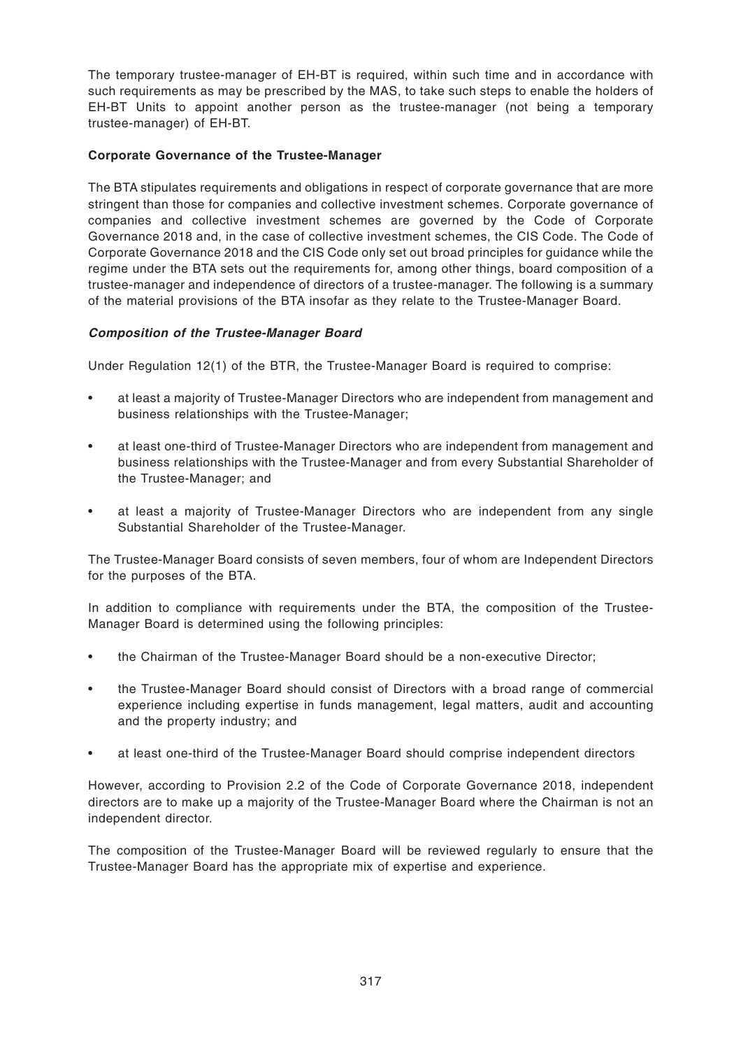The temporary trustee-manager of EH-BT is required, within such time and in accordance with such requirements as may be prescribed by the MAS, to take such steps to enable the holders of EH-BT Units to appoint another person as the trustee-manager (not being a temporary trustee-manager) of EH-BT.

**Corporate Governance of the Trustee-Manager**

The BTA stipulates requirements and obligations in respect of corporate governance that are more stringent than those for companies and collective investment schemes. Corporate governance of companies and collective investment schemes are governed by the Code of Corporate Governance 2018 and, in the case of collective investment schemes, the CIS Code. The Code of Corporate Governance 2018 and the CIS Code only set out broad principles for guidance while the regime under the BTA sets out the requirements for, among other things, board composition of a trustee-manager and independence of directors of a trustee-manager. The following is a summary of the material provisions of the BTA insofar as they relate to the Trustee-Manager Board.

***Composition of the Trustee-Manager Board***

Under Regulation 12(1) of the BTR, the Trustee-Manager Board is required to comprise:

- at least a majority of Trustee-Manager Directors who are independent from management and business relationships with the Trustee-Manager;
- at least one-third of Trustee-Manager Directors who are independent from management and business relationships with the Trustee-Manager and from every Substantial Shareholder of the Trustee-Manager; and
- at least a majority of Trustee-Manager Directors who are independent from any single Substantial Shareholder of the Trustee-Manager.

The Trustee-Manager Board consists of seven members, four of whom are Independent Directors for the purposes of the BTA.

In addition to compliance with requirements under the BTA, the composition of the Trustee-Manager Board is determined using the following principles:

- the Chairman of the Trustee-Manager Board should be a non-executive Director;
- the Trustee-Manager Board should consist of Directors with a broad range of commercial experience including expertise in funds management, legal matters, audit and accounting and the property industry; and
- at least one-third of the Trustee-Manager Board should comprise independent directors

However, according to Provision 2.2 of the Code of Corporate Governance 2018, independent directors are to make up a majority of the Trustee-Manager Board where the Chairman is not an independent director.

The composition of the Trustee-Manager Board will be reviewed regularly to ensure that the Trustee-Manager Board has the appropriate mix of expertise and experience.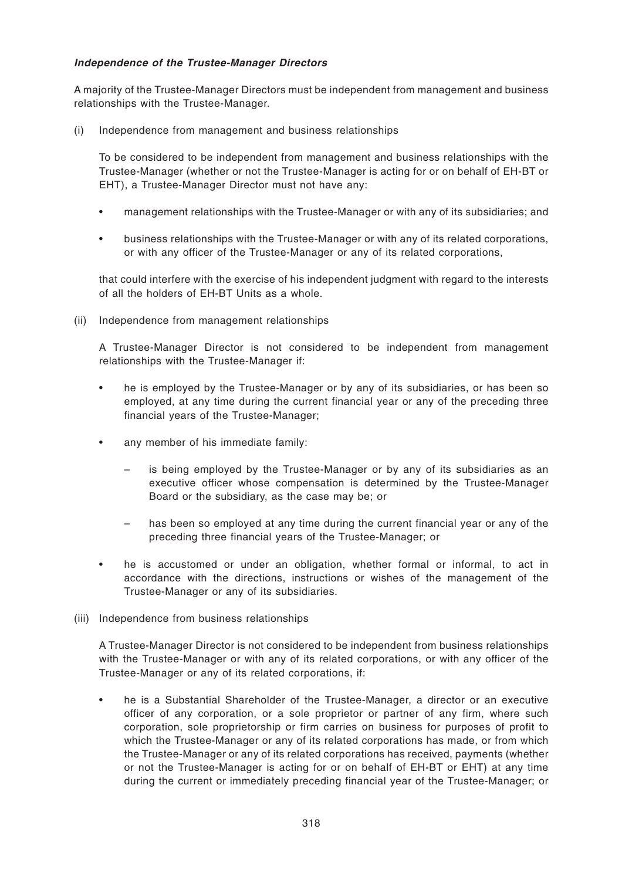***Independence of the Trustee-Manager Directors***

A majority of the Trustee-Manager Directors must be independent from management and business relationships with the Trustee-Manager.

(i) Independence from management and business relationships

To be considered to be independent from management and business relationships with the Trustee-Manager (whether or not the Trustee-Manager is acting for or on behalf of EH-BT or EHT), a Trustee-Manager Director must not have any:

- management relationships with the Trustee-Manager or with any of its subsidiaries; and
- business relationships with the Trustee-Manager or with any of its related corporations, or with any officer of the Trustee-Manager or any of its related corporations,

that could interfere with the exercise of his independent judgment with regard to the interests of all the holders of EH-BT Units as a whole.

(ii) Independence from management relationships

A Trustee-Manager Director is not considered to be independent from management relationships with the Trustee-Manager if:

- he is employed by the Trustee-Manager or by any of its subsidiaries, or has been so employed, at any time during the current financial year or any of the preceding three financial years of the Trustee-Manager;
- any member of his immediate family:
  - is being employed by the Trustee-Manager or by any of its subsidiaries as an executive officer whose compensation is determined by the Trustee-Manager Board or the subsidiary, as the case may be; or
  - has been so employed at any time during the current financial year or any of the preceding three financial years of the Trustee-Manager; or
- he is accustomed or under an obligation, whether formal or informal, to act in accordance with the directions, instructions or wishes of the management of the Trustee-Manager or any of its subsidiaries.

(iii) Independence from business relationships

A Trustee-Manager Director is not considered to be independent from business relationships with the Trustee-Manager or with any of its related corporations, or with any officer of the Trustee-Manager or any of its related corporations, if:

- he is a Substantial Shareholder of the Trustee-Manager, a director or an executive officer of any corporation, or a sole proprietor or partner of any firm, where such corporation, sole proprietorship or firm carries on business for purposes of profit to which the Trustee-Manager or any of its related corporations has made, or from which the Trustee-Manager or any of its related corporations has received, payments (whether or not the Trustee-Manager is acting for or on behalf of EH-BT or EHT) at any time during the current or immediately preceding financial year of the Trustee-Manager; or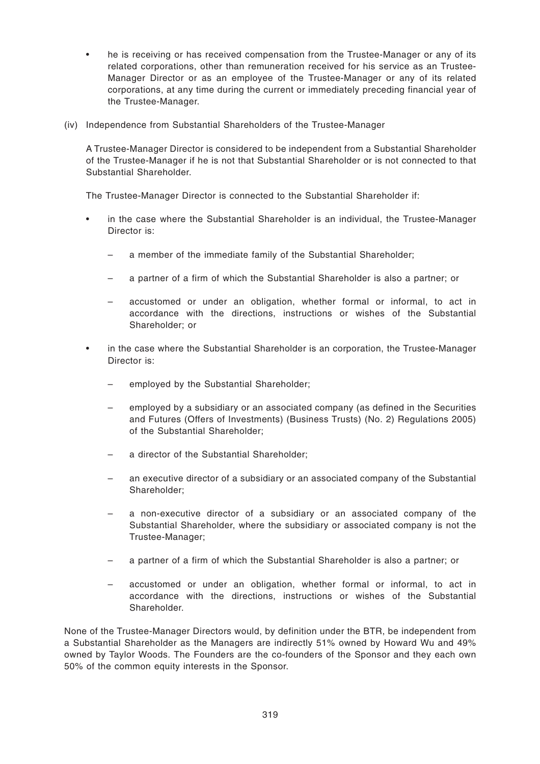- he is receiving or has received compensation from the Trustee-Manager or any of its related corporations, other than remuneration received for his service as an Trustee-Manager Director or as an employee of the Trustee-Manager or any of its related corporations, at any time during the current or immediately preceding financial year of the Trustee-Manager.

(iv) Independence from Substantial Shareholders of the Trustee-Manager

A Trustee-Manager Director is considered to be independent from a Substantial Shareholder of the Trustee-Manager if he is not that Substantial Shareholder or is not connected to that Substantial Shareholder.

The Trustee-Manager Director is connected to the Substantial Shareholder if:

- in the case where the Substantial Shareholder is an individual, the Trustee-Manager Director is:
  - a member of the immediate family of the Substantial Shareholder;
  - a partner of a firm of which the Substantial Shareholder is also a partner; or
  - accustomed or under an obligation, whether formal or informal, to act in accordance with the directions, instructions or wishes of the Substantial Shareholder; or
- in the case where the Substantial Shareholder is an corporation, the Trustee-Manager Director is:
  - employed by the Substantial Shareholder;
  - employed by a subsidiary or an associated company (as defined in the Securities and Futures (Offers of Investments) (Business Trusts) (No. 2) Regulations 2005) of the Substantial Shareholder;
  - a director of the Substantial Shareholder;
  - an executive director of a subsidiary or an associated company of the Substantial Shareholder;
  - a non-executive director of a subsidiary or an associated company of the Substantial Shareholder, where the subsidiary or associated company is not the Trustee-Manager;
  - a partner of a firm of which the Substantial Shareholder is also a partner; or
  - accustomed or under an obligation, whether formal or informal, to act in accordance with the directions, instructions or wishes of the Substantial Shareholder.

None of the Trustee-Manager Directors would, by definition under the BTR, be independent from a Substantial Shareholder as the Managers are indirectly 51% owned by Howard Wu and 49% owned by Taylor Woods. The Founders are the co-founders of the Sponsor and they each own 50% of the common equity interests in the Sponsor.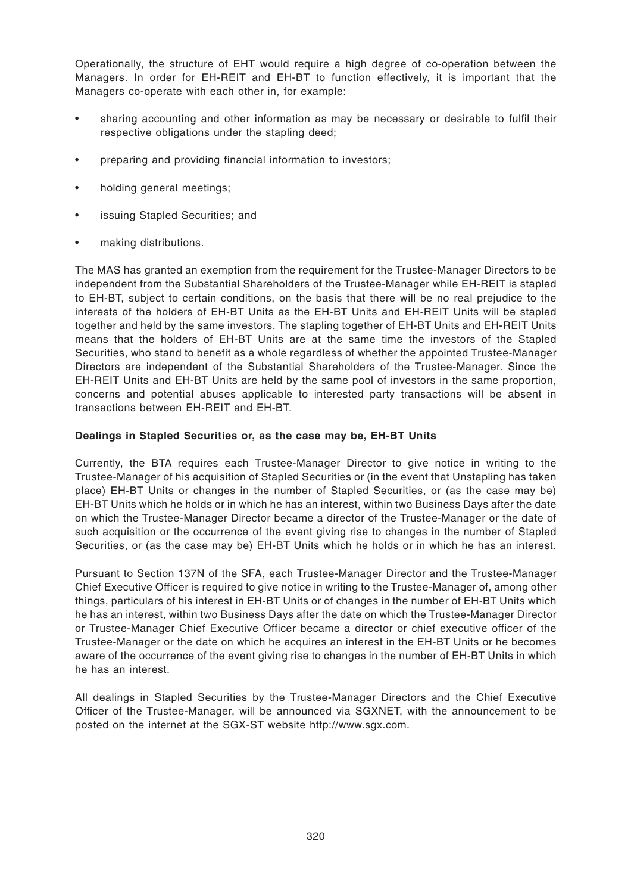Operationally, the structure of EHT would require a high degree of co-operation between the Managers. In order for EH-REIT and EH-BT to function effectively, it is important that the Managers co-operate with each other in, for example:

- sharing accounting and other information as may be necessary or desirable to fulfil their respective obligations under the stapling deed;
- preparing and providing financial information to investors;
- holding general meetings;
- issuing Stapled Securities; and
- making distributions.

The MAS has granted an exemption from the requirement for the Trustee-Manager Directors to be independent from the Substantial Shareholders of the Trustee-Manager while EH-REIT is stapled to EH-BT, subject to certain conditions, on the basis that there will be no real prejudice to the interests of the holders of EH-BT Units as the EH-BT Units and EH-REIT Units will be stapled together and held by the same investors. The stapling together of EH-BT Units and EH-REIT Units means that the holders of EH-BT Units are at the same time the investors of the Stapled Securities, who stand to benefit as a whole regardless of whether the appointed Trustee-Manager Directors are independent of the Substantial Shareholders of the Trustee-Manager. Since the EH-REIT Units and EH-BT Units are held by the same pool of investors in the same proportion, concerns and potential abuses applicable to interested party transactions will be absent in transactions between EH-REIT and EH-BT.

**Dealings in Stapled Securities or, as the case may be, EH-BT Units**

Currently, the BTA requires each Trustee-Manager Director to give notice in writing to the Trustee-Manager of his acquisition of Stapled Securities or (in the event that Unstapling has taken place) EH-BT Units or changes in the number of Stapled Securities, or (as the case may be) EH-BT Units which he holds or in which he has an interest, within two Business Days after the date on which the Trustee-Manager Director became a director of the Trustee-Manager or the date of such acquisition or the occurrence of the event giving rise to changes in the number of Stapled Securities, or (as the case may be) EH-BT Units which he holds or in which he has an interest.

Pursuant to Section 137N of the SFA, each Trustee-Manager Director and the Trustee-Manager Chief Executive Officer is required to give notice in writing to the Trustee-Manager of, among other things, particulars of his interest in EH-BT Units or of changes in the number of EH-BT Units which he has an interest, within two Business Days after the date on which the Trustee-Manager Director or Trustee-Manager Chief Executive Officer became a director or chief executive officer of the Trustee-Manager or the date on which he acquires an interest in the EH-BT Units or he becomes aware of the occurrence of the event giving rise to changes in the number of EH-BT Units in which he has an interest.

All dealings in Stapled Securities by the Trustee-Manager Directors and the Chief Executive Officer of the Trustee-Manager, will be announced via SGXNET, with the announcement to be posted on the internet at the SGX-ST website http://www.sgx.com.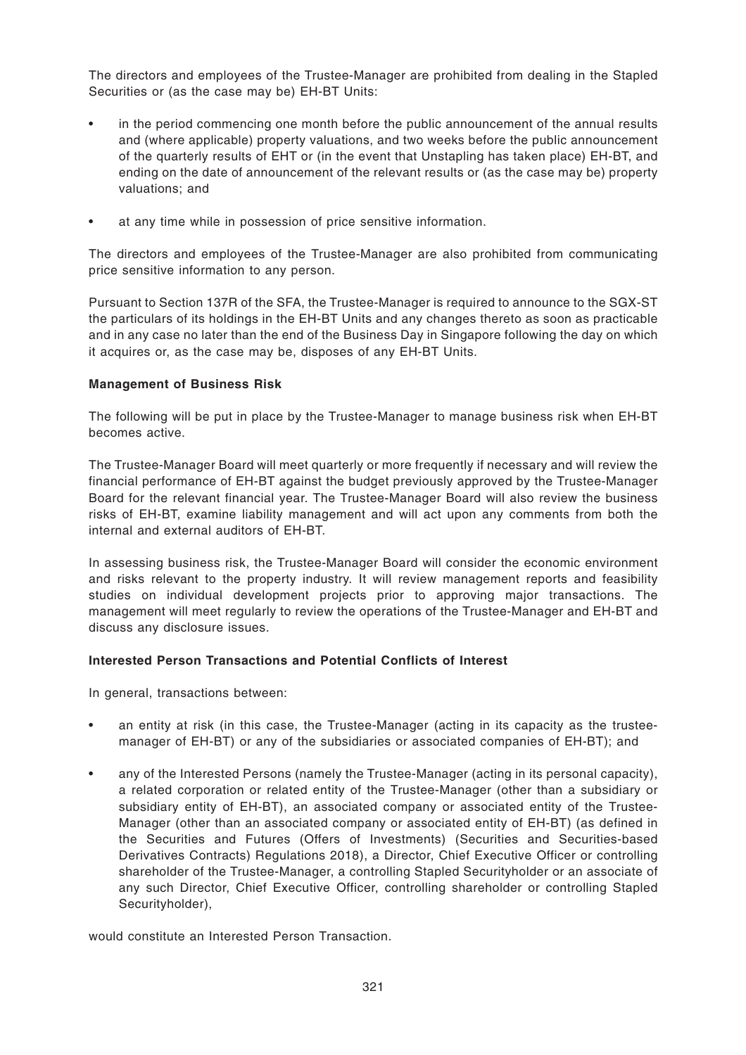The directors and employees of the Trustee-Manager are prohibited from dealing in the Stapled Securities or (as the case may be) EH-BT Units:

- in the period commencing one month before the public announcement of the annual results and (where applicable) property valuations, and two weeks before the public announcement of the quarterly results of EHT or (in the event that Unstapling has taken place) EH-BT, and ending on the date of announcement of the relevant results or (as the case may be) property valuations; and
- at any time while in possession of price sensitive information.

The directors and employees of the Trustee-Manager are also prohibited from communicating price sensitive information to any person.

Pursuant to Section 137R of the SFA, the Trustee-Manager is required to announce to the SGX-ST the particulars of its holdings in the EH-BT Units and any changes thereto as soon as practicable and in any case no later than the end of the Business Day in Singapore following the day on which it acquires or, as the case may be, disposes of any EH-BT Units.

**Management of Business Risk**

The following will be put in place by the Trustee-Manager to manage business risk when EH-BT becomes active.

The Trustee-Manager Board will meet quarterly or more frequently if necessary and will review the financial performance of EH-BT against the budget previously approved by the Trustee-Manager Board for the relevant financial year. The Trustee-Manager Board will also review the business risks of EH-BT, examine liability management and will act upon any comments from both the internal and external auditors of EH-BT.

In assessing business risk, the Trustee-Manager Board will consider the economic environment and risks relevant to the property industry. It will review management reports and feasibility studies on individual development projects prior to approving major transactions. The management will meet regularly to review the operations of the Trustee-Manager and EH-BT and discuss any disclosure issues.

**Interested Person Transactions and Potential Conflicts of Interest**

In general, transactions between:

- an entity at risk (in this case, the Trustee-Manager (acting in its capacity as the trustee-manager of EH-BT) or any of the subsidiaries or associated companies of EH-BT); and
- any of the Interested Persons (namely the Trustee-Manager (acting in its personal capacity), a related corporation or related entity of the Trustee-Manager (other than a subsidiary or subsidiary entity of EH-BT), an associated company or associated entity of the Trustee-Manager (other than an associated company or associated entity of EH-BT) (as defined in the Securities and Futures (Offers of Investments) (Securities and Securities-based Derivatives Contracts) Regulations 2018), a Director, Chief Executive Officer or controlling shareholder of the Trustee-Manager, a controlling Stapled Securityholder or an associate of any such Director, Chief Executive Officer, controlling shareholder or controlling Stapled Securityholder),

would constitute an Interested Person Transaction.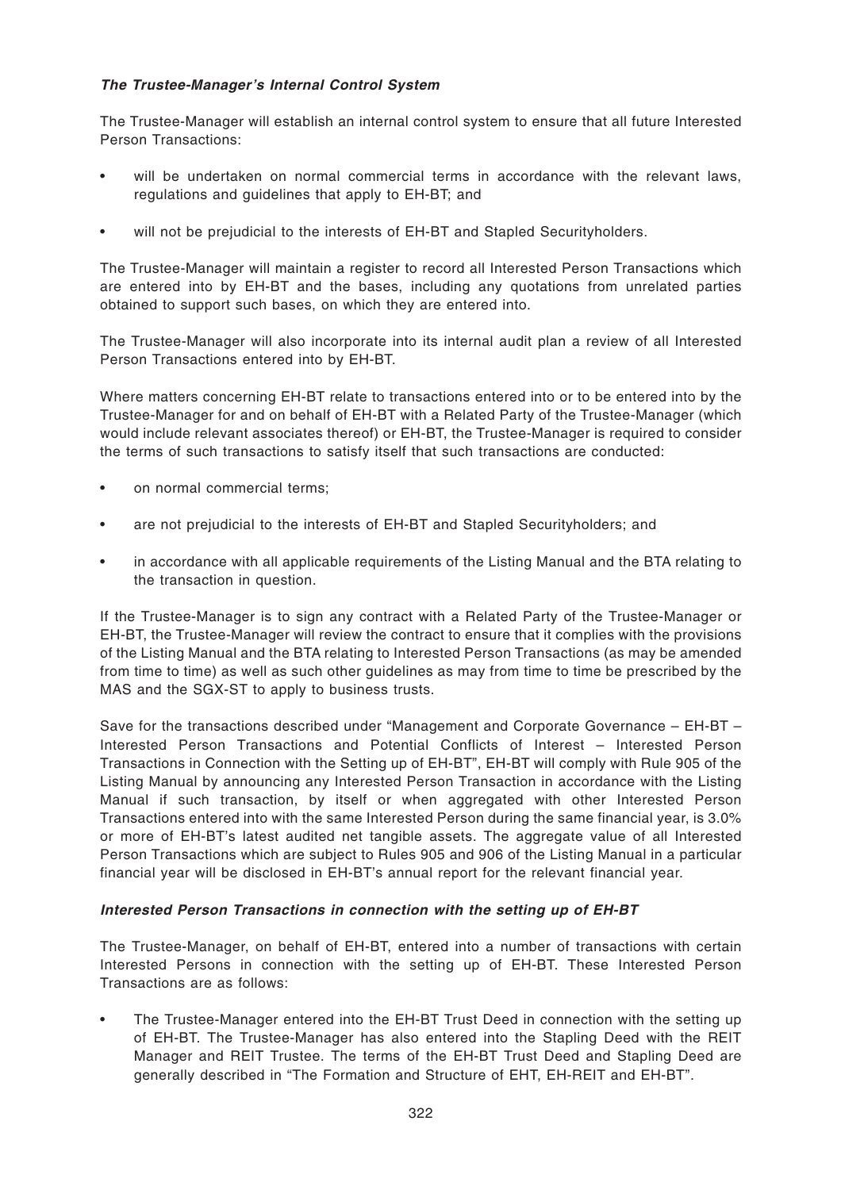***The Trustee-Manager's Internal Control System***

The Trustee-Manager will establish an internal control system to ensure that all future Interested Person Transactions:

- will be undertaken on normal commercial terms in accordance with the relevant laws, regulations and guidelines that apply to EH-BT; and
- will not be prejudicial to the interests of EH-BT and Stapled Securityholders.

The Trustee-Manager will maintain a register to record all Interested Person Transactions which are entered into by EH-BT and the bases, including any quotations from unrelated parties obtained to support such bases, on which they are entered into.

The Trustee-Manager will also incorporate into its internal audit plan a review of all Interested Person Transactions entered into by EH-BT.

Where matters concerning EH-BT relate to transactions entered into or to be entered into by the Trustee-Manager for and on behalf of EH-BT with a Related Party of the Trustee-Manager (which would include relevant associates thereof) or EH-BT, the Trustee-Manager is required to consider the terms of such transactions to satisfy itself that such transactions are conducted:

- on normal commercial terms;
- are not prejudicial to the interests of EH-BT and Stapled Securityholders; and
- in accordance with all applicable requirements of the Listing Manual and the BTA relating to the transaction in question.

If the Trustee-Manager is to sign any contract with a Related Party of the Trustee-Manager or EH-BT, the Trustee-Manager will review the contract to ensure that it complies with the provisions of the Listing Manual and the BTA relating to Interested Person Transactions (as may be amended from time to time) as well as such other guidelines as may from time to time be prescribed by the MAS and the SGX-ST to apply to business trusts.

Save for the transactions described under "Management and Corporate Governance – EH-BT – Interested Person Transactions and Potential Conflicts of Interest – Interested Person Transactions in Connection with the Setting up of EH-BT", EH-BT will comply with Rule 905 of the Listing Manual by announcing any Interested Person Transaction in accordance with the Listing Manual if such transaction, by itself or when aggregated with other Interested Person Transactions entered into with the same Interested Person during the same financial year, is 3.0% or more of EH-BT's latest audited net tangible assets. The aggregate value of all Interested Person Transactions which are subject to Rules 905 and 906 of the Listing Manual in a particular financial year will be disclosed in EH-BT's annual report for the relevant financial year.

***Interested Person Transactions in connection with the setting up of EH-BT***

The Trustee-Manager, on behalf of EH-BT, entered into a number of transactions with certain Interested Persons in connection with the setting up of EH-BT. These Interested Person Transactions are as follows:

- The Trustee-Manager entered into the EH-BT Trust Deed in connection with the setting up of EH-BT. The Trustee-Manager has also entered into the Stapling Deed with the REIT Manager and REIT Trustee. The terms of the EH-BT Trust Deed and Stapling Deed are generally described in "The Formation and Structure of EHT, EH-REIT and EH-BT".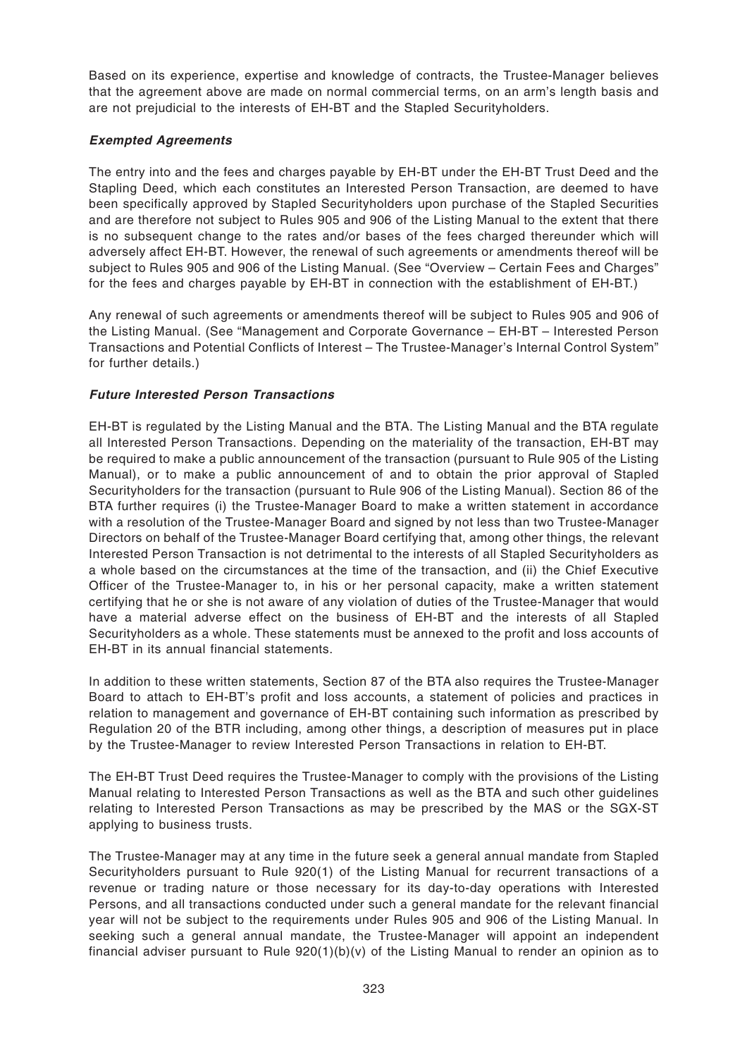Based on its experience, expertise and knowledge of contracts, the Trustee-Manager believes that the agreement above are made on normal commercial terms, on an arm's length basis and are not prejudicial to the interests of EH-BT and the Stapled Securityholders.

***Exempted Agreements***

The entry into and the fees and charges payable by EH-BT under the EH-BT Trust Deed and the Stapling Deed, which each constitutes an Interested Person Transaction, are deemed to have been specifically approved by Stapled Securityholders upon purchase of the Stapled Securities and are therefore not subject to Rules 905 and 906 of the Listing Manual to the extent that there is no subsequent change to the rates and/or bases of the fees charged thereunder which will adversely affect EH-BT. However, the renewal of such agreements or amendments thereof will be subject to Rules 905 and 906 of the Listing Manual. (See "Overview – Certain Fees and Charges" for the fees and charges payable by EH-BT in connection with the establishment of EH-BT.)

Any renewal of such agreements or amendments thereof will be subject to Rules 905 and 906 of the Listing Manual. (See "Management and Corporate Governance – EH-BT – Interested Person Transactions and Potential Conflicts of Interest – The Trustee-Manager's Internal Control System" for further details.)

***Future Interested Person Transactions***

EH-BT is regulated by the Listing Manual and the BTA. The Listing Manual and the BTA regulate all Interested Person Transactions. Depending on the materiality of the transaction, EH-BT may be required to make a public announcement of the transaction (pursuant to Rule 905 of the Listing Manual), or to make a public announcement of and to obtain the prior approval of Stapled Securityholders for the transaction (pursuant to Rule 906 of the Listing Manual). Section 86 of the BTA further requires (i) the Trustee-Manager Board to make a written statement in accordance with a resolution of the Trustee-Manager Board and signed by not less than two Trustee-Manager Directors on behalf of the Trustee-Manager Board certifying that, among other things, the relevant Interested Person Transaction is not detrimental to the interests of all Stapled Securityholders as a whole based on the circumstances at the time of the transaction, and (ii) the Chief Executive Officer of the Trustee-Manager to, in his or her personal capacity, make a written statement certifying that he or she is not aware of any violation of duties of the Trustee-Manager that would have a material adverse effect on the business of EH-BT and the interests of all Stapled Securityholders as a whole. These statements must be annexed to the profit and loss accounts of EH-BT in its annual financial statements.

In addition to these written statements, Section 87 of the BTA also requires the Trustee-Manager Board to attach to EH-BT's profit and loss accounts, a statement of policies and practices in relation to management and governance of EH-BT containing such information as prescribed by Regulation 20 of the BTR including, among other things, a description of measures put in place by the Trustee-Manager to review Interested Person Transactions in relation to EH-BT.

The EH-BT Trust Deed requires the Trustee-Manager to comply with the provisions of the Listing Manual relating to Interested Person Transactions as well as the BTA and such other guidelines relating to Interested Person Transactions as may be prescribed by the MAS or the SGX-ST applying to business trusts.

The Trustee-Manager may at any time in the future seek a general annual mandate from Stapled Securityholders pursuant to Rule 920(1) of the Listing Manual for recurrent transactions of a revenue or trading nature or those necessary for its day-to-day operations with Interested Persons, and all transactions conducted under such a general mandate for the relevant financial year will not be subject to the requirements under Rules 905 and 906 of the Listing Manual. In seeking such a general annual mandate, the Trustee-Manager will appoint an independent financial adviser pursuant to Rule 920(1)(b)(v) of the Listing Manual to render an opinion as to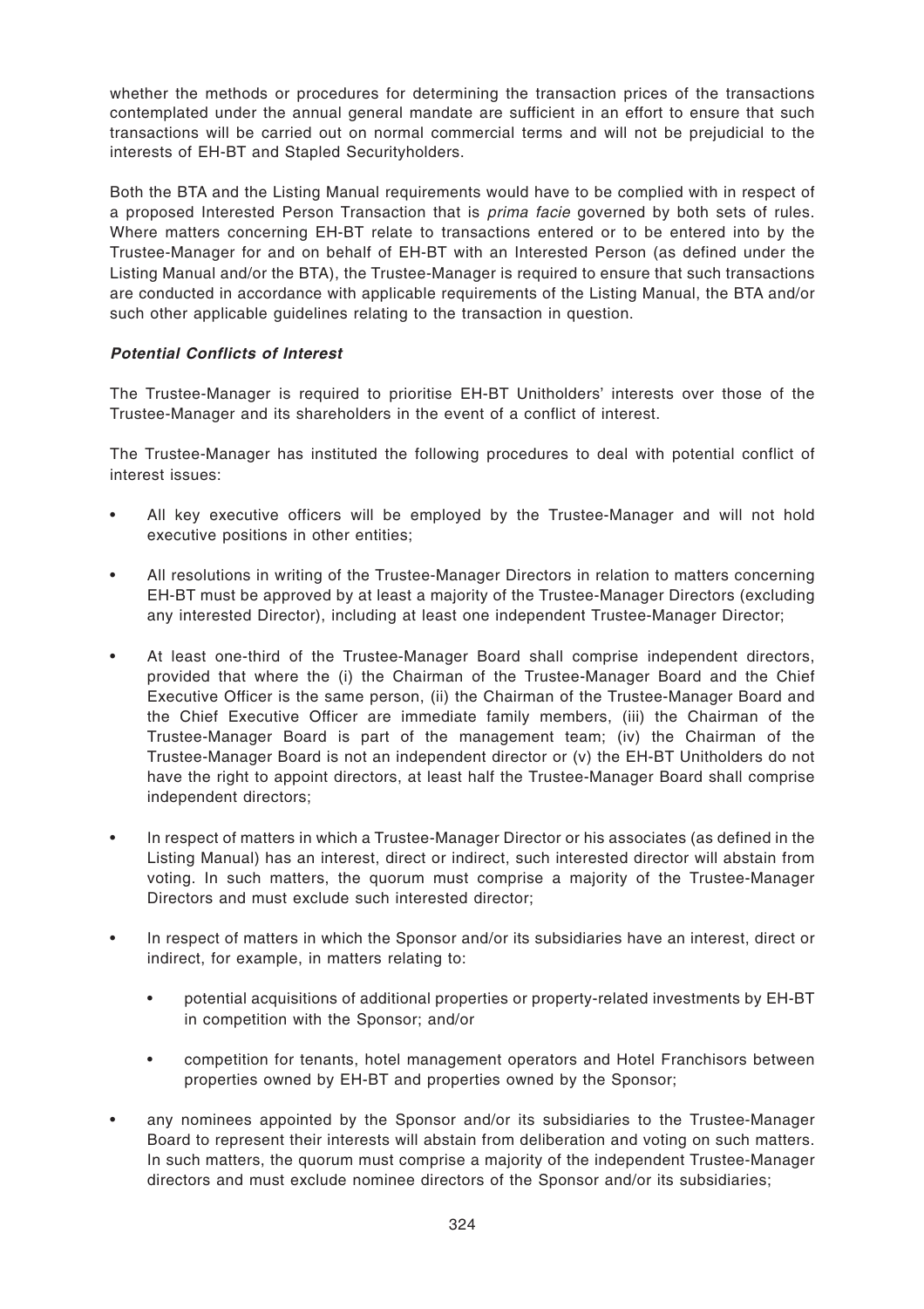whether the methods or procedures for determining the transaction prices of the transactions contemplated under the annual general mandate are sufficient in an effort to ensure that such transactions will be carried out on normal commercial terms and will not be prejudicial to the interests of EH-BT and Stapled Securityholders.

Both the BTA and the Listing Manual requirements would have to be complied with in respect of a proposed Interested Person Transaction that is *prima facie* governed by both sets of rules. Where matters concerning EH-BT relate to transactions entered or to be entered into by the Trustee-Manager for and on behalf of EH-BT with an Interested Person (as defined under the Listing Manual and/or the BTA), the Trustee-Manager is required to ensure that such transactions are conducted in accordance with applicable requirements of the Listing Manual, the BTA and/or such other applicable guidelines relating to the transaction in question.

***Potential Conflicts of Interest***

The Trustee-Manager is required to prioritise EH-BT Unitholders' interests over those of the Trustee-Manager and its shareholders in the event of a conflict of interest.

The Trustee-Manager has instituted the following procedures to deal with potential conflict of interest issues:

- All key executive officers will be employed by the Trustee-Manager and will not hold executive positions in other entities;
- All resolutions in writing of the Trustee-Manager Directors in relation to matters concerning EH-BT must be approved by at least a majority of the Trustee-Manager Directors (excluding any interested Director), including at least one independent Trustee-Manager Director;
- At least one-third of the Trustee-Manager Board shall comprise independent directors, provided that where the (i) the Chairman of the Trustee-Manager Board and the Chief Executive Officer is the same person, (ii) the Chairman of the Trustee-Manager Board and the Chief Executive Officer are immediate family members, (iii) the Chairman of the Trustee-Manager Board is part of the management team; (iv) the Chairman of the Trustee-Manager Board is not an independent director or (v) the EH-BT Unitholders do not have the right to appoint directors, at least half the Trustee-Manager Board shall comprise independent directors;
- In respect of matters in which a Trustee-Manager Director or his associates (as defined in the Listing Manual) has an interest, direct or indirect, such interested director will abstain from voting. In such matters, the quorum must comprise a majority of the Trustee-Manager Directors and must exclude such interested director;
- In respect of matters in which the Sponsor and/or its subsidiaries have an interest, direct or indirect, for example, in matters relating to:
  - potential acquisitions of additional properties or property-related investments by EH-BT in competition with the Sponsor; and/or
  - competition for tenants, hotel management operators and Hotel Franchisors between properties owned by EH-BT and properties owned by the Sponsor;
- any nominees appointed by the Sponsor and/or its subsidiaries to the Trustee-Manager Board to represent their interests will abstain from deliberation and voting on such matters. In such matters, the quorum must comprise a majority of the independent Trustee-Manager directors and must exclude nominee directors of the Sponsor and/or its subsidiaries;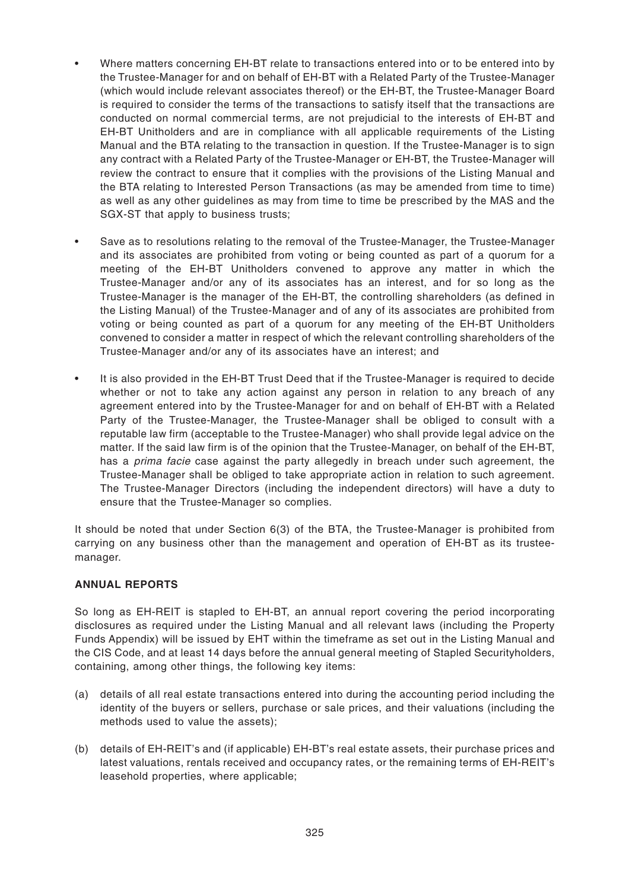- Where matters concerning EH-BT relate to transactions entered into or to be entered into by the Trustee-Manager for and on behalf of EH-BT with a Related Party of the Trustee-Manager (which would include relevant associates thereof) or the EH-BT, the Trustee-Manager Board is required to consider the terms of the transactions to satisfy itself that the transactions are conducted on normal commercial terms, are not prejudicial to the interests of EH-BT and EH-BT Unitholders and are in compliance with all applicable requirements of the Listing Manual and the BTA relating to the transaction in question. If the Trustee-Manager is to sign any contract with a Related Party of the Trustee-Manager or EH-BT, the Trustee-Manager will review the contract to ensure that it complies with the provisions of the Listing Manual and the BTA relating to Interested Person Transactions (as may be amended from time to time) as well as any other guidelines as may from time to time be prescribed by the MAS and the SGX-ST that apply to business trusts;

- Save as to resolutions relating to the removal of the Trustee-Manager, the Trustee-Manager and its associates are prohibited from voting or being counted as part of a quorum for a meeting of the EH-BT Unitholders convened to approve any matter in which the Trustee-Manager and/or any of its associates has an interest, and for so long as the Trustee-Manager is the manager of the EH-BT, the controlling shareholders (as defined in the Listing Manual) of the Trustee-Manager and of any of its associates are prohibited from voting or being counted as part of a quorum for any meeting of the EH-BT Unitholders convened to consider a matter in respect of which the relevant controlling shareholders of the Trustee-Manager and/or any of its associates have an interest; and

- It is also provided in the EH-BT Trust Deed that if the Trustee-Manager is required to decide whether or not to take any action against any person in relation to any breach of any agreement entered into by the Trustee-Manager for and on behalf of EH-BT with a Related Party of the Trustee-Manager, the Trustee-Manager shall be obliged to consult with a reputable law firm (acceptable to the Trustee-Manager) who shall provide legal advice on the matter. If the said law firm is of the opinion that the Trustee-Manager, on behalf of the EH-BT, has a *prima facie* case against the party allegedly in breach under such agreement, the Trustee-Manager shall be obliged to take appropriate action in relation to such agreement. The Trustee-Manager Directors (including the independent directors) will have a duty to ensure that the Trustee-Manager so complies.

It should be noted that under Section 6(3) of the BTA, the Trustee-Manager is prohibited from carrying on any business other than the management and operation of EH-BT as its trustee-manager.

**ANNUAL REPORTS**

So long as EH-REIT is stapled to EH-BT, an annual report covering the period incorporating disclosures as required under the Listing Manual and all relevant laws (including the Property Funds Appendix) will be issued by EHT within the timeframe as set out in the Listing Manual and the CIS Code, and at least 14 days before the annual general meeting of Stapled Securityholders, containing, among other things, the following key items:

(a) details of all real estate transactions entered into during the accounting period including the identity of the buyers or sellers, purchase or sale prices, and their valuations (including the methods used to value the assets);

(b) details of EH-REIT's and (if applicable) EH-BT's real estate assets, their purchase prices and latest valuations, rentals received and occupancy rates, or the remaining terms of EH-REIT's leasehold properties, where applicable;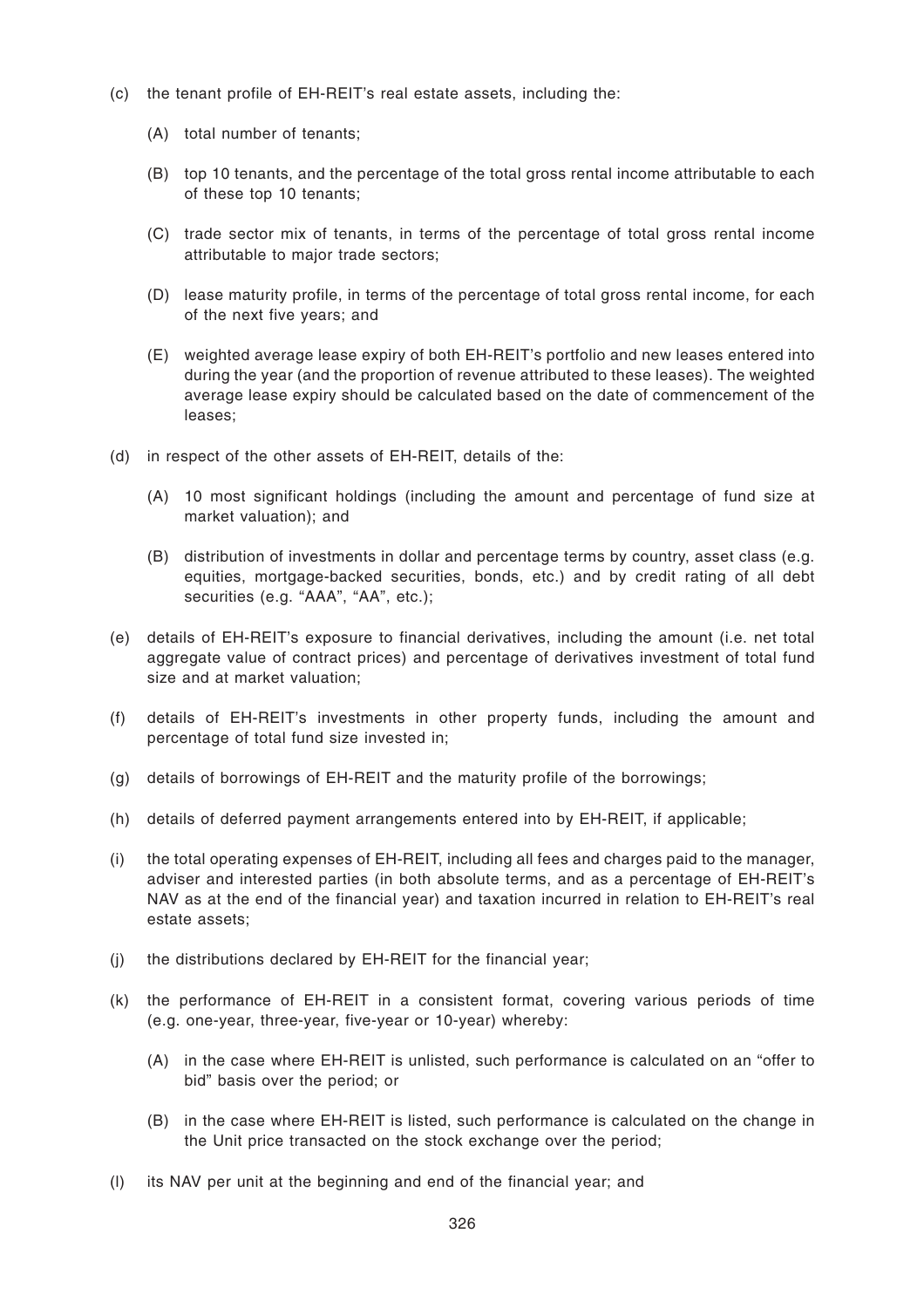(c) the tenant profile of EH-REIT's real estate assets, including the:

 (A) total number of tenants;

 (B) top 10 tenants, and the percentage of the total gross rental income attributable to each of these top 10 tenants;

 (C) trade sector mix of tenants, in terms of the percentage of total gross rental income attributable to major trade sectors;

 (D) lease maturity profile, in terms of the percentage of total gross rental income, for each of the next five years; and

 (E) weighted average lease expiry of both EH-REIT's portfolio and new leases entered into during the year (and the proportion of revenue attributed to these leases). The weighted average lease expiry should be calculated based on the date of commencement of the leases;

(d) in respect of the other assets of EH-REIT, details of the:

 (A) 10 most significant holdings (including the amount and percentage of fund size at market valuation); and

 (B) distribution of investments in dollar and percentage terms by country, asset class (e.g. equities, mortgage-backed securities, bonds, etc.) and by credit rating of all debt securities (e.g. "AAA", "AA", etc.);

(e) details of EH-REIT's exposure to financial derivatives, including the amount (i.e. net total aggregate value of contract prices) and percentage of derivatives investment of total fund size and at market valuation;

(f) details of EH-REIT's investments in other property funds, including the amount and percentage of total fund size invested in;

(g) details of borrowings of EH-REIT and the maturity profile of the borrowings;

(h) details of deferred payment arrangements entered into by EH-REIT, if applicable;

(i) the total operating expenses of EH-REIT, including all fees and charges paid to the manager, adviser and interested parties (in both absolute terms, and as a percentage of EH-REIT's NAV as at the end of the financial year) and taxation incurred in relation to EH-REIT's real estate assets;

(j) the distributions declared by EH-REIT for the financial year;

(k) the performance of EH-REIT in a consistent format, covering various periods of time (e.g. one-year, three-year, five-year or 10-year) whereby:

 (A) in the case where EH-REIT is unlisted, such performance is calculated on an "offer to bid" basis over the period; or

 (B) in the case where EH-REIT is listed, such performance is calculated on the change in the Unit price transacted on the stock exchange over the period;

(l) its NAV per unit at the beginning and end of the financial year; and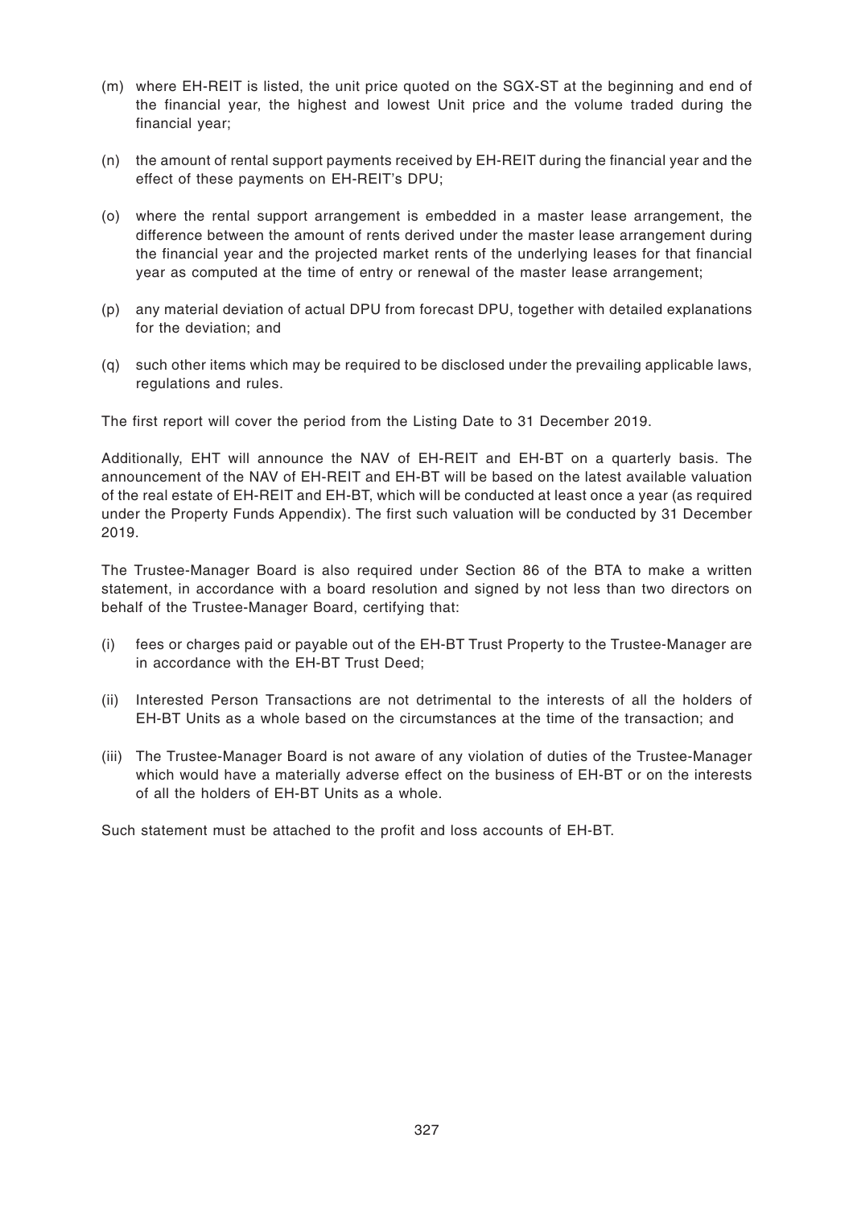(m) where EH-REIT is listed, the unit price quoted on the SGX-ST at the beginning and end of the financial year, the highest and lowest Unit price and the volume traded during the financial year;

(n) the amount of rental support payments received by EH-REIT during the financial year and the effect of these payments on EH-REIT's DPU;

(o) where the rental support arrangement is embedded in a master lease arrangement, the difference between the amount of rents derived under the master lease arrangement during the financial year and the projected market rents of the underlying leases for that financial year as computed at the time of entry or renewal of the master lease arrangement;

(p) any material deviation of actual DPU from forecast DPU, together with detailed explanations for the deviation; and

(q) such other items which may be required to be disclosed under the prevailing applicable laws, regulations and rules.

The first report will cover the period from the Listing Date to 31 December 2019.

Additionally, EHT will announce the NAV of EH-REIT and EH-BT on a quarterly basis. The announcement of the NAV of EH-REIT and EH-BT will be based on the latest available valuation of the real estate of EH-REIT and EH-BT, which will be conducted at least once a year (as required under the Property Funds Appendix). The first such valuation will be conducted by 31 December 2019.

The Trustee-Manager Board is also required under Section 86 of the BTA to make a written statement, in accordance with a board resolution and signed by not less than two directors on behalf of the Trustee-Manager Board, certifying that:

(i) fees or charges paid or payable out of the EH-BT Trust Property to the Trustee-Manager are in accordance with the EH-BT Trust Deed;

(ii) Interested Person Transactions are not detrimental to the interests of all the holders of EH-BT Units as a whole based on the circumstances at the time of the transaction; and

(iii) The Trustee-Manager Board is not aware of any violation of duties of the Trustee-Manager which would have a materially adverse effect on the business of EH-BT or on the interests of all the holders of EH-BT Units as a whole.

Such statement must be attached to the profit and loss accounts of EH-BT.